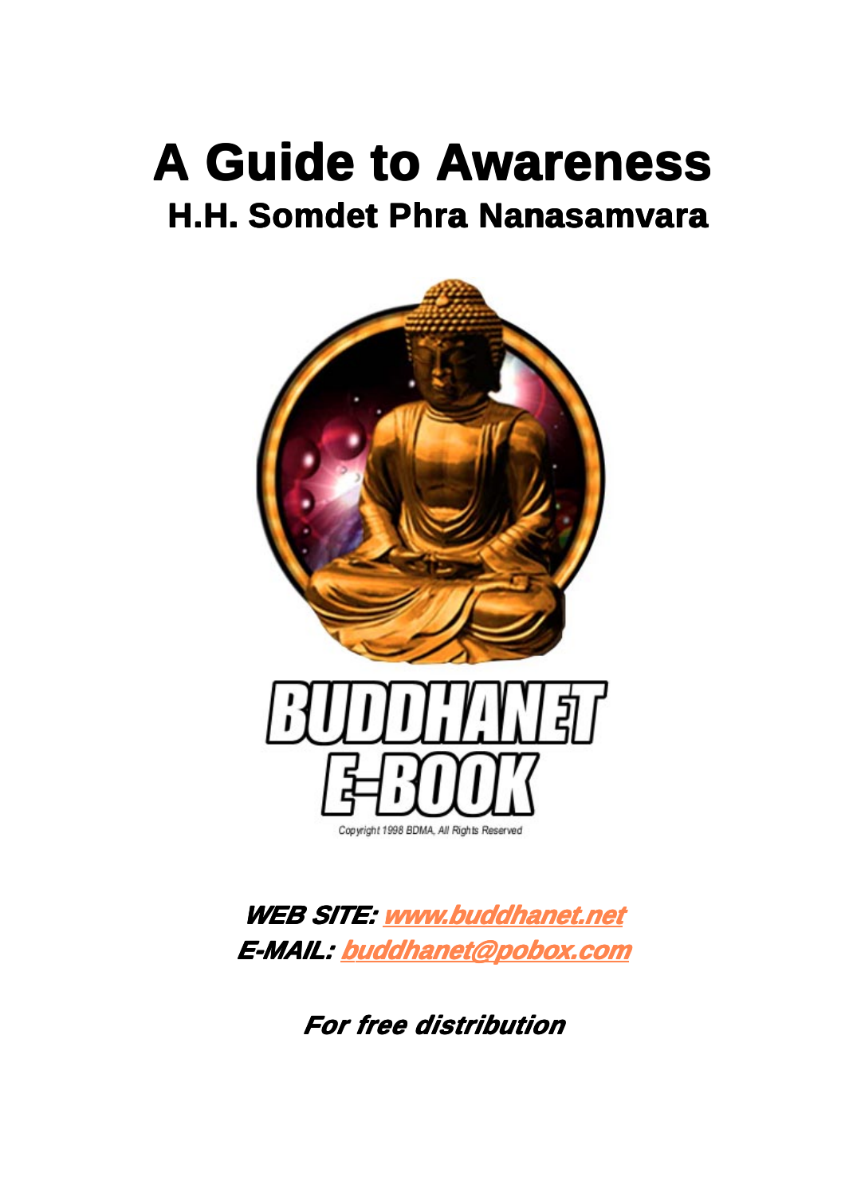# A Guide to Awareness

## H.H. Somdet Phra Nanasamvara

BUDDHANET E-BOOK

Copyright 1998 BDMA, All Rights Reserved

***WEB SITE: www.buddhanet.net***
***E-MAIL: buddhanet@pobox.com***

***For free distribution***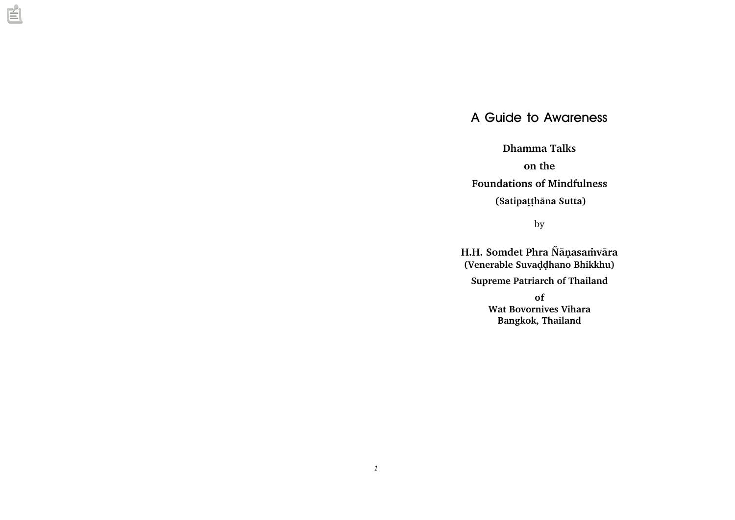# A Guide to Awareness

**Dhamma Talks**

**on the**

**Foundations of Mindfulness**

**(Satipaṭṭhāna Sutta)**

by

**H.H. Somdet Phra Ñāṇasaṁvāra**
**(Venerable Suvaḍḍhano Bhikkhu)**

**Supreme Patriarch of Thailand**

**of**
**Wat Bovornives Vihara**
**Bangkok, Thailand**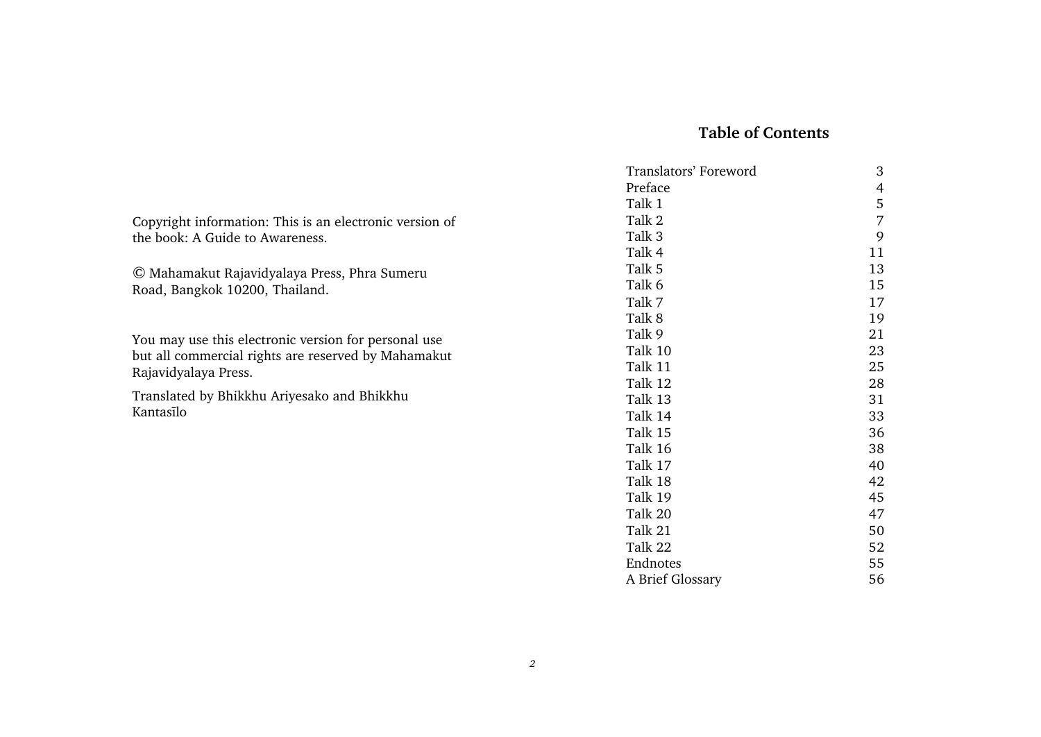Copyright information: This is an electronic version of the book: A Guide to Awareness.

© Mahamakut Rajavidyalaya Press, Phra Sumeru Road, Bangkok 10200, Thailand.

You may use this electronic version for personal use but all commercial rights are reserved by Mahamakut Rajavidyalaya Press.

Translated by Bhikkhu Ariyesako and Bhikkhu Kantasīlo

## Table of Contents

| | |
|---|---|
| Translators' Foreword | 3 |
| Preface | 4 |
| Talk 1 | 5 |
| Talk 2 | 7 |
| Talk 3 | 9 |
| Talk 4 | 11 |
| Talk 5 | 13 |
| Talk 6 | 15 |
| Talk 7 | 17 |
| Talk 8 | 19 |
| Talk 9 | 21 |
| Talk 10 | 23 |
| Talk 11 | 25 |
| Talk 12 | 28 |
| Talk 13 | 31 |
| Talk 14 | 33 |
| Talk 15 | 36 |
| Talk 16 | 38 |
| Talk 17 | 40 |
| Talk 18 | 42 |
| Talk 19 | 45 |
| Talk 20 | 47 |
| Talk 21 | 50 |
| Talk 22 | 52 |
| Endnotes | 55 |
| A Brief Glossary | 56 |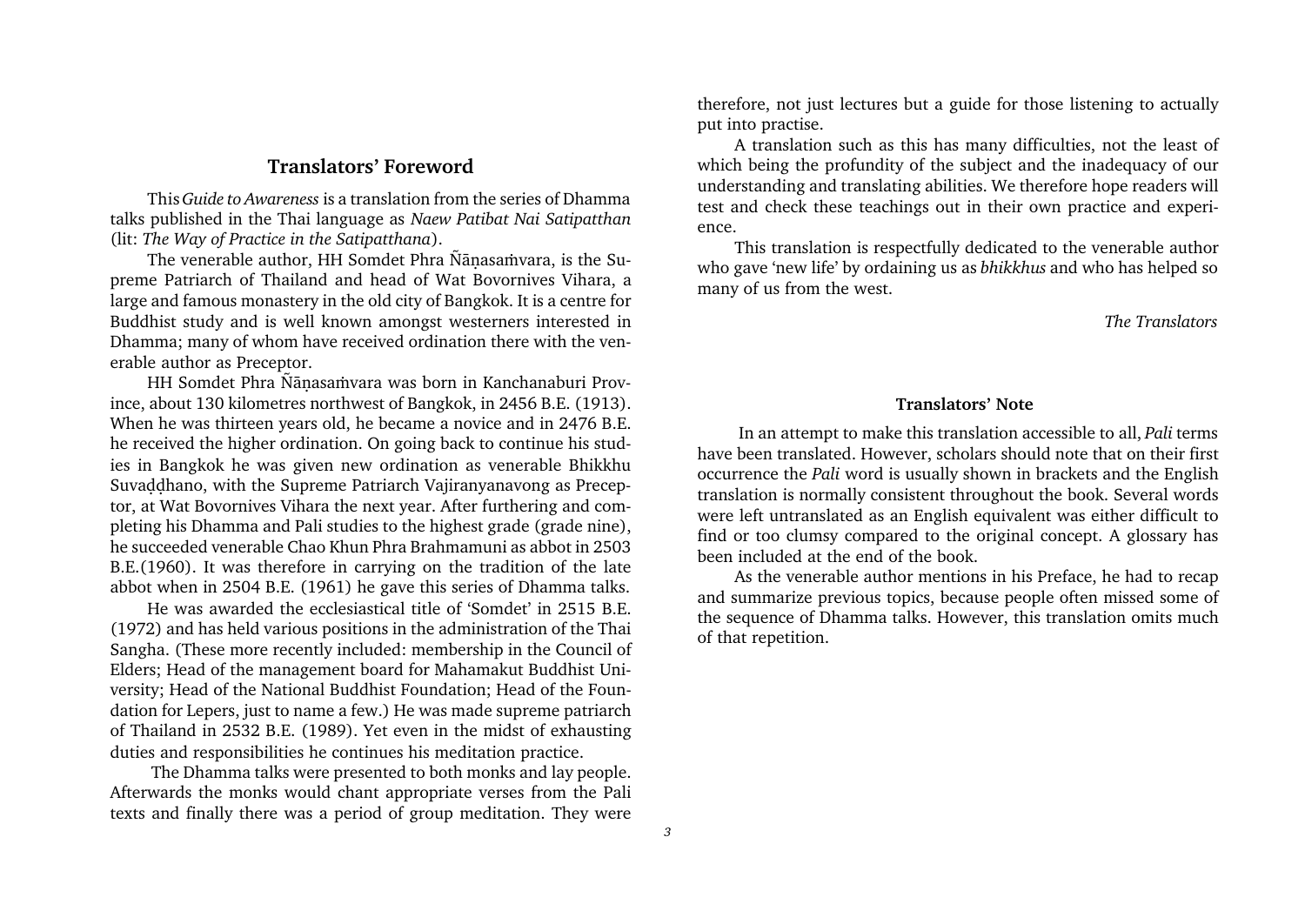## Translators' Foreword

This *Guide to Awareness* is a translation from the series of Dhamma talks published in the Thai language as *Naew Patibat Nai Satipatthan* (lit: *The Way of Practice in the Satipatthana*).

The venerable author, HH Somdet Phra Ñāṇasaṁvara, is the Supreme Patriarch of Thailand and head of Wat Bovornives Vihara, a large and famous monastery in the old city of Bangkok. It is a centre for Buddhist study and is well known amongst westerners interested in Dhamma; many of whom have received ordination there with the venerable author as Preceptor.

HH Somdet Phra Ñāṇasaṁvara was born in Kanchanaburi Province, about 130 kilometres northwest of Bangkok, in 2456 B.E. (1913). When he was thirteen years old, he became a novice and in 2476 B.E. he received the higher ordination. On going back to continue his studies in Bangkok he was given new ordination as venerable Bhikkhu Suvaḍḍhano, with the Supreme Patriarch Vajiranyanavong as Preceptor, at Wat Bovornives Vihara the next year. After furthering and completing his Dhamma and Pali studies to the highest grade (grade nine), he succeeded venerable Chao Khun Phra Brahmamuni as abbot in 2503 B.E.(1960). It was therefore in carrying on the tradition of the late abbot when in 2504 B.E. (1961) he gave this series of Dhamma talks.

He was awarded the ecclesiastical title of 'Somdet' in 2515 B.E. (1972) and has held various positions in the administration of the Thai Sangha. (These more recently included: membership in the Council of Elders; Head of the management board for Mahamakut Buddhist University; Head of the National Buddhist Foundation; Head of the Foundation for Lepers, just to name a few.) He was made supreme patriarch of Thailand in 2532 B.E. (1989). Yet even in the midst of exhausting duties and responsibilities he continues his meditation practice.

The Dhamma talks were presented to both monks and lay people. Afterwards the monks would chant appropriate verses from the Pali texts and finally there was a period of group meditation. They were therefore, not just lectures but a guide for those listening to actually put into practise.

A translation such as this has many difficulties, not the least of which being the profundity of the subject and the inadequacy of our understanding and translating abilities. We therefore hope readers will test and check these teachings out in their own practice and experience.

This translation is respectfully dedicated to the venerable author who gave 'new life' by ordaining us as *bhikkhus* and who has helped so many of us from the west.

*The Translators*

### Translators' Note

In an attempt to make this translation accessible to all, *Pali* terms have been translated. However, scholars should note that on their first occurrence the *Pali* word is usually shown in brackets and the English translation is normally consistent throughout the book. Several words were left untranslated as an English equivalent was either difficult to find or too clumsy compared to the original concept. A glossary has been included at the end of the book.

As the venerable author mentions in his Preface, he had to recap and summarize previous topics, because people often missed some of the sequence of Dhamma talks. However, this translation omits much of that repetition.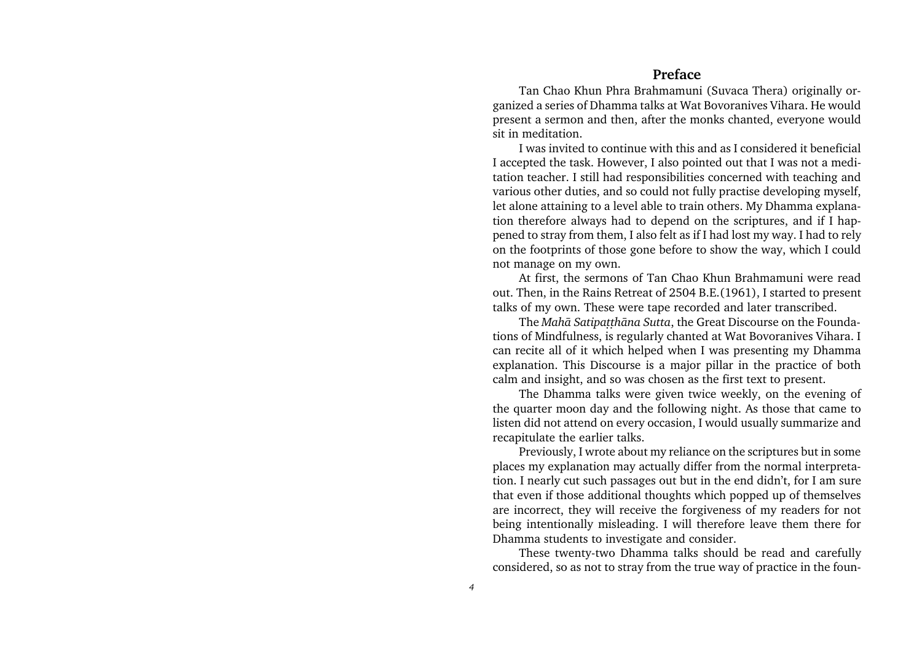## Preface

Tan Chao Khun Phra Brahmamuni (Suvaca Thera) originally organized a series of Dhamma talks at Wat Bovoranives Vihara. He would present a sermon and then, after the monks chanted, everyone would sit in meditation.

I was invited to continue with this and as I considered it beneficial I accepted the task. However, I also pointed out that I was not a meditation teacher. I still had responsibilities concerned with teaching and various other duties, and so could not fully practise developing myself, let alone attaining to a level able to train others. My Dhamma explanation therefore always had to depend on the scriptures, and if I happened to stray from them, I also felt as if I had lost my way. I had to rely on the footprints of those gone before to show the way, which I could not manage on my own.

At first, the sermons of Tan Chao Khun Brahmamuni were read out. Then, in the Rains Retreat of 2504 B.E.(1961), I started to present talks of my own. These were tape recorded and later transcribed.

The *Mahā Satipaṭṭhāna Sutta*, the Great Discourse on the Foundations of Mindfulness, is regularly chanted at Wat Bovoranives Vihara. I can recite all of it which helped when I was presenting my Dhamma explanation. This Discourse is a major pillar in the practice of both calm and insight, and so was chosen as the first text to present.

The Dhamma talks were given twice weekly, on the evening of the quarter moon day and the following night. As those that came to listen did not attend on every occasion, I would usually summarize and recapitulate the earlier talks.

Previously, I wrote about my reliance on the scriptures but in some places my explanation may actually differ from the normal interpretation. I nearly cut such passages out but in the end didn't, for I am sure that even if those additional thoughts which popped up of themselves are incorrect, they will receive the forgiveness of my readers for not being intentionally misleading. I will therefore leave them there for Dhamma students to investigate and consider.

These twenty-two Dhamma talks should be read and carefully considered, so as not to stray from the true way of practice in the foun-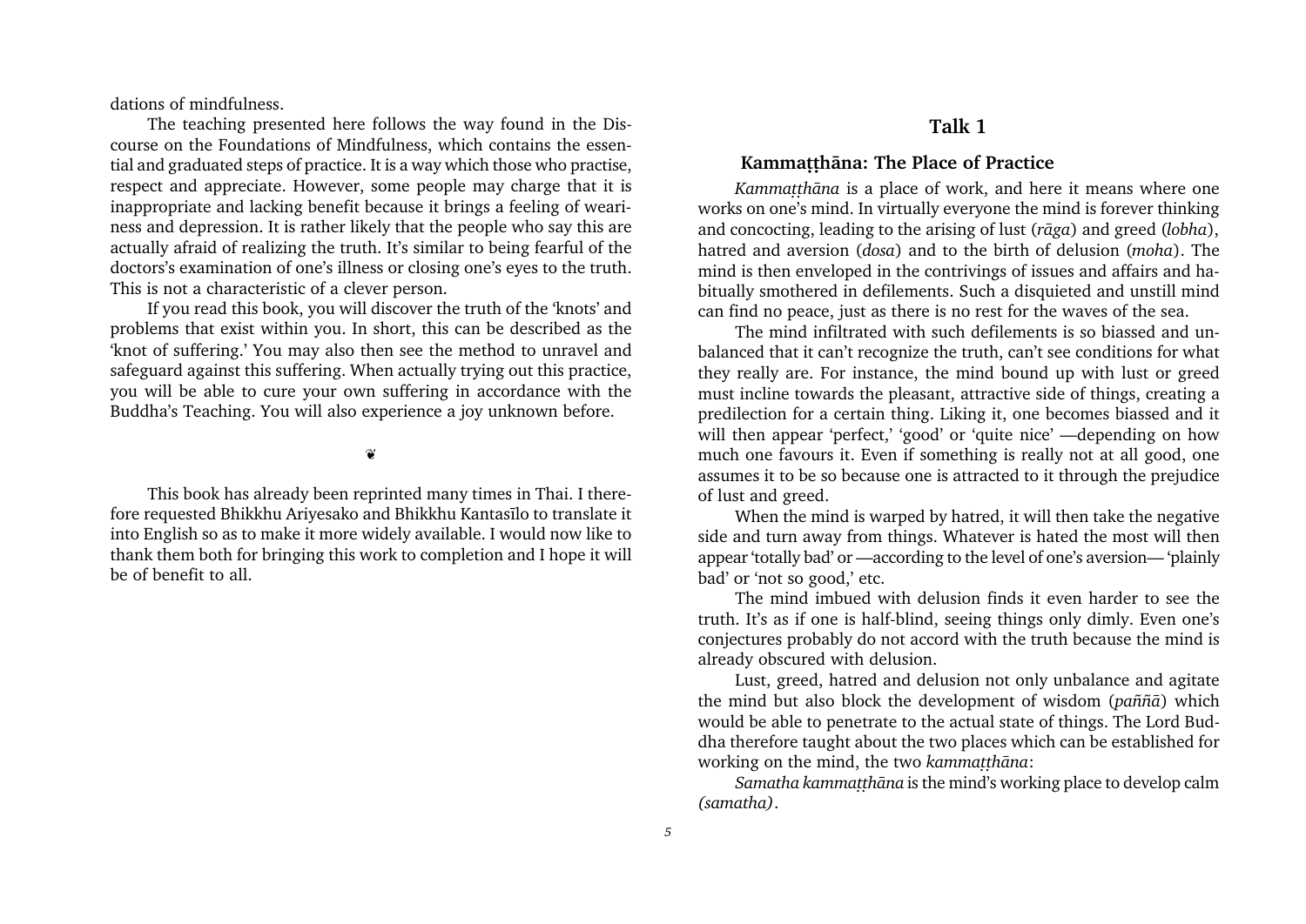dations of mindfulness.

The teaching presented here follows the way found in the Discourse on the Foundations of Mindfulness, which contains the essential and graduated steps of practice. It is a way which those who practise, respect and appreciate. However, some people may charge that it is inappropriate and lacking benefit because it brings a feeling of weariness and depression. It is rather likely that the people who say this are actually afraid of realizing the truth. It's similar to being fearful of the doctors's examination of one's illness or closing one's eyes to the truth. This is not a characteristic of a clever person.

If you read this book, you will discover the truth of the 'knots' and problems that exist within you. In short, this can be described as the 'knot of suffering.' You may also then see the method to unravel and safeguard against this suffering. When actually trying out this practice, you will be able to cure your own suffering in accordance with the Buddha's Teaching. You will also experience a joy unknown before.

❦

This book has already been reprinted many times in Thai. I therefore requested Bhikkhu Ariyesako and Bhikkhu Kantasīlo to translate it into English so as to make it more widely available. I would now like to thank them both for bringing this work to completion and I hope it will be of benefit to all.

# Talk 1

## Kammaṭṭhāna: The Place of Practice

*Kammaṭṭhāna* is a place of work, and here it means where one works on one's mind. In virtually everyone the mind is forever thinking and concocting, leading to the arising of lust (*rāga*) and greed (*lobha*), hatred and aversion (*dosa*) and to the birth of delusion (*moha*). The mind is then enveloped in the contrivings of issues and affairs and habitually smothered in defilements. Such a disquieted and unstill mind can find no peace, just as there is no rest for the waves of the sea.

The mind infiltrated with such defilements is so biassed and unbalanced that it can't recognize the truth, can't see conditions for what they really are. For instance, the mind bound up with lust or greed must incline towards the pleasant, attractive side of things, creating a predilection for a certain thing. Liking it, one becomes biassed and it will then appear 'perfect,' 'good' or 'quite nice' —depending on how much one favours it. Even if something is really not at all good, one assumes it to be so because one is attracted to it through the prejudice of lust and greed.

When the mind is warped by hatred, it will then take the negative side and turn away from things. Whatever is hated the most will then appear 'totally bad' or —according to the level of one's aversion— 'plainly bad' or 'not so good,' etc.

The mind imbued with delusion finds it even harder to see the truth. It's as if one is half-blind, seeing things only dimly. Even one's conjectures probably do not accord with the truth because the mind is already obscured with delusion.

Lust, greed, hatred and delusion not only unbalance and agitate the mind but also block the development of wisdom (*paññā*) which would be able to penetrate to the actual state of things. The Lord Buddha therefore taught about the two places which can be established for working on the mind, the two *kammaṭṭhāna*:

*Samatha kammaṭṭhāna* is the mind's working place to develop calm *(samatha)*.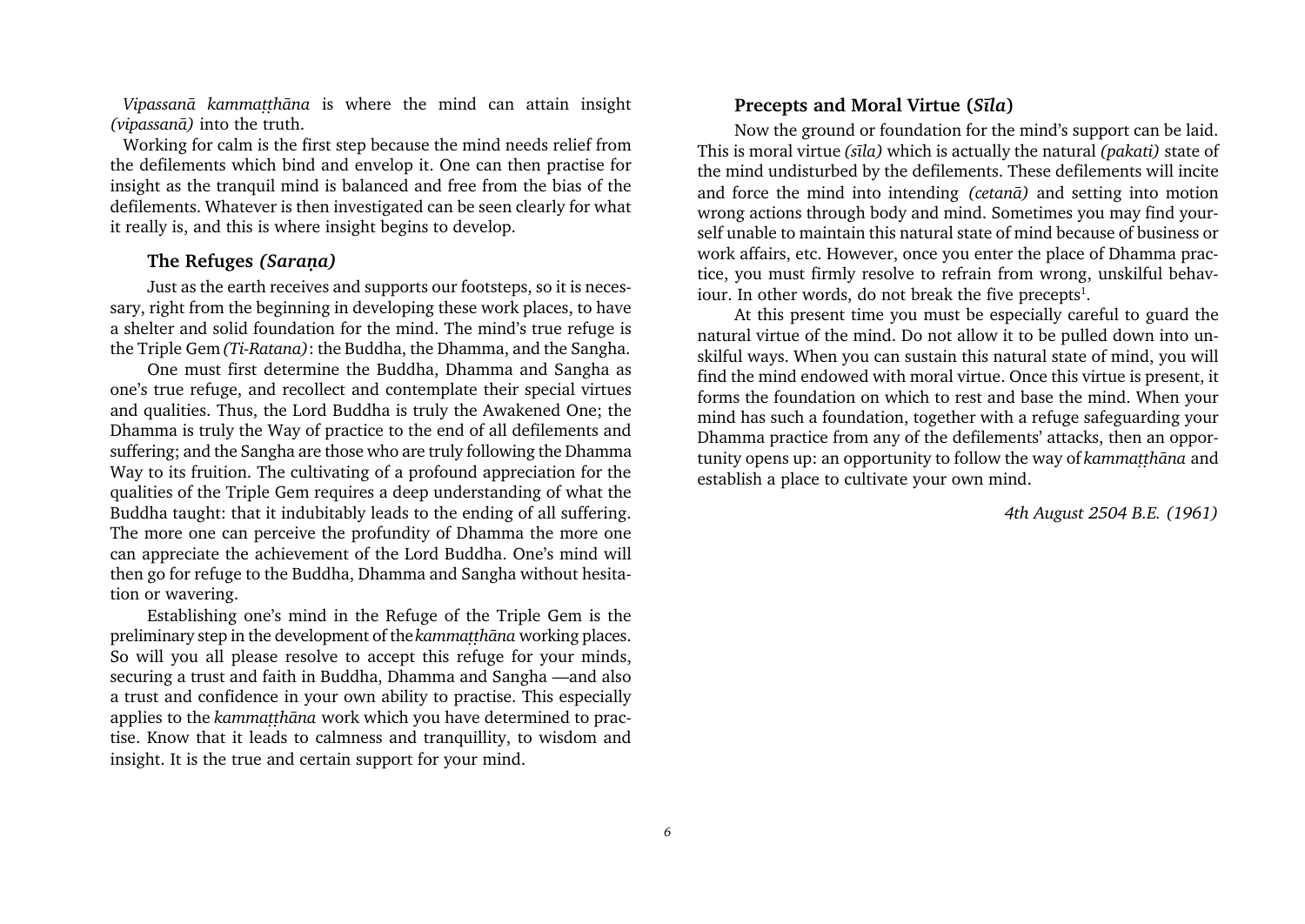*Vipassanā kammaṭṭhāna* is where the mind can attain insight *(vipassanā)* into the truth.

Working for calm is the first step because the mind needs relief from the defilements which bind and envelop it. One can then practise for insight as the tranquil mind is balanced and free from the bias of the defilements. Whatever is then investigated can be seen clearly for what it really is, and this is where insight begins to develop.

### The Refuges *(Saraṇa)*

Just as the earth receives and supports our footsteps, so it is necessary, right from the beginning in developing these work places, to have a shelter and solid foundation for the mind. The mind's true refuge is the Triple Gem *(Ti-Ratana)*: the Buddha, the Dhamma, and the Sangha.

One must first determine the Buddha, Dhamma and Sangha as one's true refuge, and recollect and contemplate their special virtues and qualities. Thus, the Lord Buddha is truly the Awakened One; the Dhamma is truly the Way of practice to the end of all defilements and suffering; and the Sangha are those who are truly following the Dhamma Way to its fruition. The cultivating of a profound appreciation for the qualities of the Triple Gem requires a deep understanding of what the Buddha taught: that it indubitably leads to the ending of all suffering. The more one can perceive the profundity of Dhamma the more one can appreciate the achievement of the Lord Buddha. One's mind will then go for refuge to the Buddha, Dhamma and Sangha without hesitation or wavering.

Establishing one's mind in the Refuge of the Triple Gem is the preliminary step in the development of the *kammaṭṭhāna* working places. So will you all please resolve to accept this refuge for your minds, securing a trust and faith in Buddha, Dhamma and Sangha —and also a trust and confidence in your own ability to practise. This especially applies to the *kammaṭṭhāna* work which you have determined to practise. Know that it leads to calmness and tranquillity, to wisdom and insight. It is the true and certain support for your mind.

### Precepts and Moral Virtue (*Sīla*)

Now the ground or foundation for the mind's support can be laid. This is moral virtue *(sīla)* which is actually the natural *(pakati)* state of the mind undisturbed by the defilements. These defilements will incite and force the mind into intending *(cetanā)* and setting into motion wrong actions through body and mind. Sometimes you may find yourself unable to maintain this natural state of mind because of business or work affairs, etc. However, once you enter the place of Dhamma practice, you must firmly resolve to refrain from wrong, unskilful behaviour. In other words, do not break the five precepts[1].

At this present time you must be especially careful to guard the natural virtue of the mind. Do not allow it to be pulled down into unskilful ways. When you can sustain this natural state of mind, you will find the mind endowed with moral virtue. Once this virtue is present, it forms the foundation on which to rest and base the mind. When your mind has such a foundation, together with a refuge safeguarding your Dhamma practice from any of the defilements' attacks, then an opportunity opens up: an opportunity to follow the way of *kammaṭṭhāna* and establish a place to cultivate your own mind.

*4th August 2504 B.E. (1961)*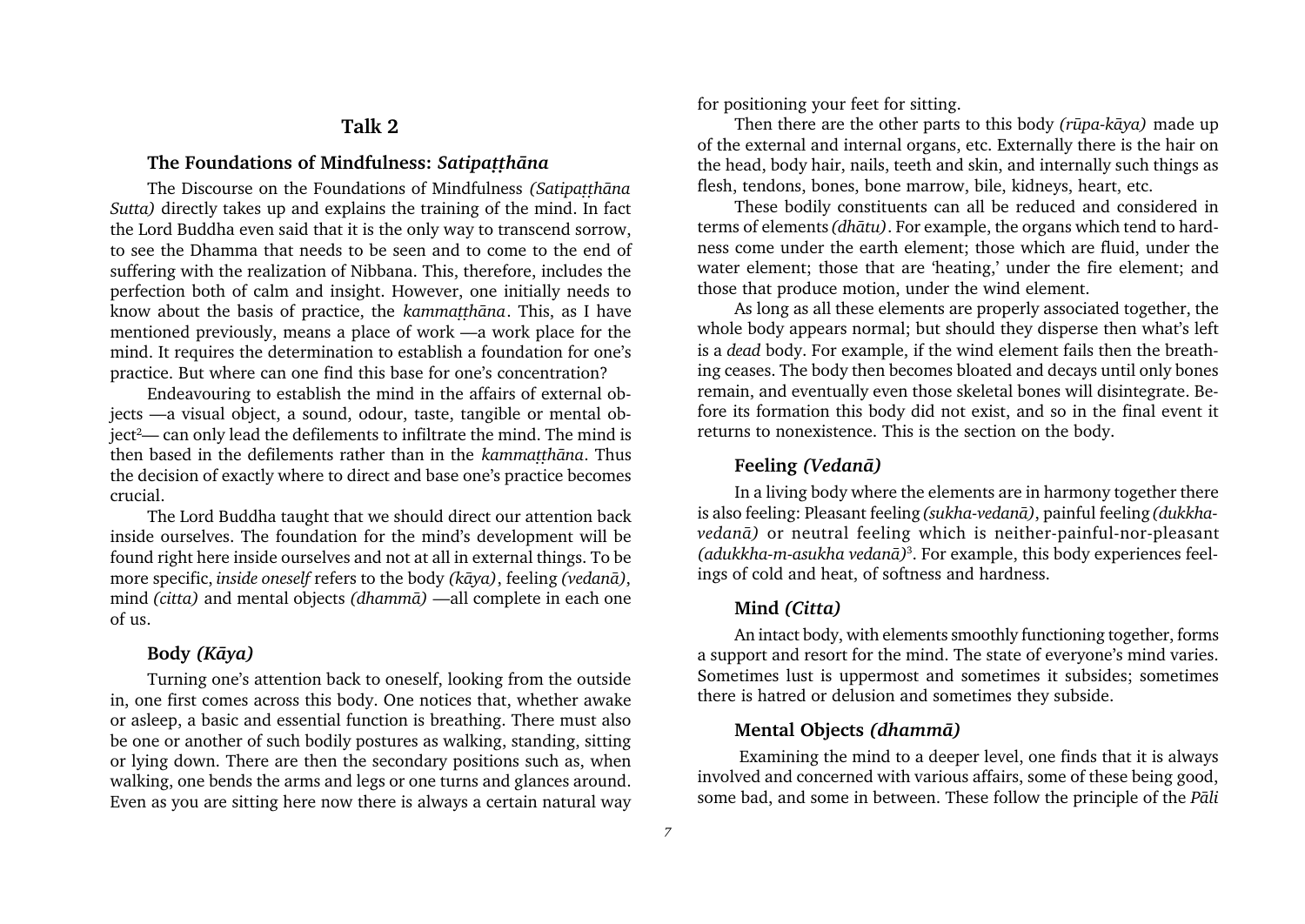## Talk 2

### The Foundations of Mindfulness: *Satipaṭṭhāna*

The Discourse on the Foundations of Mindfulness *(Satipaṭṭhāna Sutta)* directly takes up and explains the training of the mind. In fact the Lord Buddha even said that it is the only way to transcend sorrow, to see the Dhamma that needs to be seen and to come to the end of suffering with the realization of Nibbana. This, therefore, includes the perfection both of calm and insight. However, one initially needs to know about the basis of practice, the *kammaṭṭhāna*. This, as I have mentioned previously, means a place of work —a work place for the mind. It requires the determination to establish a foundation for one's practice. But where can one find this base for one's concentration?

Endeavouring to establish the mind in the affairs of external objects —a visual object, a sound, odour, taste, tangible or mental object[2]— can only lead the defilements to infiltrate the mind. The mind is then based in the defilements rather than in the *kammaṭṭhāna*. Thus the decision of exactly where to direct and base one's practice becomes crucial.

The Lord Buddha taught that we should direct our attention back inside ourselves. The foundation for the mind's development will be found right here inside ourselves and not at all in external things. To be more specific, *inside oneself* refers to the body *(kāya)*, feeling *(vedanā)*, mind *(citta)* and mental objects *(dhammā)* —all complete in each one of us.

### Body *(Kāya)*

Turning one's attention back to oneself, looking from the outside in, one first comes across this body. One notices that, whether awake or asleep, a basic and essential function is breathing. There must also be one or another of such bodily postures as walking, standing, sitting or lying down. There are then the secondary positions such as, when walking, one bends the arms and legs or one turns and glances around. Even as you are sitting here now there is always a certain natural way for positioning your feet for sitting.

Then there are the other parts to this body *(rūpa-kāya)* made up of the external and internal organs, etc. Externally there is the hair on the head, body hair, nails, teeth and skin, and internally such things as flesh, tendons, bones, bone marrow, bile, kidneys, heart, etc.

These bodily constituents can all be reduced and considered in terms of elements *(dhātu)*. For example, the organs which tend to hardness come under the earth element; those which are fluid, under the water element; those that are 'heating,' under the fire element; and those that produce motion, under the wind element.

As long as all these elements are properly associated together, the whole body appears normal; but should they disperse then what's left is a *dead* body. For example, if the wind element fails then the breathing ceases. The body then becomes bloated and decays until only bones remain, and eventually even those skeletal bones will disintegrate. Before its formation this body did not exist, and so in the final event it returns to nonexistence. This is the section on the body.

### Feeling *(Vedanā)*

In a living body where the elements are in harmony together there is also feeling: Pleasant feeling *(sukha-vedanā)*, painful feeling *(dukkha-vedanā)* or neutral feeling which is neither-painful-nor-pleasant *(adukkha-m-asukha vedanā)*[3]. For example, this body experiences feelings of cold and heat, of softness and hardness.

### Mind *(Citta)*

An intact body, with elements smoothly functioning together, forms a support and resort for the mind. The state of everyone's mind varies. Sometimes lust is uppermost and sometimes it subsides; sometimes there is hatred or delusion and sometimes they subside.

### Mental Objects *(dhammā)*

Examining the mind to a deeper level, one finds that it is always involved and concerned with various affairs, some of these being good, some bad, and some in between. These follow the principle of the *Pāli*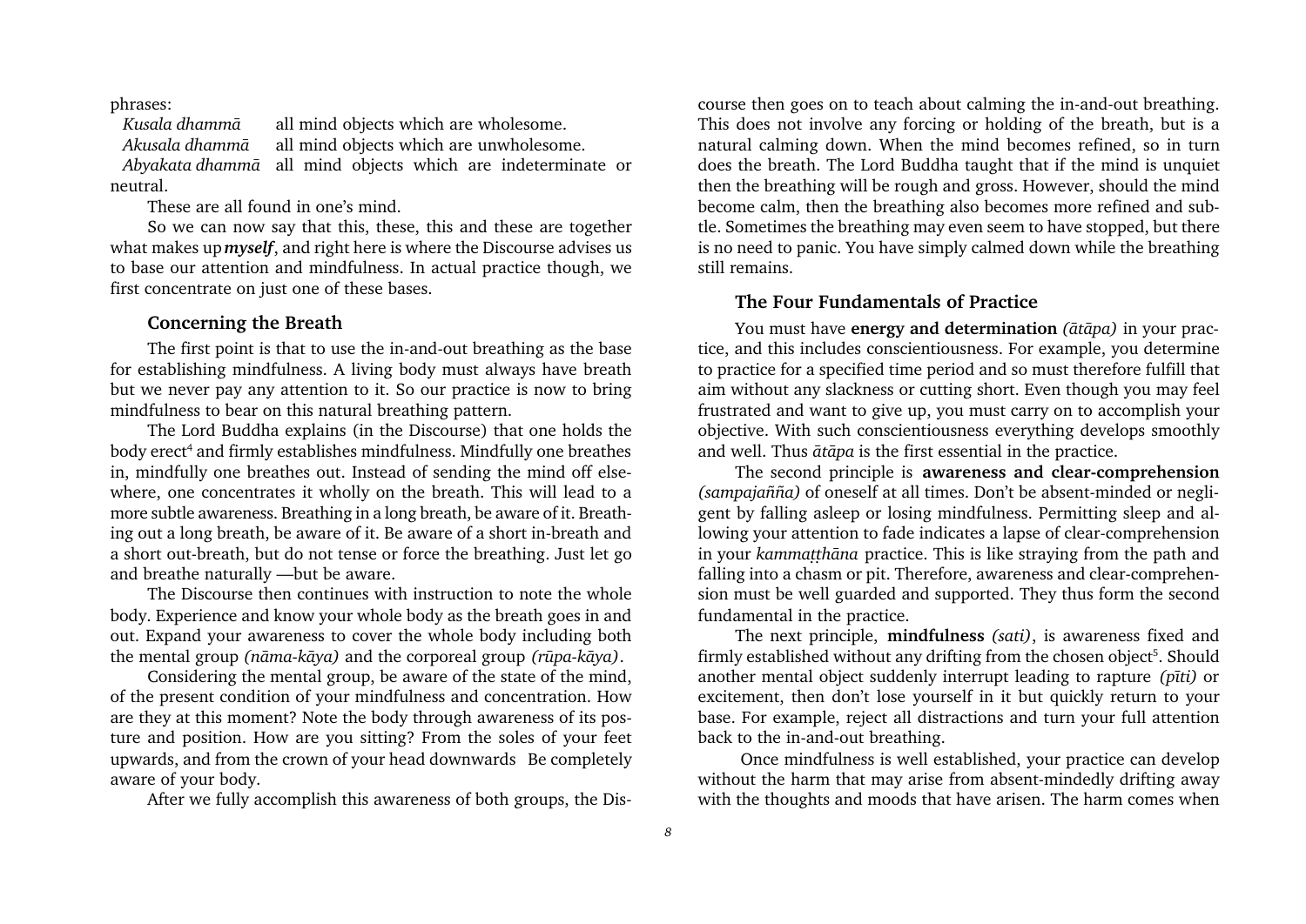phrases:

*Kusala dhammā* all mind objects which are wholesome.
*Akusala dhammā* all mind objects which are unwholesome.
*Abyakata dhammā* all mind objects which are indeterminate or neutral.

These are all found in one's mind.

So we can now say that this, these, this and these are together what makes up ***myself***, and right here is where the Discourse advises us to base our attention and mindfulness. In actual practice though, we first concentrate on just one of these bases.

### Concerning the Breath

The first point is that to use the in-and-out breathing as the base for establishing mindfulness. A living body must always have breath but we never pay any attention to it. So our practice is now to bring mindfulness to bear on this natural breathing pattern.

The Lord Buddha explains (in the Discourse) that one holds the body erect[4] and firmly establishes mindfulness. Mindfully one breathes in, mindfully one breathes out. Instead of sending the mind off elsewhere, one concentrates it wholly on the breath. This will lead to a more subtle awareness. Breathing in a long breath, be aware of it. Breathing out a long breath, be aware of it. Be aware of a short in-breath and a short out-breath, but do not tense or force the breathing. Just let go and breathe naturally —but be aware.

The Discourse then continues with instruction to note the whole body. Experience and know your whole body as the breath goes in and out. Expand your awareness to cover the whole body including both the mental group *(nāma-kāya)* and the corporeal group *(rūpa-kāya)*.

Considering the mental group, be aware of the state of the mind, of the present condition of your mindfulness and concentration. How are they at this moment? Note the body through awareness of its posture and position. How are you sitting? From the soles of your feet upwards, and from the crown of your head downwards Be completely aware of your body.

After we fully accomplish this awareness of both groups, the Discourse then goes on to teach about calming the in-and-out breathing. This does not involve any forcing or holding of the breath, but is a natural calming down. When the mind becomes refined, so in turn does the breath. The Lord Buddha taught that if the mind is unquiet then the breathing will be rough and gross. However, should the mind become calm, then the breathing also becomes more refined and subtle. Sometimes the breathing may even seem to have stopped, but there is no need to panic. You have simply calmed down while the breathing still remains.

### The Four Fundamentals of Practice

You must have **energy and determination** *(ātāpa)* in your practice, and this includes conscientiousness. For example, you determine to practice for a specified time period and so must therefore fulfill that aim without any slackness or cutting short. Even though you may feel frustrated and want to give up, you must carry on to accomplish your objective. With such conscientiousness everything develops smoothly and well. Thus *ātāpa* is the first essential in the practice.

The second principle is **awareness and clear-comprehension** *(sampajañña)* of oneself at all times. Don't be absent-minded or negligent by falling asleep or losing mindfulness. Permitting sleep and allowing your attention to fade indicates a lapse of clear-comprehension in your *kammaṭṭhāna* practice. This is like straying from the path and falling into a chasm or pit. Therefore, awareness and clear-comprehension must be well guarded and supported. They thus form the second fundamental in the practice.

The next principle, **mindfulness** *(sati)*, is awareness fixed and firmly established without any drifting from the chosen object[5]. Should another mental object suddenly interrupt leading to rapture *(pīti)* or excitement, then don't lose yourself in it but quickly return to your base. For example, reject all distractions and turn your full attention back to the in-and-out breathing.

Once mindfulness is well established, your practice can develop without the harm that may arise from absent-mindedly drifting away with the thoughts and moods that have arisen. The harm comes when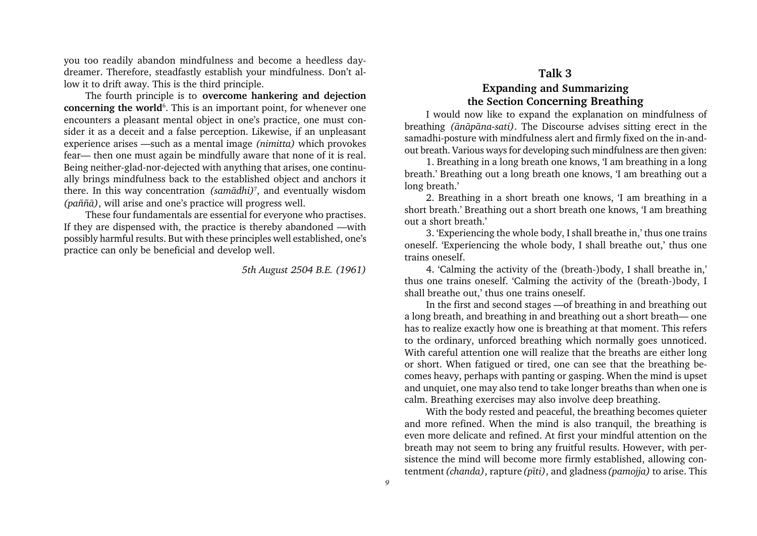you too readily abandon mindfulness and become a heedless day-dreamer. Therefore, steadfastly establish your mindfulness. Don't allow it to drift away. This is the third principle.

The fourth principle is to **overcome hankering and dejection concerning the world**[6]. This is an important point, for whenever one encounters a pleasant mental object in one's practice, one must consider it as a deceit and a false perception. Likewise, if an unpleasant experience arises —such as a mental image *(nimitta)* which provokes fear— then one must again be mindfully aware that none of it is real. Being neither-glad-nor-dejected with anything that arises, one continually brings mindfulness back to the established object and anchors it there. In this way concentration *(samādhi)*[7], and eventually wisdom *(paññā)*, will arise and one's practice will progress well.

These four fundamentals are essential for everyone who practises. If they are dispensed with, the practice is thereby abandoned —with possibly harmful results. But with these principles well established, one's practice can only be beneficial and develop well.

*5th August 2504 B.E. (1961)*

## Talk 3

### Expanding and Summarizing the Section Concerning Breathing

I would now like to expand the explanation on mindfulness of breathing *(ānāpāna-sati)*. The Discourse advises sitting erect in the samadhi-posture with mindfulness alert and firmly fixed on the in-and-out breath. Various ways for developing such mindfulness are then given:

1. Breathing in a long breath one knows, 'I am breathing in a long breath.' Breathing out a long breath one knows, 'I am breathing out a long breath.'

2. Breathing in a short breath one knows, 'I am breathing in a short breath.' Breathing out a short breath one knows, 'I am breathing out a short breath.'

3. 'Experiencing the whole body, I shall breathe in,' thus one trains oneself. 'Experiencing the whole body, I shall breathe out,' thus one trains oneself.

4. 'Calming the activity of the (breath-)body, I shall breathe in,' thus one trains oneself. 'Calming the activity of the (breath-)body, I shall breathe out,' thus one trains oneself.

In the first and second stages —of breathing in and breathing out a long breath, and breathing in and breathing out a short breath— one has to realize exactly how one is breathing at that moment. This refers to the ordinary, unforced breathing which normally goes unnoticed. With careful attention one will realize that the breaths are either long or short. When fatigued or tired, one can see that the breathing becomes heavy, perhaps with panting or gasping. When the mind is upset and unquiet, one may also tend to take longer breaths than when one is calm. Breathing exercises may also involve deep breathing.

With the body rested and peaceful, the breathing becomes quieter and more refined. When the mind is also tranquil, the breathing is even more delicate and refined. At first your mindful attention on the breath may not seem to bring any fruitful results. However, with persistence the mind will become more firmly established, allowing contentment *(chanda)*, rapture *(pīti)*, and gladness *(pamojja)* to arise. This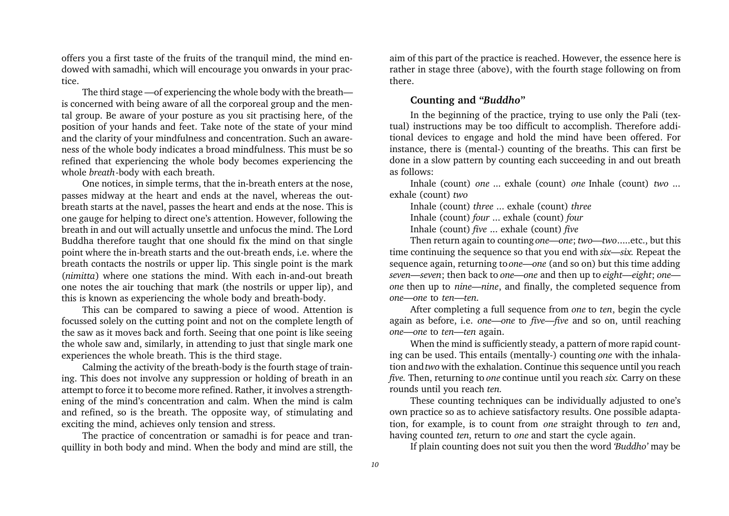offers you a first taste of the fruits of the tranquil mind, the mind endowed with samadhi, which will encourage you onwards in your practice.

The third stage —of experiencing the whole body with the breath— is concerned with being aware of all the corporeal group and the mental group. Be aware of your posture as you sit practising here, of the position of your hands and feet. Take note of the state of your mind and the clarity of your mindfulness and concentration. Such an awareness of the whole body indicates a broad mindfulness. This must be so refined that experiencing the whole body becomes experiencing the whole *breath*-body with each breath.

One notices, in simple terms, that the in-breath enters at the nose, passes midway at the heart and ends at the navel, whereas the out-breath starts at the navel, passes the heart and ends at the nose. This is one gauge for helping to direct one's attention. However, following the breath in and out will actually unsettle and unfocus the mind. The Lord Buddha therefore taught that one should fix the mind on that single point where the in-breath starts and the out-breath ends, i.e. where the breath contacts the nostrils or upper lip. This single point is the mark (*nimitta*) where one stations the mind. With each in-and-out breath one notes the air touching that mark (the nostrils or upper lip), and this is known as experiencing the whole body and breath-body.

This can be compared to sawing a piece of wood. Attention is focussed solely on the cutting point and not on the complete length of the saw as it moves back and forth. Seeing that one point is like seeing the whole saw and, similarly, in attending to just that single mark one experiences the whole breath. This is the third stage.

Calming the activity of the breath-body is the fourth stage of training. This does not involve any suppression or holding of breath in an attempt to force it to become more refined. Rather, it involves a strengthening of the mind's concentration and calm. When the mind is calm and refined, so is the breath. The opposite way, of stimulating and exciting the mind, achieves only tension and stress.

The practice of concentration or samadhi is for peace and tranquillity in both body and mind. When the body and mind are still, the aim of this part of the practice is reached. However, the essence here is rather in stage three (above), with the fourth stage following on from there.

### Counting and "*Buddho*"

In the beginning of the practice, trying to use only the Pali (textual) instructions may be too difficult to accomplish. Therefore additional devices to engage and hold the mind have been offered. For instance, there is (mental-) counting of the breaths. This can first be done in a slow pattern by counting each succeeding in and out breath as follows:

Inhale (count) *one* ... exhale (count) *one* Inhale (count) *two* ... exhale (count) *two*

Inhale (count) *three* ... exhale (count) *three*

Inhale (count) *four* ... exhale (count) *four*

Inhale (count) *five* ... exhale (count) *five*

Then return again to counting *one—one*; *two—two*.....etc., but this time continuing the sequence so that you end with *six—six.* Repeat the sequence again, returning to *one—one* (and so on) but this time adding *seven—seven*; then back to *one—one* and then up to *eight—eight*; *one—one* then up to *nine—nine*, and finally, the completed sequence from *one—one* to *ten—ten.*

After completing a full sequence from *one* to *ten*, begin the cycle again as before, i.e. *one—one* to *five—five* and so on, until reaching *one—one* to *ten—ten* again.

When the mind is sufficiently steady, a pattern of more rapid counting can be used. This entails (mentally-) counting *one* with the inhalation and *two* with the exhalation. Continue this sequence until you reach *five.* Then, returning to *one* continue until you reach *six.* Carry on these rounds until you reach *ten.*

These counting techniques can be individually adjusted to one's own practice so as to achieve satisfactory results. One possible adaptation, for example, is to count from *one* straight through to *ten* and, having counted *ten*, return to *one* and start the cycle again.

If plain counting does not suit you then the word *'Buddho'* may be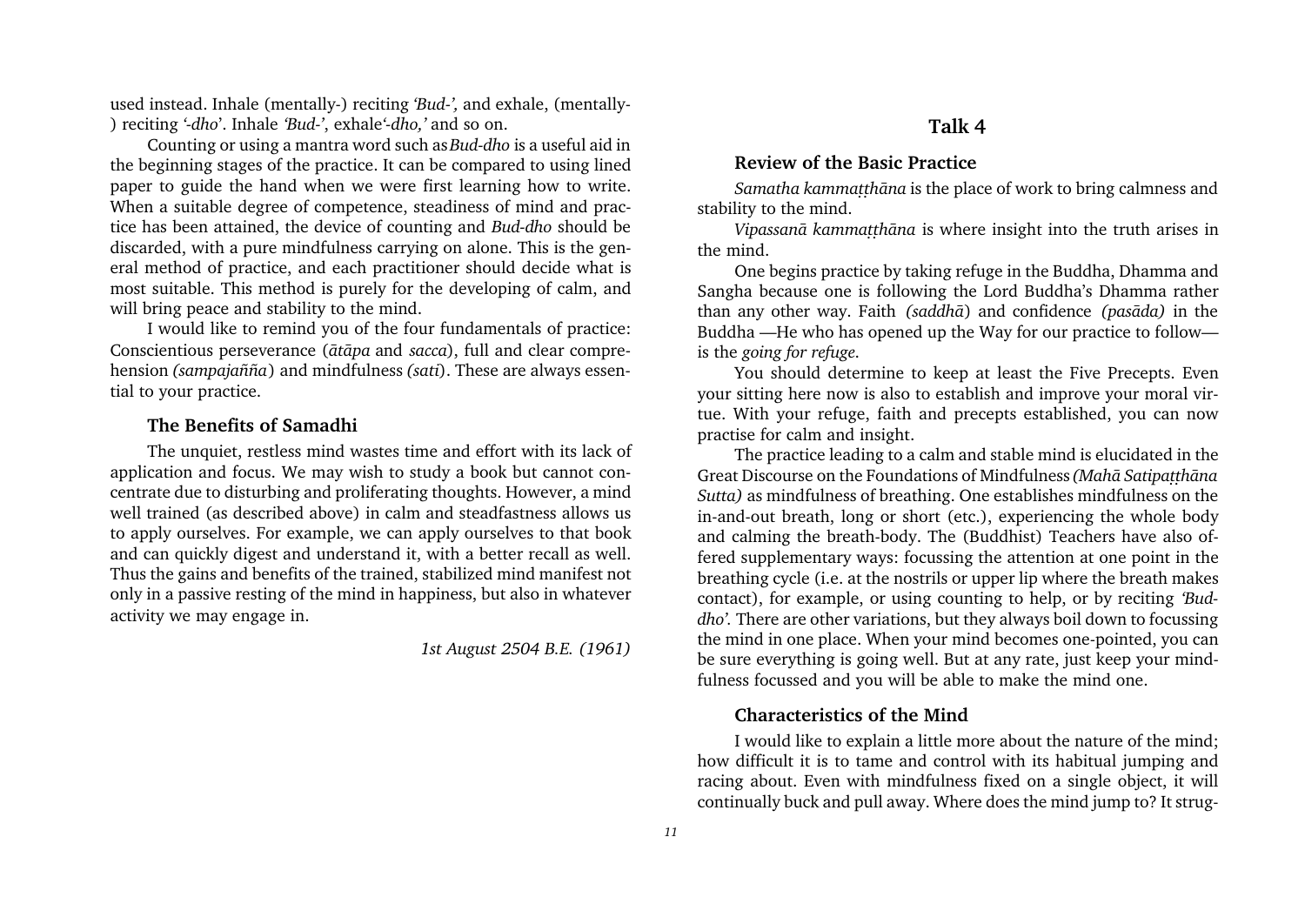used instead. Inhale (mentally-) reciting *'Bud-',* and exhale, (mentally-) reciting *'-dho*'. Inhale *'Bud-'*, exhale*'-dho,'* and so on.

Counting or using a mantra word such as *Bud-dho* is a useful aid in the beginning stages of the practice. It can be compared to using lined paper to guide the hand when we were first learning how to write. When a suitable degree of competence, steadiness of mind and practice has been attained, the device of counting and *Bud-dho* should be discarded, with a pure mindfulness carrying on alone. This is the general method of practice, and each practitioner should decide what is most suitable. This method is purely for the developing of calm, and will bring peace and stability to the mind.

I would like to remind you of the four fundamentals of practice: Conscientious perseverance (*ātāpa* and *sacca*), full and clear comprehension *(sampajañña*) and mindfulness *(sati*). These are always essential to your practice.

### The Benefits of Samadhi

The unquiet, restless mind wastes time and effort with its lack of application and focus. We may wish to study a book but cannot concentrate due to disturbing and proliferating thoughts. However, a mind well trained (as described above) in calm and steadfastness allows us to apply ourselves. For example, we can apply ourselves to that book and can quickly digest and understand it, with a better recall as well. Thus the gains and benefits of the trained, stabilized mind manifest not only in a passive resting of the mind in happiness, but also in whatever activity we may engage in.

*1st August 2504 B.E. (1961)*

## Talk 4

### Review of the Basic Practice

*Samatha kammaṭṭhāna* is the place of work to bring calmness and stability to the mind.

*Vipassanā kammaṭṭhāna* is where insight into the truth arises in the mind.

One begins practice by taking refuge in the Buddha, Dhamma and Sangha because one is following the Lord Buddha's Dhamma rather than any other way. Faith *(saddhā*) and confidence *(pasāda)* in the Buddha —He who has opened up the Way for our practice to follow— is the *going for refuge*.

You should determine to keep at least the Five Precepts. Even your sitting here now is also to establish and improve your moral virtue. With your refuge, faith and precepts established, you can now practise for calm and insight.

The practice leading to a calm and stable mind is elucidated in the Great Discourse on the Foundations of Mindfulness *(Mahā Satipaṭṭhāna Sutta)* as mindfulness of breathing. One establishes mindfulness on the in-and-out breath, long or short (etc.), experiencing the whole body and calming the breath-body. The (Buddhist) Teachers have also offered supplementary ways: focussing the attention at one point in the breathing cycle (i.e. at the nostrils or upper lip where the breath makes contact), for example, or using counting to help, or by reciting *'Bud-dho'.* There are other variations, but they always boil down to focussing the mind in one place. When your mind becomes one-pointed, you can be sure everything is going well. But at any rate, just keep your mindfulness focussed and you will be able to make the mind one.

### Characteristics of the Mind

I would like to explain a little more about the nature of the mind; how difficult it is to tame and control with its habitual jumping and racing about. Even with mindfulness fixed on a single object, it will continually buck and pull away. Where does the mind jump to? It strug-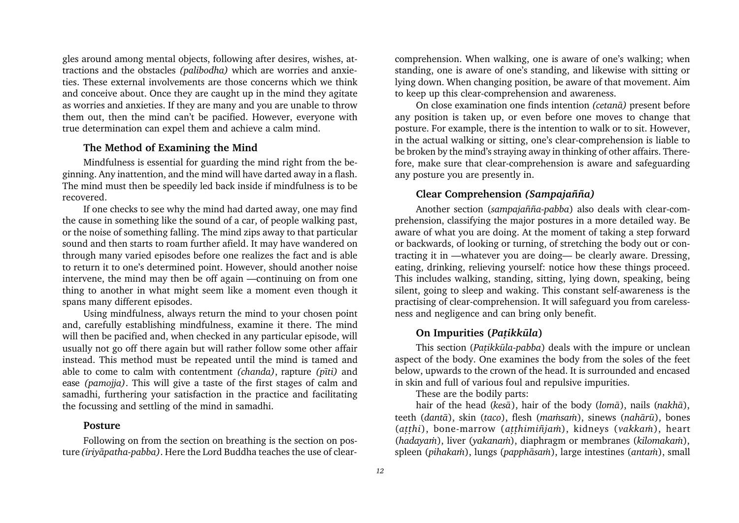gles around among mental objects, following after desires, wishes, attractions and the obstacles *(palibodha)* which are worries and anxieties. These external involvements are those concerns which we think and conceive about. Once they are caught up in the mind they agitate as worries and anxieties. If they are many and you are unable to throw them out, then the mind can't be pacified. However, everyone with true determination can expel them and achieve a calm mind.

### The Method of Examining the Mind

Mindfulness is essential for guarding the mind right from the beginning. Any inattention, and the mind will have darted away in a flash. The mind must then be speedily led back inside if mindfulness is to be recovered.

If one checks to see why the mind had darted away, one may find the cause in something like the sound of a car, of people walking past, or the noise of something falling. The mind zips away to that particular sound and then starts to roam further afield. It may have wandered on through many varied episodes before one realizes the fact and is able to return it to one's determined point. However, should another noise intervene, the mind may then be off again —continuing on from one thing to another in what might seem like a moment even though it spans many different episodes.

Using mindfulness, always return the mind to your chosen point and, carefully establishing mindfulness, examine it there. The mind will then be pacified and, when checked in any particular episode, will usually not go off there again but will rather follow some other affair instead. This method must be repeated until the mind is tamed and able to come to calm with contentment *(chanda)*, rapture *(pīti)* and ease *(pamojja)*. This will give a taste of the first stages of calm and samadhi, furthering your satisfaction in the practice and facilitating the focussing and settling of the mind in samadhi.

### Posture

Following on from the section on breathing is the section on posture *(iriyāpatha-pabba)*. Here the Lord Buddha teaches the use of clear-comprehension. When walking, one is aware of one's walking; when standing, one is aware of one's standing, and likewise with sitting or lying down. When changing position, be aware of that movement. Aim to keep up this clear-comprehension and awareness.

On close examination one finds intention *(cetanā)* present before any position is taken up, or even before one moves to change that posture. For example, there is the intention to walk or to sit. However, in the actual walking or sitting, one's clear-comprehension is liable to be broken by the mind's straying away in thinking of other affairs. Therefore, make sure that clear-comprehension is aware and safeguarding any posture you are presently in.

### Clear Comprehension *(Sampajañña)*

Another section (*sampajañña-pabba*) also deals with clear-comprehension, classifying the major postures in a more detailed way. Be aware of what you are doing. At the moment of taking a step forward or backwards, of looking or turning, of stretching the body out or contracting it in —whatever you are doing— be clearly aware. Dressing, eating, drinking, relieving yourself: notice how these things proceed. This includes walking, standing, sitting, lying down, speaking, being silent, going to sleep and waking. This constant self-awareness is the practising of clear-comprehension. It will safeguard you from carelessness and negligence and can bring only benefit.

### On Impurities (*Paṭikkūla*)

This section (*Paṭikkūla-pabba*) deals with the impure or unclean aspect of the body. One examines the body from the soles of the feet below, upwards to the crown of the head. It is surrounded and encased in skin and full of various foul and repulsive impurities.

These are the bodily parts:

hair of the head (*kesā*), hair of the body (*lomā*), nails (*nakhā*), teeth (*dantā*), skin (*taco*), flesh (*maṁsaṁ*), sinews (*nahārū*), bones (*aṭṭhi*), bone-marrow (*aṭṭhimiñjaṁ*), kidneys (*vakkaṁ*), heart (*hadayaṁ*), liver (*yakanaṁ*), diaphragm or membranes (*kilomakaṁ*), spleen (*pihakaṁ*), lungs (*papphāsaṁ*), large intestines (*antaṁ*), small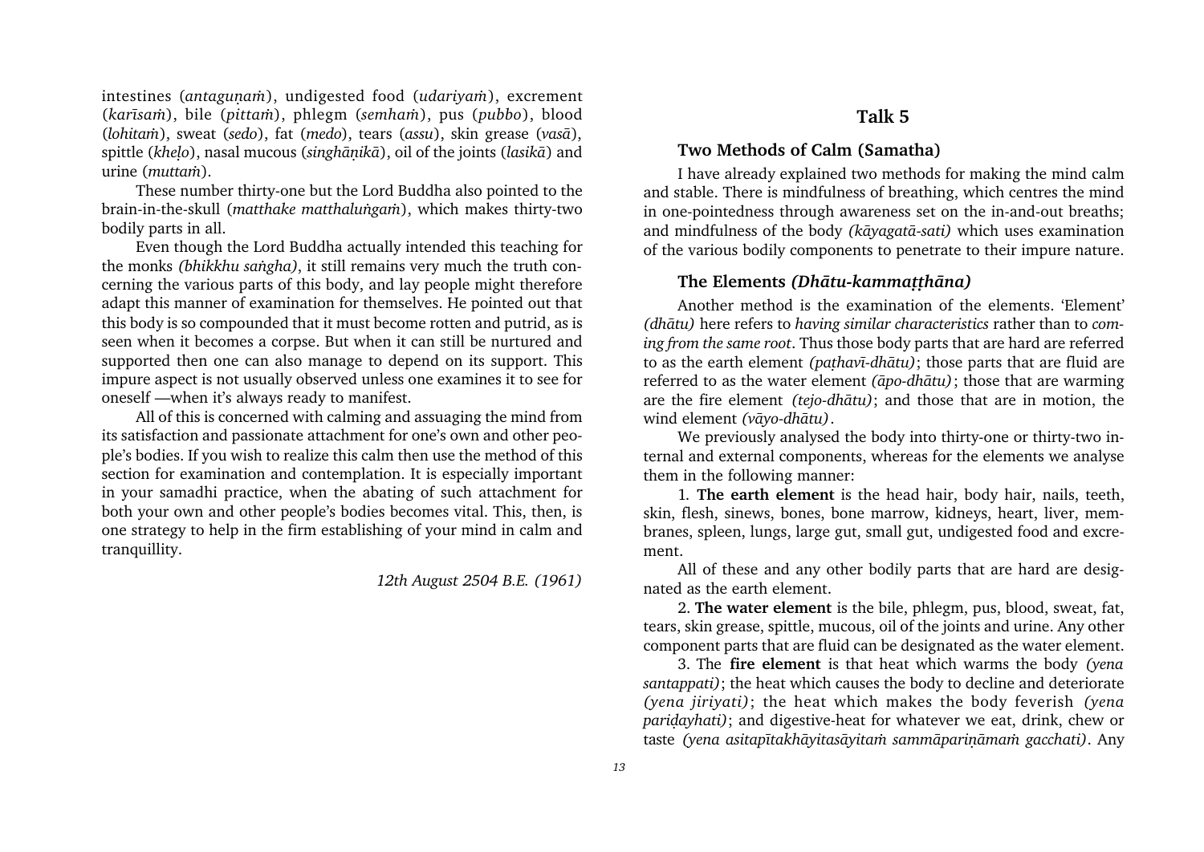intestines (*antaguṇaṁ*), undigested food (*udariyaṁ*), excrement (*karīsaṁ*), bile (*pittaṁ*), phlegm (*semhaṁ*), pus (*pubbo*), blood (*lohitaṁ*), sweat (*sedo*), fat (*medo*), tears (*assu*), skin grease (*vasā*), spittle (*kheḷo*), nasal mucous (*singhāṇikā*), oil of the joints (*lasikā*) and urine (*muttaṁ*).

These number thirty-one but the Lord Buddha also pointed to the brain-in-the-skull (*matthake matthaluṅgaṁ*), which makes thirty-two bodily parts in all.

Even though the Lord Buddha actually intended this teaching for the monks *(bhikkhu saṅgha)*, it still remains very much the truth concerning the various parts of this body, and lay people might therefore adapt this manner of examination for themselves. He pointed out that this body is so compounded that it must become rotten and putrid, as is seen when it becomes a corpse. But when it can still be nurtured and supported then one can also manage to depend on its support. This impure aspect is not usually observed unless one examines it to see for oneself —when it's always ready to manifest.

All of this is concerned with calming and assuaging the mind from its satisfaction and passionate attachment for one's own and other people's bodies. If you wish to realize this calm then use the method of this section for examination and contemplation. It is especially important in your samadhi practice, when the abating of such attachment for both your own and other people's bodies becomes vital. This, then, is one strategy to help in the firm establishing of your mind in calm and tranquillity.

*12th August 2504 B.E. (1961)*

## Talk 5

### Two Methods of Calm (Samatha)

I have already explained two methods for making the mind calm and stable. There is mindfulness of breathing, which centres the mind in one-pointedness through awareness set on the in-and-out breaths; and mindfulness of the body *(kāyagatā-sati)* which uses examination of the various bodily components to penetrate to their impure nature.

### The Elements *(Dhātu-kammaṭṭhāna)*

Another method is the examination of the elements. 'Element' *(dhātu)* here refers to *having similar characteristics* rather than to *coming from the same root*. Thus those body parts that are hard are referred to as the earth element *(paṭhavī-dhātu)*; those parts that are fluid are referred to as the water element *(āpo-dhātu)*; those that are warming are the fire element *(tejo-dhātu)*; and those that are in motion, the wind element *(vāyo-dhātu)*.

We previously analysed the body into thirty-one or thirty-two internal and external components, whereas for the elements we analyse them in the following manner:

1. **The earth element** is the head hair, body hair, nails, teeth, skin, flesh, sinews, bones, bone marrow, kidneys, heart, liver, membranes, spleen, lungs, large gut, small gut, undigested food and excrement.

All of these and any other bodily parts that are hard are designated as the earth element.

2. **The water element** is the bile, phlegm, pus, blood, sweat, fat, tears, skin grease, spittle, mucous, oil of the joints and urine. Any other component parts that are fluid can be designated as the water element.

3. The **fire element** is that heat which warms the body *(yena santappati)*; the heat which causes the body to decline and deteriorate *(yena jiriyati)*; the heat which makes the body feverish *(yena pariḍayhati)*; and digestive-heat for whatever we eat, drink, chew or taste *(yena asitapītakhāyitasāyitaṁ sammāpariṇāmaṁ gacchati)*. Any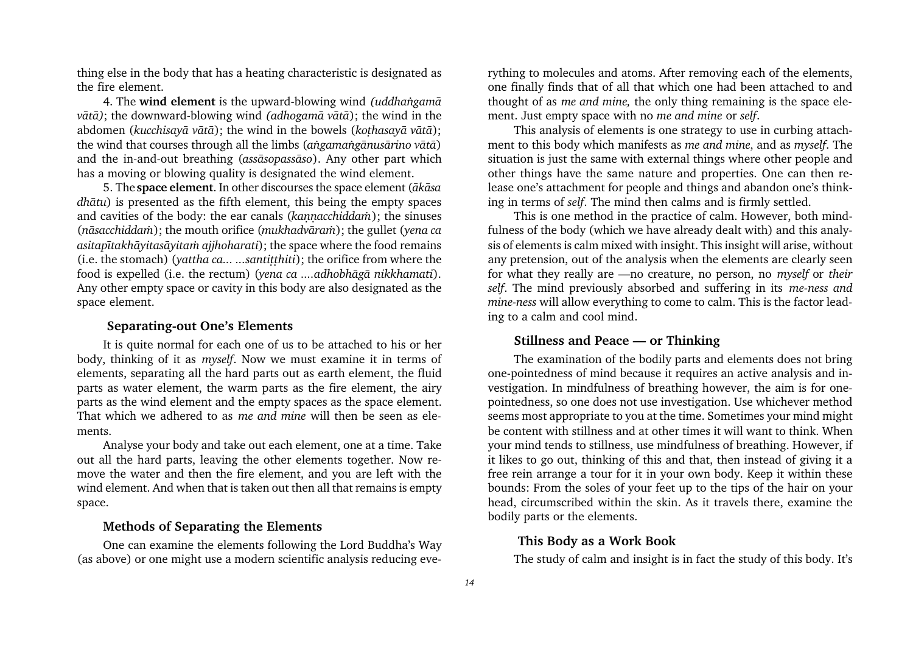thing else in the body that has a heating characteristic is designated as the fire element.

4. The **wind element** is the upward-blowing wind *(uddhaṅgamā vātā)*; the downward-blowing wind *(adhogamā vātā)*; the wind in the abdomen (*kucchisayā vātā*); the wind in the bowels (*koṭhasayā vātā*); the wind that courses through all the limbs (*aṅgamaṅgānusārino vātā*) and the in-and-out breathing (*assāsopassāso*). Any other part which has a moving or blowing quality is designated the wind element.

5. The **space element**. In other discourses the space element (*ākāsa dhātu*) is presented as the fifth element, this being the empty spaces and cavities of the body: the ear canals (*kaṇṇacchiddaṁ*); the sinuses (*nāsacchiddaṁ*); the mouth orifice (*mukhadvāraṁ*); the gullet (*yena ca asitapītakhāyitasāyitaṁ ajjhoharati*); the space where the food remains (i.e. the stomach) (*yattha ca... ...santiṭṭhiti*); the orifice from where the food is expelled (i.e. the rectum) (*yena ca ....adhobhāgā nikkhamati*). Any other empty space or cavity in this body are also designated as the space element.

### Separating-out One's Elements

It is quite normal for each one of us to be attached to his or her body, thinking of it as *myself*. Now we must examine it in terms of elements, separating all the hard parts out as earth element, the fluid parts as water element, the warm parts as the fire element, the airy parts as the wind element and the empty spaces as the space element. That which we adhered to as *me and mine* will then be seen as elements.

Analyse your body and take out each element, one at a time. Take out all the hard parts, leaving the other elements together. Now remove the water and then the fire element, and you are left with the wind element. And when that is taken out then all that remains is empty space.

### Methods of Separating the Elements

One can examine the elements following the Lord Buddha's Way (as above) or one might use a modern scientific analysis reducing everything to molecules and atoms. After removing each of the elements, one finally finds that of all that which one had been attached to and thought of as *me and mine,* the only thing remaining is the space element. Just empty space with no *me and mine* or *self*.

This analysis of elements is one strategy to use in curbing attachment to this body which manifests as *me and mine*, and as *myself*. The situation is just the same with external things where other people and other things have the same nature and properties. One can then release one's attachment for people and things and abandon one's thinking in terms of *self*. The mind then calms and is firmly settled.

This is one method in the practice of calm. However, both mindfulness of the body (which we have already dealt with) and this analysis of elements is calm mixed with insight. This insight will arise, without any pretension, out of the analysis when the elements are clearly seen for what they really are —no creature, no person, no *myself* or *their self*. The mind previously absorbed and suffering in its *me-ness and mine-ness* will allow everything to come to calm. This is the factor leading to a calm and cool mind.

### Stillness and Peace — or Thinking

The examination of the bodily parts and elements does not bring one-pointedness of mind because it requires an active analysis and investigation. In mindfulness of breathing however, the aim is for one-pointedness, so one does not use investigation. Use whichever method seems most appropriate to you at the time. Sometimes your mind might be content with stillness and at other times it will want to think. When your mind tends to stillness, use mindfulness of breathing. However, if it likes to go out, thinking of this and that, then instead of giving it a free rein arrange a tour for it in your own body. Keep it within these bounds: From the soles of your feet up to the tips of the hair on your head, circumscribed within the skin. As it travels there, examine the bodily parts or the elements.

### This Body as a Work Book

The study of calm and insight is in fact the study of this body. It's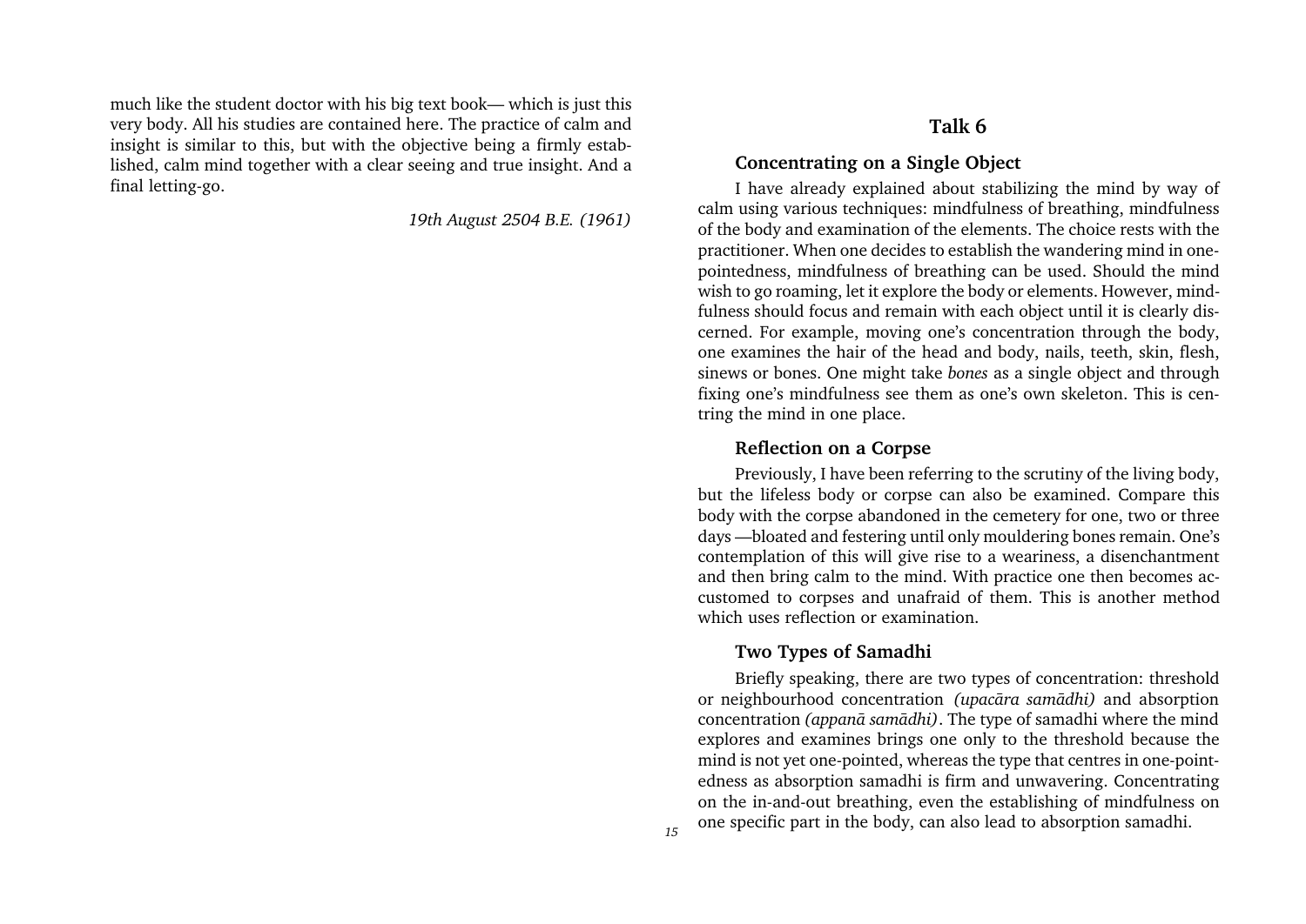much like the student doctor with his big text book— which is just this very body. All his studies are contained here. The practice of calm and insight is similar to this, but with the objective being a firmly established, calm mind together with a clear seeing and true insight. And a final letting-go.

*19th August 2504 B.E. (1961)*

## Talk 6

### Concentrating on a Single Object

I have already explained about stabilizing the mind by way of calm using various techniques: mindfulness of breathing, mindfulness of the body and examination of the elements. The choice rests with the practitioner. When one decides to establish the wandering mind in one-pointedness, mindfulness of breathing can be used. Should the mind wish to go roaming, let it explore the body or elements. However, mindfulness should focus and remain with each object until it is clearly discerned. For example, moving one's concentration through the body, one examines the hair of the head and body, nails, teeth, skin, flesh, sinews or bones. One might take *bones* as a single object and through fixing one's mindfulness see them as one's own skeleton. This is centring the mind in one place.

### Reflection on a Corpse

Previously, I have been referring to the scrutiny of the living body, but the lifeless body or corpse can also be examined. Compare this body with the corpse abandoned in the cemetery for one, two or three days —bloated and festering until only mouldering bones remain. One's contemplation of this will give rise to a weariness, a disenchantment and then bring calm to the mind. With practice one then becomes accustomed to corpses and unafraid of them. This is another method which uses reflection or examination.

### Two Types of Samadhi

Briefly speaking, there are two types of concentration: threshold or neighbourhood concentration *(upacāra samādhi)* and absorption concentration *(appanā samādhi)*. The type of samadhi where the mind explores and examines brings one only to the threshold because the mind is not yet one-pointed, whereas the type that centres in one-pointedness as absorption samadhi is firm and unwavering. Concentrating on the in-and-out breathing, even the establishing of mindfulness on one specific part in the body, can also lead to absorption samadhi.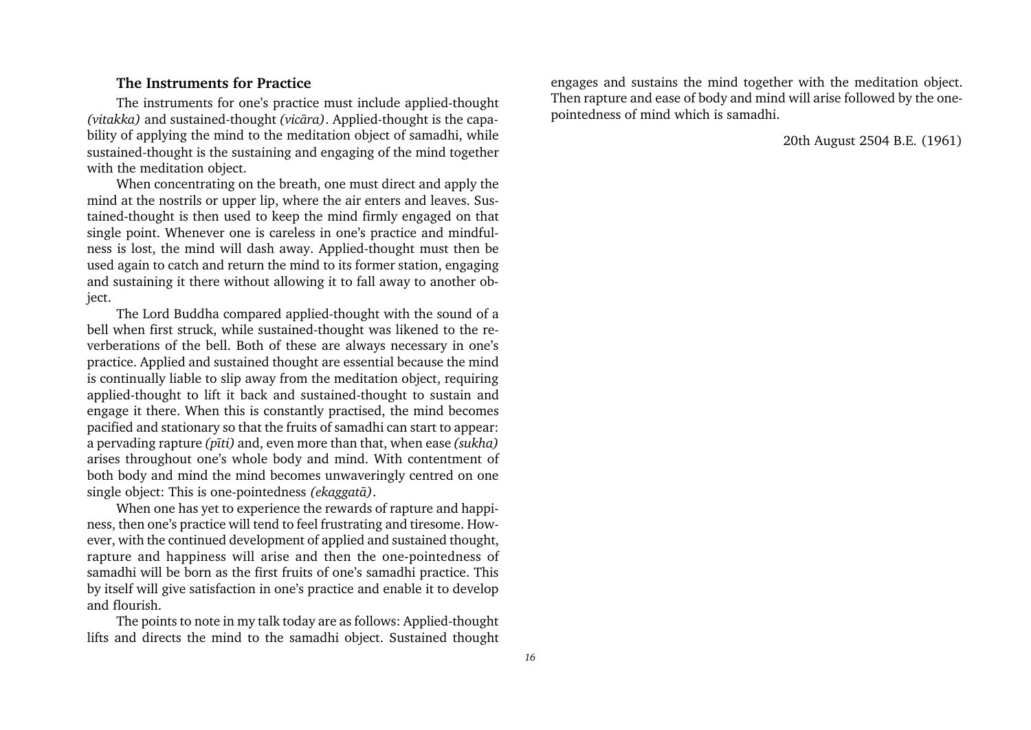### The Instruments for Practice

The instruments for one's practice must include applied-thought *(vitakka)* and sustained-thought *(vicāra)*. Applied-thought is the capability of applying the mind to the meditation object of samadhi, while sustained-thought is the sustaining and engaging of the mind together with the meditation object.

When concentrating on the breath, one must direct and apply the mind at the nostrils or upper lip, where the air enters and leaves. Sustained-thought is then used to keep the mind firmly engaged on that single point. Whenever one is careless in one's practice and mindfulness is lost, the mind will dash away. Applied-thought must then be used again to catch and return the mind to its former station, engaging and sustaining it there without allowing it to fall away to another object.

The Lord Buddha compared applied-thought with the sound of a bell when first struck, while sustained-thought was likened to the reverberations of the bell. Both of these are always necessary in one's practice. Applied and sustained thought are essential because the mind is continually liable to slip away from the meditation object, requiring applied-thought to lift it back and sustained-thought to sustain and engage it there. When this is constantly practised, the mind becomes pacified and stationary so that the fruits of samadhi can start to appear: a pervading rapture *(pīti)* and, even more than that, when ease *(sukha)* arises throughout one's whole body and mind. With contentment of both body and mind the mind becomes unwaveringly centred on one single object: This is one-pointedness *(ekaggatā)*.

When one has yet to experience the rewards of rapture and happiness, then one's practice will tend to feel frustrating and tiresome. However, with the continued development of applied and sustained thought, rapture and happiness will arise and then the one-pointedness of samadhi will be born as the first fruits of one's samadhi practice. This by itself will give satisfaction in one's practice and enable it to develop and flourish.

The points to note in my talk today are as follows: Applied-thought lifts and directs the mind to the samadhi object. Sustained thought engages and sustains the mind together with the meditation object. Then rapture and ease of body and mind will arise followed by the one-pointedness of mind which is samadhi.

20th August 2504 B.E. (1961)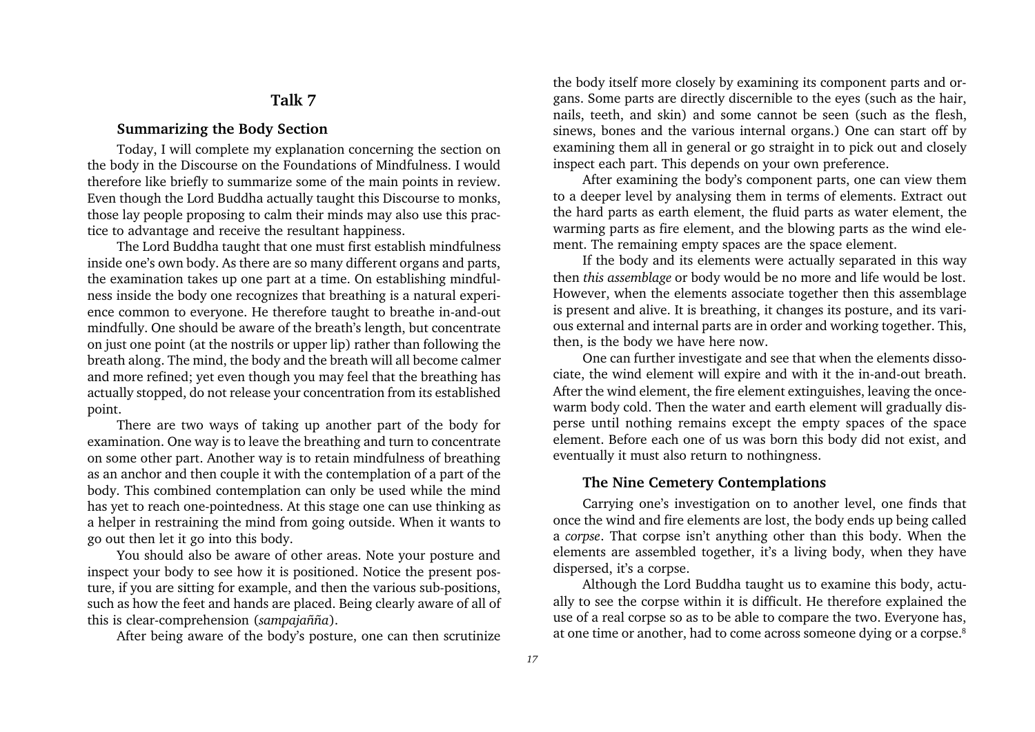## Talk 7

### Summarizing the Body Section

Today, I will complete my explanation concerning the section on the body in the Discourse on the Foundations of Mindfulness. I would therefore like briefly to summarize some of the main points in review. Even though the Lord Buddha actually taught this Discourse to monks, those lay people proposing to calm their minds may also use this practice to advantage and receive the resultant happiness.

The Lord Buddha taught that one must first establish mindfulness inside one's own body. As there are so many different organs and parts, the examination takes up one part at a time. On establishing mindfulness inside the body one recognizes that breathing is a natural experience common to everyone. He therefore taught to breathe in-and-out mindfully. One should be aware of the breath's length, but concentrate on just one point (at the nostrils or upper lip) rather than following the breath along. The mind, the body and the breath will all become calmer and more refined; yet even though you may feel that the breathing has actually stopped, do not release your concentration from its established point.

There are two ways of taking up another part of the body for examination. One way is to leave the breathing and turn to concentrate on some other part. Another way is to retain mindfulness of breathing as an anchor and then couple it with the contemplation of a part of the body. This combined contemplation can only be used while the mind has yet to reach one-pointedness. At this stage one can use thinking as a helper in restraining the mind from going outside. When it wants to go out then let it go into this body.

You should also be aware of other areas. Note your posture and inspect your body to see how it is positioned. Notice the present posture, if you are sitting for example, and then the various sub-positions, such as how the feet and hands are placed. Being clearly aware of all of this is clear-comprehension (*sampajañña*).

After being aware of the body's posture, one can then scrutinize the body itself more closely by examining its component parts and organs. Some parts are directly discernible to the eyes (such as the hair, nails, teeth, and skin) and some cannot be seen (such as the flesh, sinews, bones and the various internal organs.) One can start off by examining them all in general or go straight in to pick out and closely inspect each part. This depends on your own preference.

After examining the body's component parts, one can view them to a deeper level by analysing them in terms of elements. Extract out the hard parts as earth element, the fluid parts as water element, the warming parts as fire element, and the blowing parts as the wind element. The remaining empty spaces are the space element.

If the body and its elements were actually separated in this way then *this assemblage* or body would be no more and life would be lost. However, when the elements associate together then this assemblage is present and alive. It is breathing, it changes its posture, and its various external and internal parts are in order and working together. This, then, is the body we have here now.

One can further investigate and see that when the elements dissociate, the wind element will expire and with it the in-and-out breath. After the wind element, the fire element extinguishes, leaving the once-warm body cold. Then the water and earth element will gradually disperse until nothing remains except the empty spaces of the space element. Before each one of us was born this body did not exist, and eventually it must also return to nothingness.

### The Nine Cemetery Contemplations

Carrying one's investigation on to another level, one finds that once the wind and fire elements are lost, the body ends up being called a *corpse*. That corpse isn't anything other than this body. When the elements are assembled together, it's a living body, when they have dispersed, it's a corpse.

Although the Lord Buddha taught us to examine this body, actually to see the corpse within it is difficult. He therefore explained the use of a real corpse so as to be able to compare the two. Everyone has, at one time or another, had to come across someone dying or a corpse.[8]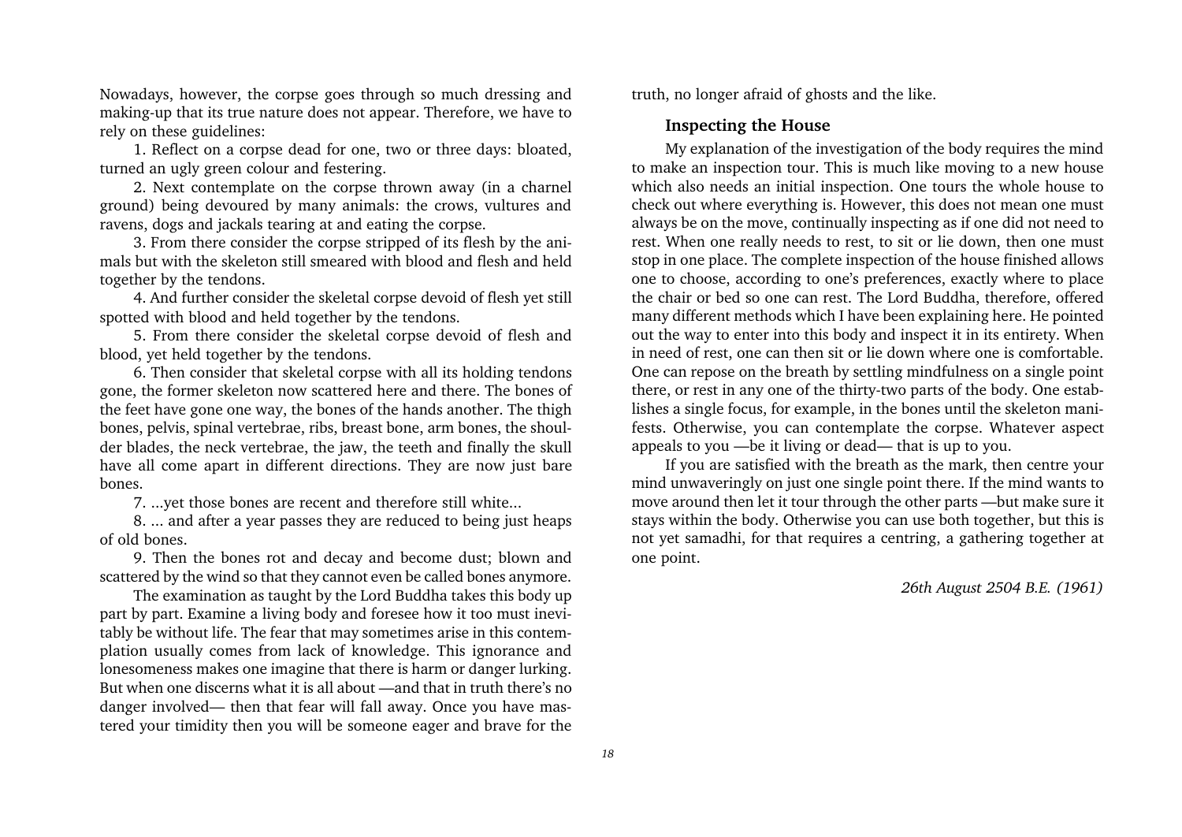Nowadays, however, the corpse goes through so much dressing and making-up that its true nature does not appear. Therefore, we have to rely on these guidelines:

1. Reflect on a corpse dead for one, two or three days: bloated, turned an ugly green colour and festering.

2. Next contemplate on the corpse thrown away (in a charnel ground) being devoured by many animals: the crows, vultures and ravens, dogs and jackals tearing at and eating the corpse.

3. From there consider the corpse stripped of its flesh by the animals but with the skeleton still smeared with blood and flesh and held together by the tendons.

4. And further consider the skeletal corpse devoid of flesh yet still spotted with blood and held together by the tendons.

5. From there consider the skeletal corpse devoid of flesh and blood, yet held together by the tendons.

6. Then consider that skeletal corpse with all its holding tendons gone, the former skeleton now scattered here and there. The bones of the feet have gone one way, the bones of the hands another. The thigh bones, pelvis, spinal vertebrae, ribs, breast bone, arm bones, the shoulder blades, the neck vertebrae, the jaw, the teeth and finally the skull have all come apart in different directions. They are now just bare bones.

7. ...yet those bones are recent and therefore still white...

8. ... and after a year passes they are reduced to being just heaps of old bones.

9. Then the bones rot and decay and become dust; blown and scattered by the wind so that they cannot even be called bones anymore.

The examination as taught by the Lord Buddha takes this body up part by part. Examine a living body and foresee how it too must inevitably be without life. The fear that may sometimes arise in this contemplation usually comes from lack of knowledge. This ignorance and lonesomeness makes one imagine that there is harm or danger lurking. But when one discerns what it is all about —and that in truth there's no danger involved— then that fear will fall away. Once you have mastered your timidity then you will be someone eager and brave for the truth, no longer afraid of ghosts and the like.

### Inspecting the House

My explanation of the investigation of the body requires the mind to make an inspection tour. This is much like moving to a new house which also needs an initial inspection. One tours the whole house to check out where everything is. However, this does not mean one must always be on the move, continually inspecting as if one did not need to rest. When one really needs to rest, to sit or lie down, then one must stop in one place. The complete inspection of the house finished allows one to choose, according to one's preferences, exactly where to place the chair or bed so one can rest. The Lord Buddha, therefore, offered many different methods which I have been explaining here. He pointed out the way to enter into this body and inspect it in its entirety. When in need of rest, one can then sit or lie down where one is comfortable. One can repose on the breath by settling mindfulness on a single point there, or rest in any one of the thirty-two parts of the body. One establishes a single focus, for example, in the bones until the skeleton manifests. Otherwise, you can contemplate the corpse. Whatever aspect appeals to you —be it living or dead— that is up to you.

If you are satisfied with the breath as the mark, then centre your mind unwaveringly on just one single point there. If the mind wants to move around then let it tour through the other parts —but make sure it stays within the body. Otherwise you can use both together, but this is not yet samadhi, for that requires a centring, a gathering together at one point.

*26th August 2504 B.E. (1961)*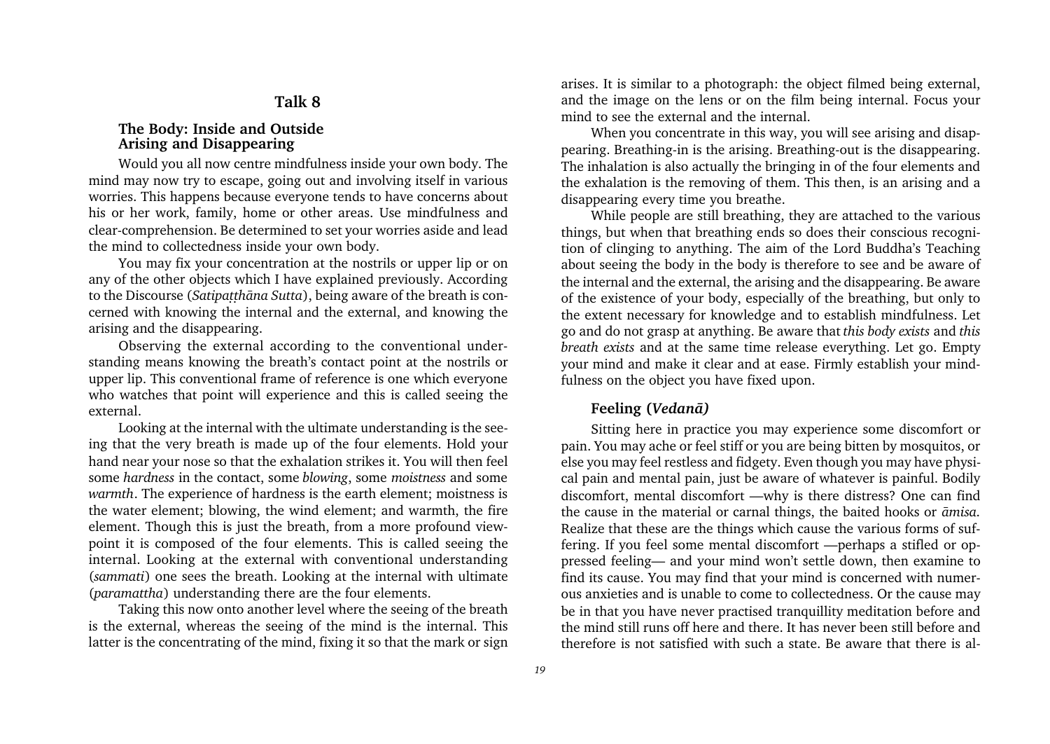## Talk 8

### The Body: Inside and Outside Arising and Disappearing

Would you all now centre mindfulness inside your own body. The mind may now try to escape, going out and involving itself in various worries. This happens because everyone tends to have concerns about his or her work, family, home or other areas. Use mindfulness and clear-comprehension. Be determined to set your worries aside and lead the mind to collectedness inside your own body.

You may fix your concentration at the nostrils or upper lip or on any of the other objects which I have explained previously. According to the Discourse (*Satipaṭṭhāna Sutta*), being aware of the breath is concerned with knowing the internal and the external, and knowing the arising and the disappearing.

Observing the external according to the conventional understanding means knowing the breath's contact point at the nostrils or upper lip. This conventional frame of reference is one which everyone who watches that point will experience and this is called seeing the external.

Looking at the internal with the ultimate understanding is the seeing that the very breath is made up of the four elements. Hold your hand near your nose so that the exhalation strikes it. You will then feel some *hardness* in the contact, some *blowing*, some *moistness* and some *warmth*. The experience of hardness is the earth element; moistness is the water element; blowing, the wind element; and warmth, the fire element. Though this is just the breath, from a more profound viewpoint it is composed of the four elements. This is called seeing the internal. Looking at the external with conventional understanding (*sammati*) one sees the breath. Looking at the internal with ultimate (*paramattha*) understanding there are the four elements.

Taking this now onto another level where the seeing of the breath is the external, whereas the seeing of the mind is the internal. This latter is the concentrating of the mind, fixing it so that the mark or sign arises. It is similar to a photograph: the object filmed being external, and the image on the lens or on the film being internal. Focus your mind to see the external and the internal.

When you concentrate in this way, you will see arising and disappearing. Breathing-in is the arising. Breathing-out is the disappearing. The inhalation is also actually the bringing in of the four elements and the exhalation is the removing of them. This then, is an arising and a disappearing every time you breathe.

While people are still breathing, they are attached to the various things, but when that breathing ends so does their conscious recognition of clinging to anything. The aim of the Lord Buddha's Teaching about seeing the body in the body is therefore to see and be aware of the internal and the external, the arising and the disappearing. Be aware of the existence of your body, especially of the breathing, but only to the extent necessary for knowledge and to establish mindfulness. Let go and do not grasp at anything. Be aware that *this body exists* and *this breath exists* and at the same time release everything. Let go. Empty your mind and make it clear and at ease. Firmly establish your mindfulness on the object you have fixed upon.

### Feeling (*Vedanā*)

Sitting here in practice you may experience some discomfort or pain. You may ache or feel stiff or you are being bitten by mosquitos, or else you may feel restless and fidgety. Even though you may have physical pain and mental pain, just be aware of whatever is painful. Bodily discomfort, mental discomfort —why is there distress? One can find the cause in the material or carnal things, the baited hooks or *āmisa*. Realize that these are the things which cause the various forms of suffering. If you feel some mental discomfort —perhaps a stifled or oppressed feeling— and your mind won't settle down, then examine to find its cause. You may find that your mind is concerned with numerous anxieties and is unable to come to collectedness. Or the cause may be in that you have never practised tranquillity meditation before and the mind still runs off here and there. It has never been still before and therefore is not satisfied with such a state. Be aware that there is al-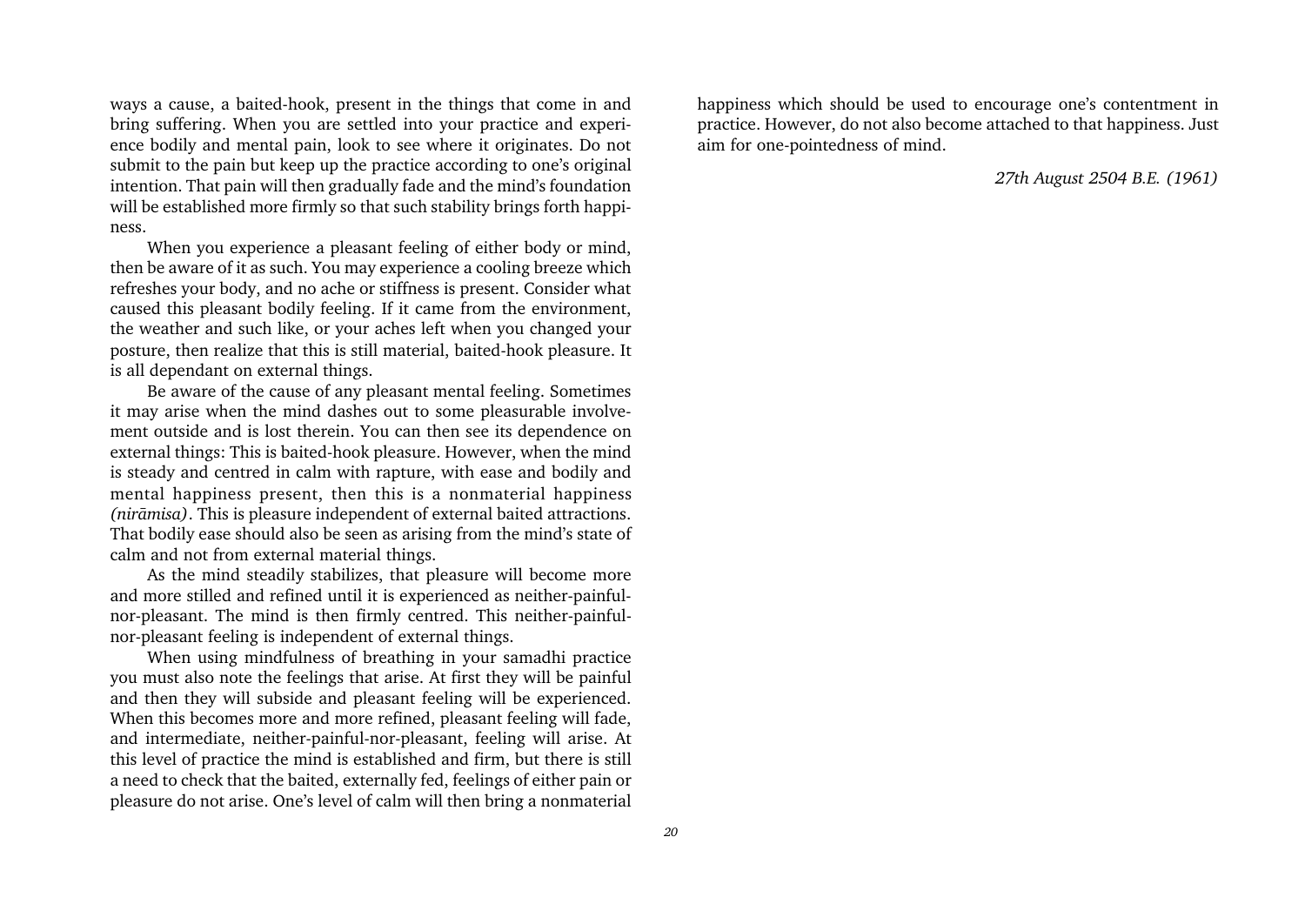ways a cause, a baited-hook, present in the things that come in and bring suffering. When you are settled into your practice and experience bodily and mental pain, look to see where it originates. Do not submit to the pain but keep up the practice according to one's original intention. That pain will then gradually fade and the mind's foundation will be established more firmly so that such stability brings forth happiness.

When you experience a pleasant feeling of either body or mind, then be aware of it as such. You may experience a cooling breeze which refreshes your body, and no ache or stiffness is present. Consider what caused this pleasant bodily feeling. If it came from the environment, the weather and such like, or your aches left when you changed your posture, then realize that this is still material, baited-hook pleasure. It is all dependant on external things.

Be aware of the cause of any pleasant mental feeling. Sometimes it may arise when the mind dashes out to some pleasurable involvement outside and is lost therein. You can then see its dependence on external things: This is baited-hook pleasure. However, when the mind is steady and centred in calm with rapture, with ease and bodily and mental happiness present, then this is a nonmaterial happiness *(nirāmisa)*. This is pleasure independent of external baited attractions. That bodily ease should also be seen as arising from the mind's state of calm and not from external material things.

As the mind steadily stabilizes, that pleasure will become more and more stilled and refined until it is experienced as neither-painful-nor-pleasant. The mind is then firmly centred. This neither-painful-nor-pleasant feeling is independent of external things.

When using mindfulness of breathing in your samadhi practice you must also note the feelings that arise. At first they will be painful and then they will subside and pleasant feeling will be experienced. When this becomes more and more refined, pleasant feeling will fade, and intermediate, neither-painful-nor-pleasant, feeling will arise. At this level of practice the mind is established and firm, but there is still a need to check that the baited, externally fed, feelings of either pain or pleasure do not arise. One's level of calm will then bring a nonmaterial happiness which should be used to encourage one's contentment in practice. However, do not also become attached to that happiness. Just aim for one-pointedness of mind.

*27th August 2504 B.E. (1961)*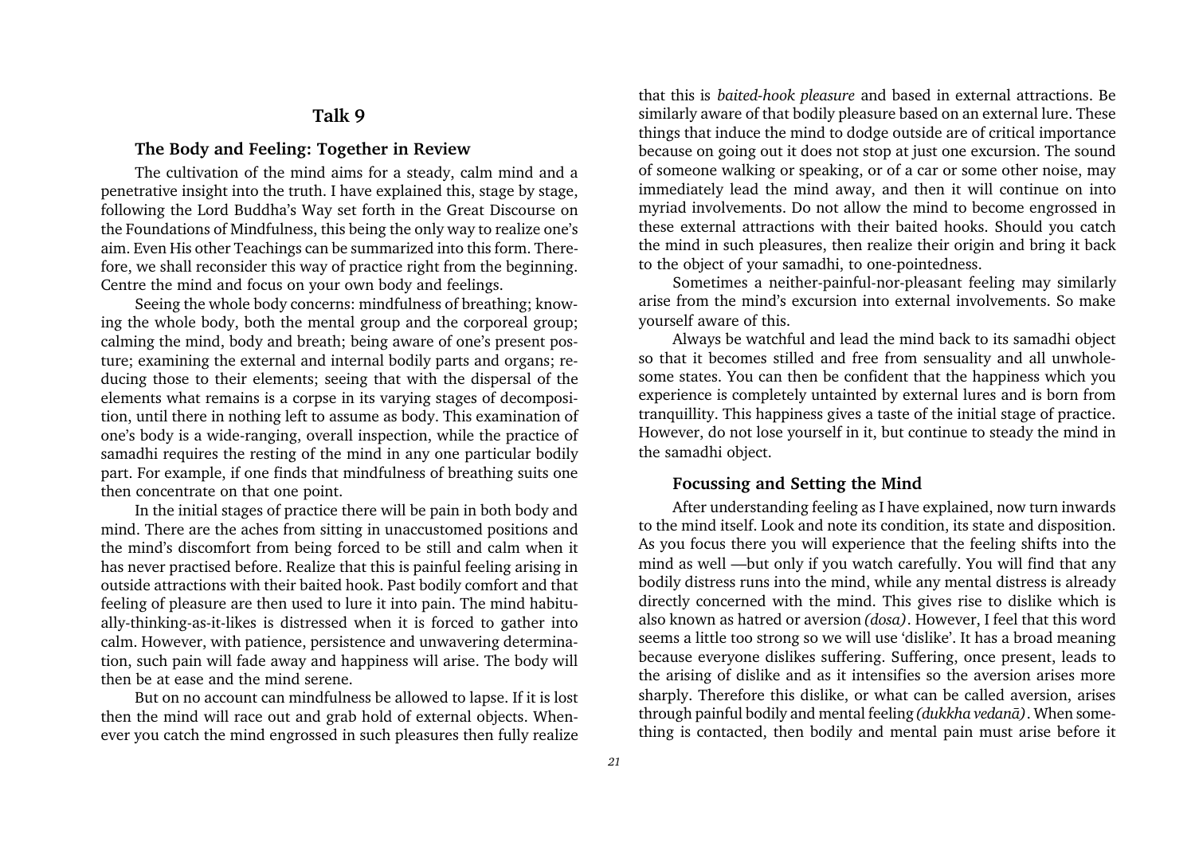## Talk 9

### The Body and Feeling: Together in Review

The cultivation of the mind aims for a steady, calm mind and a penetrative insight into the truth. I have explained this, stage by stage, following the Lord Buddha's Way set forth in the Great Discourse on the Foundations of Mindfulness, this being the only way to realize one's aim. Even His other Teachings can be summarized into this form. Therefore, we shall reconsider this way of practice right from the beginning. Centre the mind and focus on your own body and feelings.

Seeing the whole body concerns: mindfulness of breathing; knowing the whole body, both the mental group and the corporeal group; calming the mind, body and breath; being aware of one's present posture; examining the external and internal bodily parts and organs; reducing those to their elements; seeing that with the dispersal of the elements what remains is a corpse in its varying stages of decomposition, until there in nothing left to assume as body. This examination of one's body is a wide-ranging, overall inspection, while the practice of samadhi requires the resting of the mind in any one particular bodily part. For example, if one finds that mindfulness of breathing suits one then concentrate on that one point.

In the initial stages of practice there will be pain in both body and mind. There are the aches from sitting in unaccustomed positions and the mind's discomfort from being forced to be still and calm when it has never practised before. Realize that this is painful feeling arising in outside attractions with their baited hook. Past bodily comfort and that feeling of pleasure are then used to lure it into pain. The mind habitually-thinking-as-it-likes is distressed when it is forced to gather into calm. However, with patience, persistence and unwavering determination, such pain will fade away and happiness will arise. The body will then be at ease and the mind serene.

But on no account can mindfulness be allowed to lapse. If it is lost then the mind will race out and grab hold of external objects. Whenever you catch the mind engrossed in such pleasures then fully realize that this is *baited-hook pleasure* and based in external attractions. Be similarly aware of that bodily pleasure based on an external lure. These things that induce the mind to dodge outside are of critical importance because on going out it does not stop at just one excursion. The sound of someone walking or speaking, or of a car or some other noise, may immediately lead the mind away, and then it will continue on into myriad involvements. Do not allow the mind to become engrossed in these external attractions with their baited hooks. Should you catch the mind in such pleasures, then realize their origin and bring it back to the object of your samadhi, to one-pointedness.

Sometimes a neither-painful-nor-pleasant feeling may similarly arise from the mind's excursion into external involvements. So make yourself aware of this.

Always be watchful and lead the mind back to its samadhi object so that it becomes stilled and free from sensuality and all unwholesome states. You can then be confident that the happiness which you experience is completely untainted by external lures and is born from tranquillity. This happiness gives a taste of the initial stage of practice. However, do not lose yourself in it, but continue to steady the mind in the samadhi object.

### Focussing and Setting the Mind

After understanding feeling as I have explained, now turn inwards to the mind itself. Look and note its condition, its state and disposition. As you focus there you will experience that the feeling shifts into the mind as well —but only if you watch carefully. You will find that any bodily distress runs into the mind, while any mental distress is already directly concerned with the mind. This gives rise to dislike which is also known as hatred or aversion *(dosa)*. However, I feel that this word seems a little too strong so we will use 'dislike'. It has a broad meaning because everyone dislikes suffering. Suffering, once present, leads to the arising of dislike and as it intensifies so the aversion arises more sharply. Therefore this dislike, or what can be called aversion, arises through painful bodily and mental feeling *(dukkha vedanā)*. When something is contacted, then bodily and mental pain must arise before it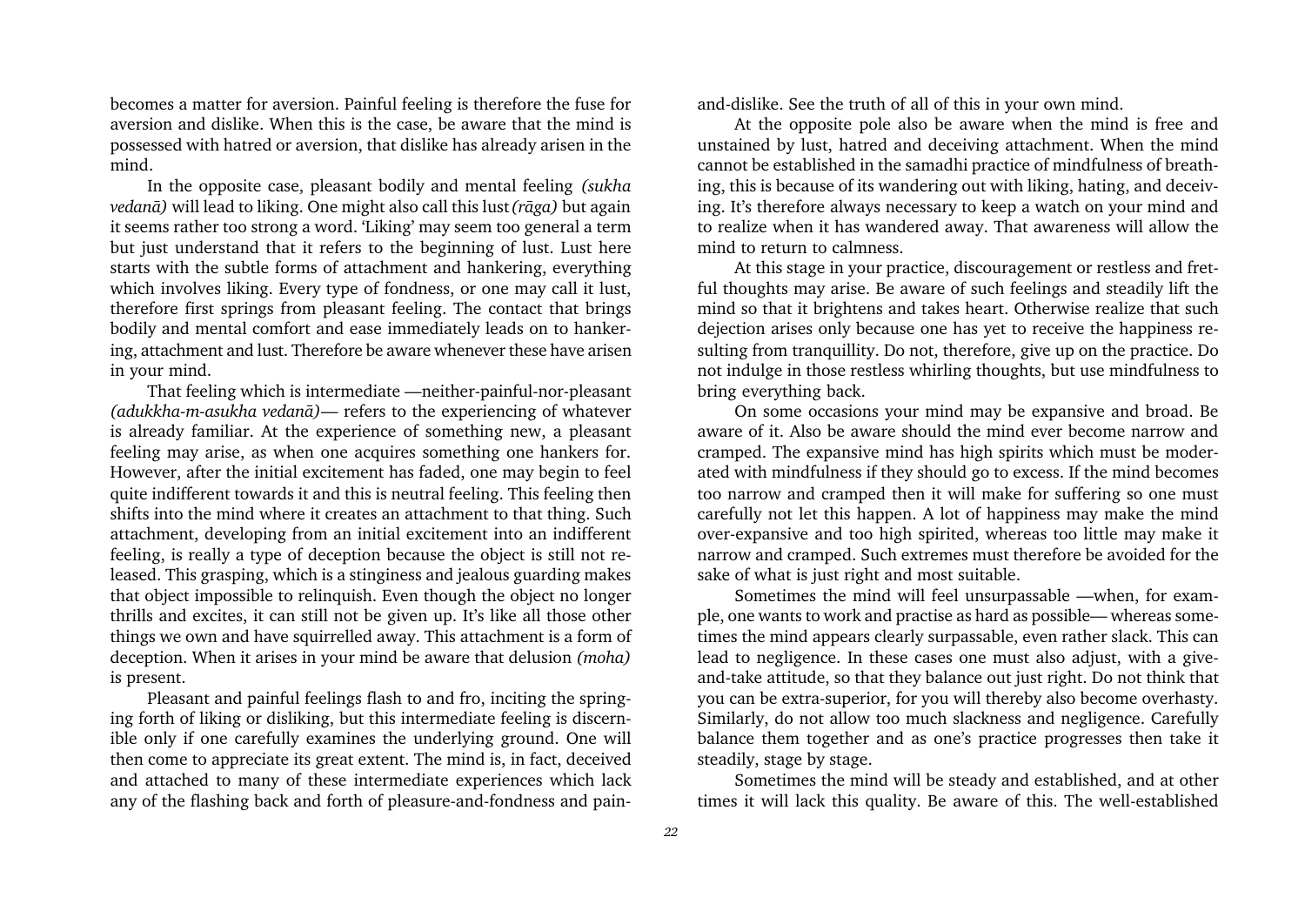becomes a matter for aversion. Painful feeling is therefore the fuse for aversion and dislike. When this is the case, be aware that the mind is possessed with hatred or aversion, that dislike has already arisen in the mind.

In the opposite case, pleasant bodily and mental feeling *(sukha vedanā)* will lead to liking. One might also call this lust *(rāga)* but again it seems rather too strong a word. 'Liking' may seem too general a term but just understand that it refers to the beginning of lust. Lust here starts with the subtle forms of attachment and hankering, everything which involves liking. Every type of fondness, or one may call it lust, therefore first springs from pleasant feeling. The contact that brings bodily and mental comfort and ease immediately leads on to hankering, attachment and lust. Therefore be aware whenever these have arisen in your mind.

That feeling which is intermediate —neither-painful-nor-pleasant *(adukkha-m-asukha vedanā)*— refers to the experiencing of whatever is already familiar. At the experience of something new, a pleasant feeling may arise, as when one acquires something one hankers for. However, after the initial excitement has faded, one may begin to feel quite indifferent towards it and this is neutral feeling. This feeling then shifts into the mind where it creates an attachment to that thing. Such attachment, developing from an initial excitement into an indifferent feeling, is really a type of deception because the object is still not released. This grasping, which is a stinginess and jealous guarding makes that object impossible to relinquish. Even though the object no longer thrills and excites, it can still not be given up. It's like all those other things we own and have squirrelled away. This attachment is a form of deception. When it arises in your mind be aware that delusion *(moha)* is present.

Pleasant and painful feelings flash to and fro, inciting the springing forth of liking or disliking, but this intermediate feeling is discernible only if one carefully examines the underlying ground. One will then come to appreciate its great extent. The mind is, in fact, deceived and attached to many of these intermediate experiences which lack any of the flashing back and forth of pleasure-and-fondness and pain-and-dislike. See the truth of all of this in your own mind.

At the opposite pole also be aware when the mind is free and unstained by lust, hatred and deceiving attachment. When the mind cannot be established in the samadhi practice of mindfulness of breathing, this is because of its wandering out with liking, hating, and deceiving. It's therefore always necessary to keep a watch on your mind and to realize when it has wandered away. That awareness will allow the mind to return to calmness.

At this stage in your practice, discouragement or restless and fretful thoughts may arise. Be aware of such feelings and steadily lift the mind so that it brightens and takes heart. Otherwise realize that such dejection arises only because one has yet to receive the happiness resulting from tranquillity. Do not, therefore, give up on the practice. Do not indulge in those restless whirling thoughts, but use mindfulness to bring everything back.

On some occasions your mind may be expansive and broad. Be aware of it. Also be aware should the mind ever become narrow and cramped. The expansive mind has high spirits which must be moderated with mindfulness if they should go to excess. If the mind becomes too narrow and cramped then it will make for suffering so one must carefully not let this happen. A lot of happiness may make the mind over-expansive and too high spirited, whereas too little may make it narrow and cramped. Such extremes must therefore be avoided for the sake of what is just right and most suitable.

Sometimes the mind will feel unsurpassable —when, for example, one wants to work and practise as hard as possible— whereas sometimes the mind appears clearly surpassable, even rather slack. This can lead to negligence. In these cases one must also adjust, with a give-and-take attitude, so that they balance out just right. Do not think that you can be extra-superior, for you will thereby also become overhasty. Similarly, do not allow too much slackness and negligence. Carefully balance them together and as one's practice progresses then take it steadily, stage by stage.

Sometimes the mind will be steady and established, and at other times it will lack this quality. Be aware of this. The well-established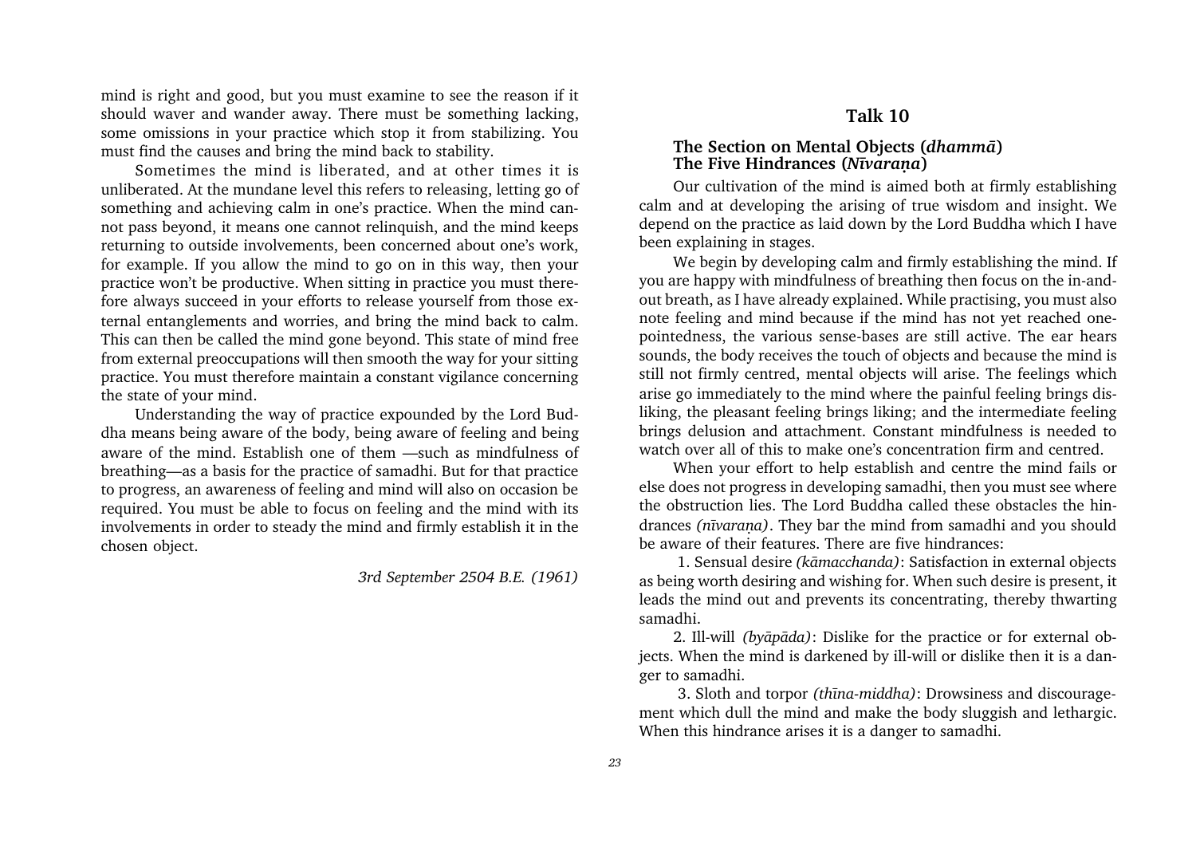mind is right and good, but you must examine to see the reason if it should waver and wander away. There must be something lacking, some omissions in your practice which stop it from stabilizing. You must find the causes and bring the mind back to stability.

Sometimes the mind is liberated, and at other times it is unliberated. At the mundane level this refers to releasing, letting go of something and achieving calm in one's practice. When the mind cannot pass beyond, it means one cannot relinquish, and the mind keeps returning to outside involvements, been concerned about one's work, for example. If you allow the mind to go on in this way, then your practice won't be productive. When sitting in practice you must therefore always succeed in your efforts to release yourself from those external entanglements and worries, and bring the mind back to calm. This can then be called the mind gone beyond. This state of mind free from external preoccupations will then smooth the way for your sitting practice. You must therefore maintain a constant vigilance concerning the state of your mind.

Understanding the way of practice expounded by the Lord Buddha means being aware of the body, being aware of feeling and being aware of the mind. Establish one of them —such as mindfulness of breathing—as a basis for the practice of samadhi. But for that practice to progress, an awareness of feeling and mind will also on occasion be required. You must be able to focus on feeling and the mind with its involvements in order to steady the mind and firmly establish it in the chosen object.

*3rd September 2504 B.E. (1961)*

## Talk 10

### The Section on Mental Objects (*dhammā*)
### The Five Hindrances (*Nīvaraṇa*)

Our cultivation of the mind is aimed both at firmly establishing calm and at developing the arising of true wisdom and insight. We depend on the practice as laid down by the Lord Buddha which I have been explaining in stages.

We begin by developing calm and firmly establishing the mind. If you are happy with mindfulness of breathing then focus on the in-and-out breath, as I have already explained. While practising, you must also note feeling and mind because if the mind has not yet reached one-pointedness, the various sense-bases are still active. The ear hears sounds, the body receives the touch of objects and because the mind is still not firmly centred, mental objects will arise. The feelings which arise go immediately to the mind where the painful feeling brings disliking, the pleasant feeling brings liking; and the intermediate feeling brings delusion and attachment. Constant mindfulness is needed to watch over all of this to make one's concentration firm and centred.

When your effort to help establish and centre the mind fails or else does not progress in developing samadhi, then you must see where the obstruction lies. The Lord Buddha called these obstacles the hindrances *(nīvaraṇa)*. They bar the mind from samadhi and you should be aware of their features. There are five hindrances:

1. Sensual desire *(kāmacchanda)*: Satisfaction in external objects as being worth desiring and wishing for. When such desire is present, it leads the mind out and prevents its concentrating, thereby thwarting samadhi.

2. Ill-will *(byāpāda)*: Dislike for the practice or for external objects. When the mind is darkened by ill-will or dislike then it is a danger to samadhi.

3. Sloth and torpor *(thīna-middha)*: Drowsiness and discouragement which dull the mind and make the body sluggish and lethargic. When this hindrance arises it is a danger to samadhi.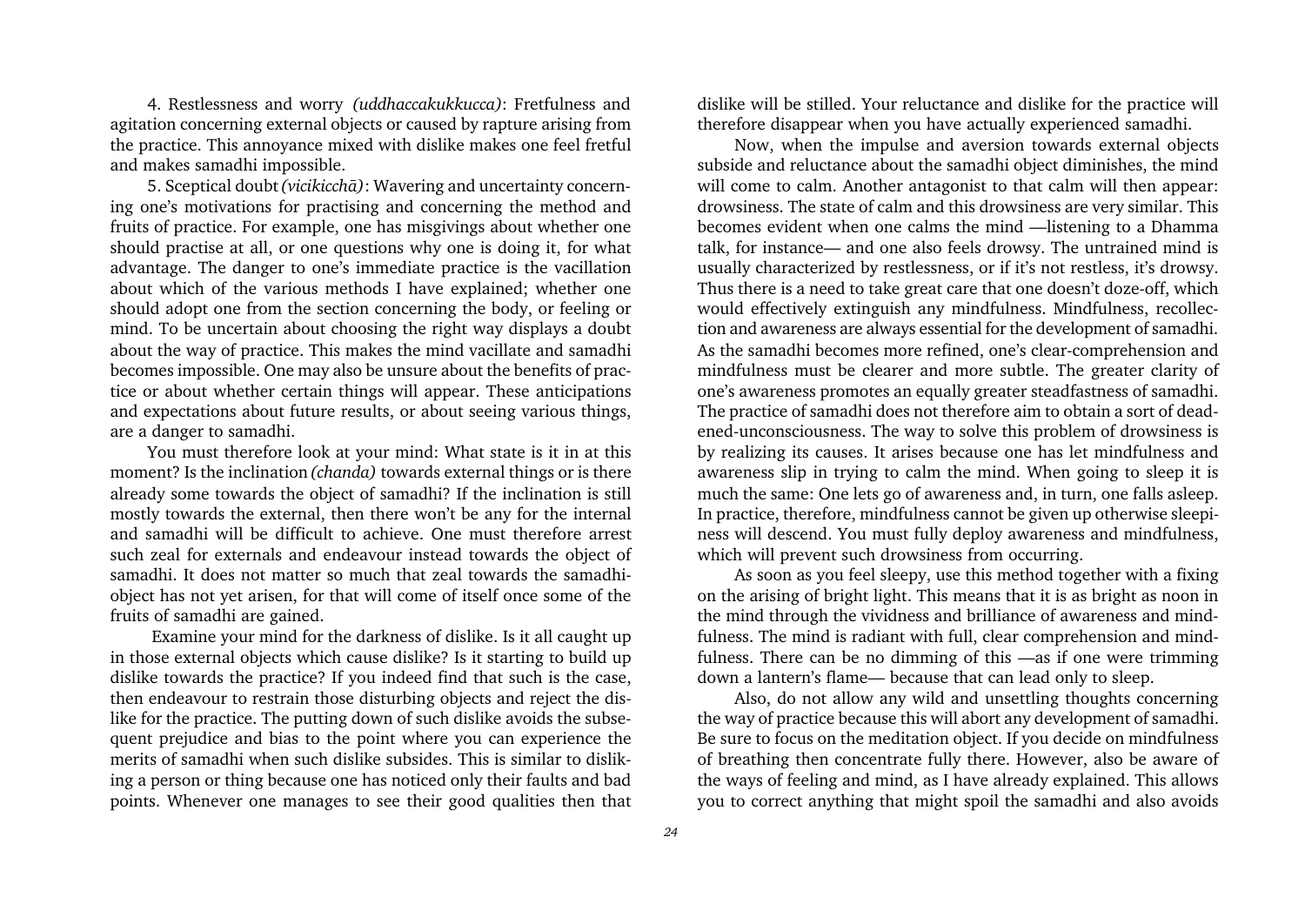4. Restlessness and worry *(uddhaccakukkucca)*: Fretfulness and agitation concerning external objects or caused by rapture arising from the practice. This annoyance mixed with dislike makes one feel fretful and makes samadhi impossible.

5. Sceptical doubt *(vicikicchā)*: Wavering and uncertainty concerning one's motivations for practising and concerning the method and fruits of practice. For example, one has misgivings about whether one should practise at all, or one questions why one is doing it, for what advantage. The danger to one's immediate practice is the vacillation about which of the various methods I have explained; whether one should adopt one from the section concerning the body, or feeling or mind. To be uncertain about choosing the right way displays a doubt about the way of practice. This makes the mind vacillate and samadhi becomes impossible. One may also be unsure about the benefits of practice or about whether certain things will appear. These anticipations and expectations about future results, or about seeing various things, are a danger to samadhi.

You must therefore look at your mind: What state is it in at this moment? Is the inclination *(chanda)* towards external things or is there already some towards the object of samadhi? If the inclination is still mostly towards the external, then there won't be any for the internal and samadhi will be difficult to achieve. One must therefore arrest such zeal for externals and endeavour instead towards the object of samadhi. It does not matter so much that zeal towards the samadhi-object has not yet arisen, for that will come of itself once some of the fruits of samadhi are gained.

Examine your mind for the darkness of dislike. Is it all caught up in those external objects which cause dislike? Is it starting to build up dislike towards the practice? If you indeed find that such is the case, then endeavour to restrain those disturbing objects and reject the dislike for the practice. The putting down of such dislike avoids the subsequent prejudice and bias to the point where you can experience the merits of samadhi when such dislike subsides. This is similar to disliking a person or thing because one has noticed only their faults and bad points. Whenever one manages to see their good qualities then that dislike will be stilled. Your reluctance and dislike for the practice will therefore disappear when you have actually experienced samadhi.

Now, when the impulse and aversion towards external objects subside and reluctance about the samadhi object diminishes, the mind will come to calm. Another antagonist to that calm will then appear: drowsiness. The state of calm and this drowsiness are very similar. This becomes evident when one calms the mind —listening to a Dhamma talk, for instance— and one also feels drowsy. The untrained mind is usually characterized by restlessness, or if it's not restless, it's drowsy. Thus there is a need to take great care that one doesn't doze-off, which would effectively extinguish any mindfulness. Mindfulness, recollection and awareness are always essential for the development of samadhi. As the samadhi becomes more refined, one's clear-comprehension and mindfulness must be clearer and more subtle. The greater clarity of one's awareness promotes an equally greater steadfastness of samadhi. The practice of samadhi does not therefore aim to obtain a sort of deadened-unconsciousness. The way to solve this problem of drowsiness is by realizing its causes. It arises because one has let mindfulness and awareness slip in trying to calm the mind. When going to sleep it is much the same: One lets go of awareness and, in turn, one falls asleep. In practice, therefore, mindfulness cannot be given up otherwise sleepiness will descend. You must fully deploy awareness and mindfulness, which will prevent such drowsiness from occurring.

As soon as you feel sleepy, use this method together with a fixing on the arising of bright light. This means that it is as bright as noon in the mind through the vividness and brilliance of awareness and mindfulness. The mind is radiant with full, clear comprehension and mindfulness. There can be no dimming of this —as if one were trimming down a lantern's flame— because that can lead only to sleep.

Also, do not allow any wild and unsettling thoughts concerning the way of practice because this will abort any development of samadhi. Be sure to focus on the meditation object. If you decide on mindfulness of breathing then concentrate fully there. However, also be aware of the ways of feeling and mind, as I have already explained. This allows you to correct anything that might spoil the samadhi and also avoids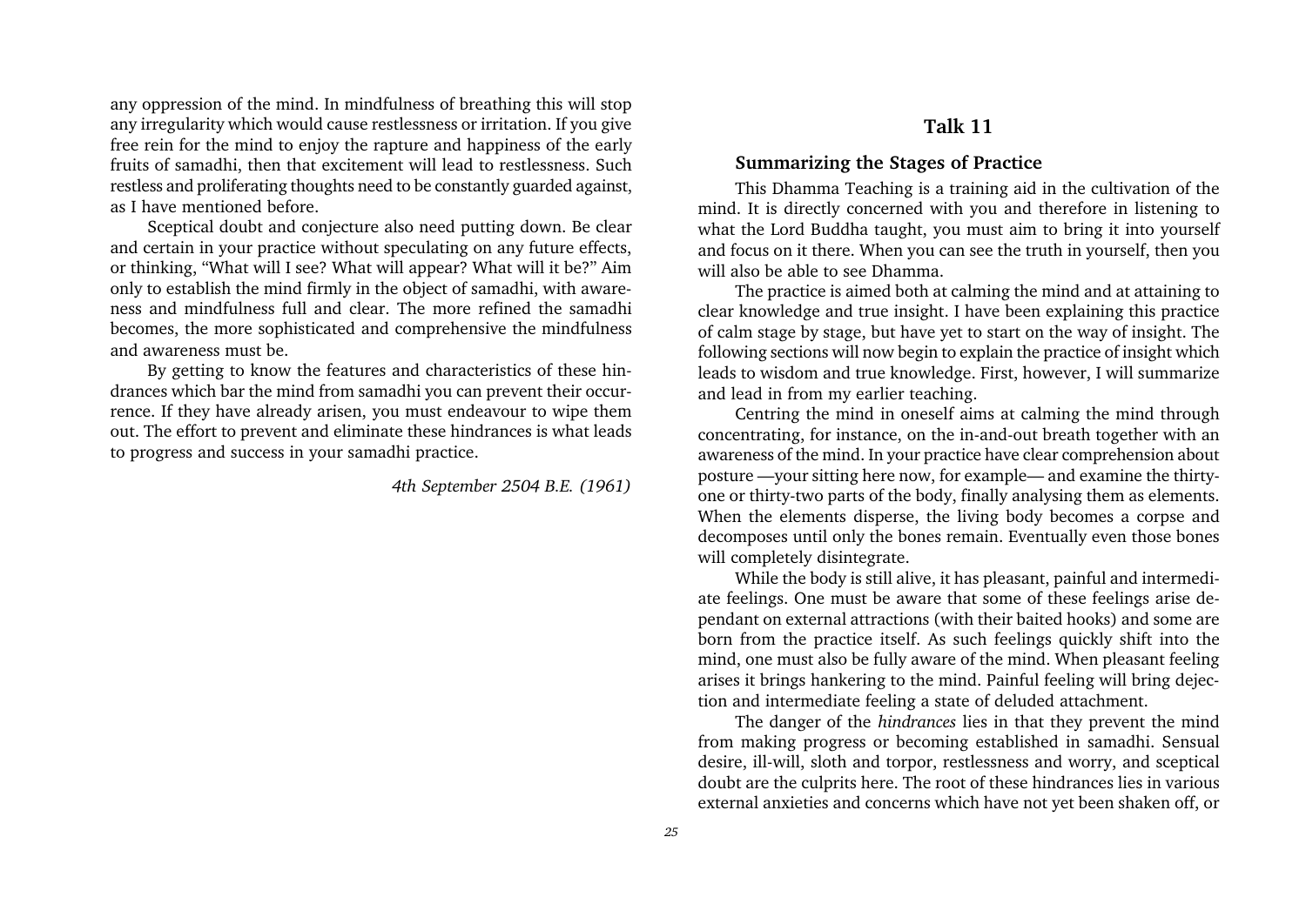any oppression of the mind. In mindfulness of breathing this will stop any irregularity which would cause restlessness or irritation. If you give free rein for the mind to enjoy the rapture and happiness of the early fruits of samadhi, then that excitement will lead to restlessness. Such restless and proliferating thoughts need to be constantly guarded against, as I have mentioned before.

Sceptical doubt and conjecture also need putting down. Be clear and certain in your practice without speculating on any future effects, or thinking, "What will I see? What will appear? What will it be?" Aim only to establish the mind firmly in the object of samadhi, with awareness and mindfulness full and clear. The more refined the samadhi becomes, the more sophisticated and comprehensive the mindfulness and awareness must be.

By getting to know the features and characteristics of these hindrances which bar the mind from samadhi you can prevent their occurrence. If they have already arisen, you must endeavour to wipe them out. The effort to prevent and eliminate these hindrances is what leads to progress and success in your samadhi practice.

*4th September 2504 B.E. (1961)*

## Talk 11

### Summarizing the Stages of Practice

This Dhamma Teaching is a training aid in the cultivation of the mind. It is directly concerned with you and therefore in listening to what the Lord Buddha taught, you must aim to bring it into yourself and focus on it there. When you can see the truth in yourself, then you will also be able to see Dhamma.

The practice is aimed both at calming the mind and at attaining to clear knowledge and true insight. I have been explaining this practice of calm stage by stage, but have yet to start on the way of insight. The following sections will now begin to explain the practice of insight which leads to wisdom and true knowledge. First, however, I will summarize and lead in from my earlier teaching.

Centring the mind in oneself aims at calming the mind through concentrating, for instance, on the in-and-out breath together with an awareness of the mind. In your practice have clear comprehension about posture —your sitting here now, for example— and examine the thirty-one or thirty-two parts of the body, finally analysing them as elements. When the elements disperse, the living body becomes a corpse and decomposes until only the bones remain. Eventually even those bones will completely disintegrate.

While the body is still alive, it has pleasant, painful and intermediate feelings. One must be aware that some of these feelings arise dependant on external attractions (with their baited hooks) and some are born from the practice itself. As such feelings quickly shift into the mind, one must also be fully aware of the mind. When pleasant feeling arises it brings hankering to the mind. Painful feeling will bring dejection and intermediate feeling a state of deluded attachment.

The danger of the *hindrances* lies in that they prevent the mind from making progress or becoming established in samadhi. Sensual desire, ill-will, sloth and torpor, restlessness and worry, and sceptical doubt are the culprits here. The root of these hindrances lies in various external anxieties and concerns which have not yet been shaken off, or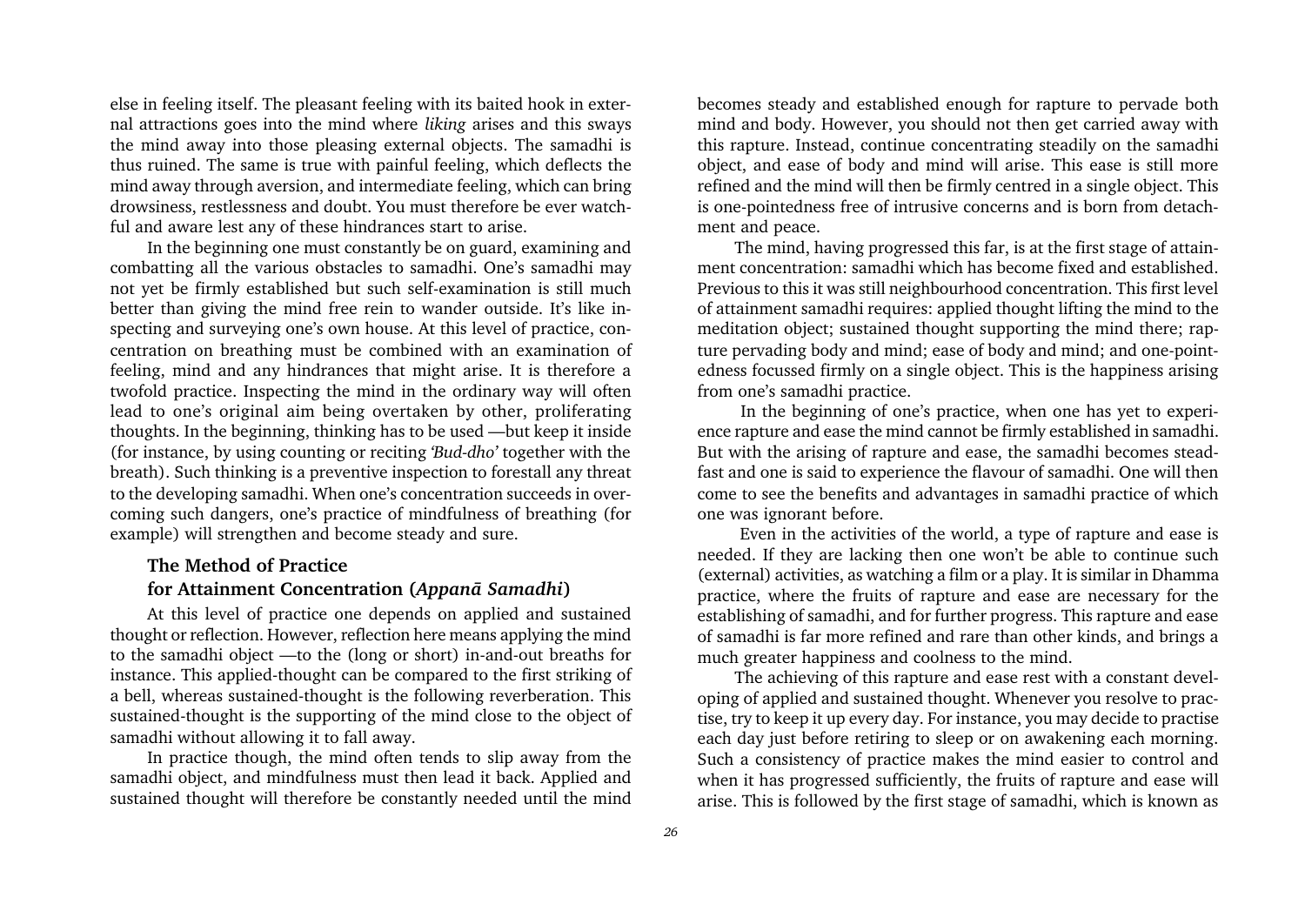else in feeling itself. The pleasant feeling with its baited hook in external attractions goes into the mind where *liking* arises and this sways the mind away into those pleasing external objects. The samadhi is thus ruined. The same is true with painful feeling, which deflects the mind away through aversion, and intermediate feeling, which can bring drowsiness, restlessness and doubt. You must therefore be ever watchful and aware lest any of these hindrances start to arise.

In the beginning one must constantly be on guard, examining and combatting all the various obstacles to samadhi. One's samadhi may not yet be firmly established but such self-examination is still much better than giving the mind free rein to wander outside. It's like inspecting and surveying one's own house. At this level of practice, concentration on breathing must be combined with an examination of feeling, mind and any hindrances that might arise. It is therefore a twofold practice. Inspecting the mind in the ordinary way will often lead to one's original aim being overtaken by other, proliferating thoughts. In the beginning, thinking has to be used —but keep it inside (for instance, by using counting or reciting *'Bud-dho'* together with the breath). Such thinking is a preventive inspection to forestall any threat to the developing samadhi. When one's concentration succeeds in overcoming such dangers, one's practice of mindfulness of breathing (for example) will strengthen and become steady and sure.

### The Method of Practice for Attainment Concentration (*Appanā Samadhi*)

At this level of practice one depends on applied and sustained thought or reflection. However, reflection here means applying the mind to the samadhi object —to the (long or short) in-and-out breaths for instance. This applied-thought can be compared to the first striking of a bell, whereas sustained-thought is the following reverberation. This sustained-thought is the supporting of the mind close to the object of samadhi without allowing it to fall away.

In practice though, the mind often tends to slip away from the samadhi object, and mindfulness must then lead it back. Applied and sustained thought will therefore be constantly needed until the mind becomes steady and established enough for rapture to pervade both mind and body. However, you should not then get carried away with this rapture. Instead, continue concentrating steadily on the samadhi object, and ease of body and mind will arise. This ease is still more refined and the mind will then be firmly centred in a single object. This is one-pointedness free of intrusive concerns and is born from detachment and peace.

The mind, having progressed this far, is at the first stage of attainment concentration: samadhi which has become fixed and established. Previous to this it was still neighbourhood concentration. This first level of attainment samadhi requires: applied thought lifting the mind to the meditation object; sustained thought supporting the mind there; rapture pervading body and mind; ease of body and mind; and one-pointedness focussed firmly on a single object. This is the happiness arising from one's samadhi practice.

In the beginning of one's practice, when one has yet to experience rapture and ease the mind cannot be firmly established in samadhi. But with the arising of rapture and ease, the samadhi becomes steadfast and one is said to experience the flavour of samadhi. One will then come to see the benefits and advantages in samadhi practice of which one was ignorant before.

Even in the activities of the world, a type of rapture and ease is needed. If they are lacking then one won't be able to continue such (external) activities, as watching a film or a play. It is similar in Dhamma practice, where the fruits of rapture and ease are necessary for the establishing of samadhi, and for further progress. This rapture and ease of samadhi is far more refined and rare than other kinds, and brings a much greater happiness and coolness to the mind.

The achieving of this rapture and ease rest with a constant developing of applied and sustained thought. Whenever you resolve to practise, try to keep it up every day. For instance, you may decide to practise each day just before retiring to sleep or on awakening each morning. Such a consistency of practice makes the mind easier to control and when it has progressed sufficiently, the fruits of rapture and ease will arise. This is followed by the first stage of samadhi, which is known as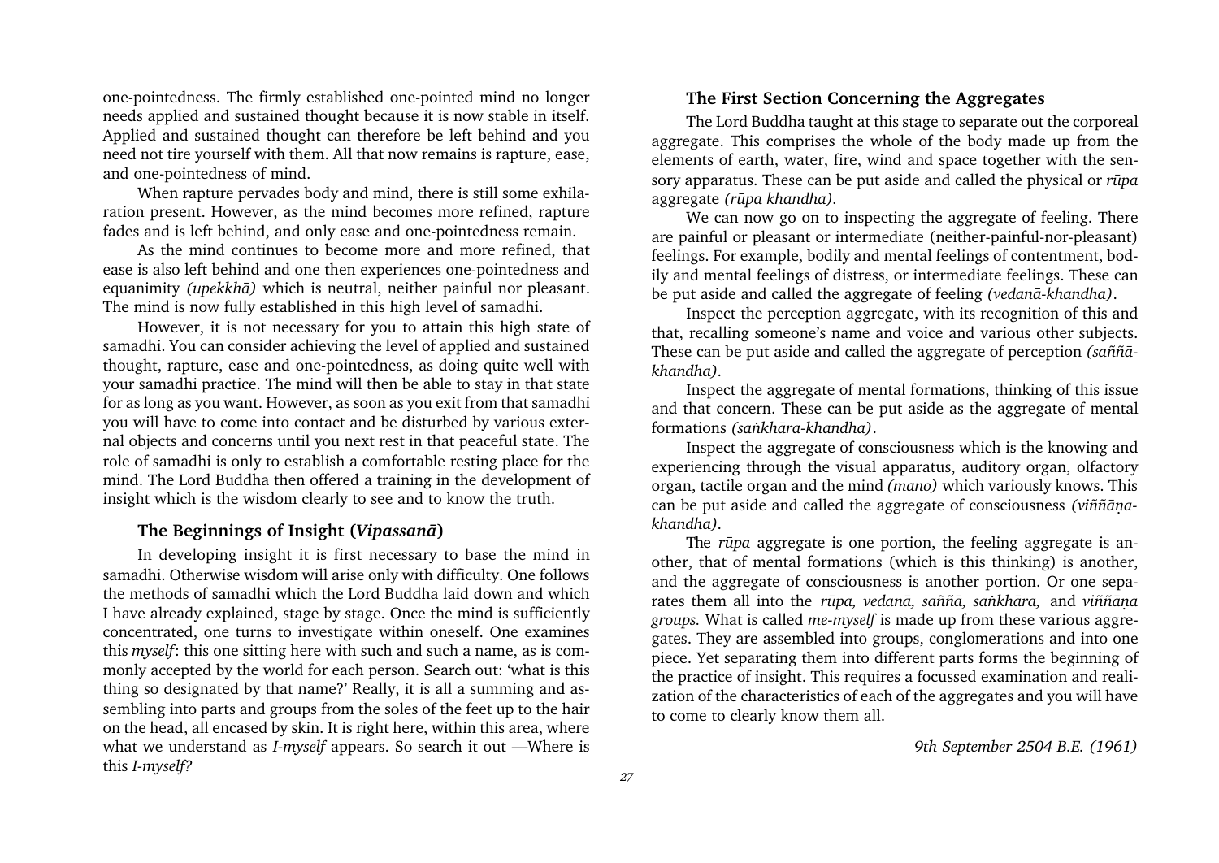one-pointedness. The firmly established one-pointed mind no longer needs applied and sustained thought because it is now stable in itself. Applied and sustained thought can therefore be left behind and you need not tire yourself with them. All that now remains is rapture, ease, and one-pointedness of mind.

When rapture pervades body and mind, there is still some exhilaration present. However, as the mind becomes more refined, rapture fades and is left behind, and only ease and one-pointedness remain.

As the mind continues to become more and more refined, that ease is also left behind and one then experiences one-pointedness and equanimity *(upekkhā)* which is neutral, neither painful nor pleasant. The mind is now fully established in this high level of samadhi.

However, it is not necessary for you to attain this high state of samadhi. You can consider achieving the level of applied and sustained thought, rapture, ease and one-pointedness, as doing quite well with your samadhi practice. The mind will then be able to stay in that state for as long as you want. However, as soon as you exit from that samadhi you will have to come into contact and be disturbed by various external objects and concerns until you next rest in that peaceful state. The role of samadhi is only to establish a comfortable resting place for the mind. The Lord Buddha then offered a training in the development of insight which is the wisdom clearly to see and to know the truth.

### The Beginnings of Insight (*Vipassanā*)

In developing insight it is first necessary to base the mind in samadhi. Otherwise wisdom will arise only with difficulty. One follows the methods of samadhi which the Lord Buddha laid down and which I have already explained, stage by stage. Once the mind is sufficiently concentrated, one turns to investigate within oneself. One examines this *myself*: this one sitting here with such and such a name, as is commonly accepted by the world for each person. Search out: 'what is this thing so designated by that name?' Really, it is all a summing and assembling into parts and groups from the soles of the feet up to the hair on the head, all encased by skin. It is right here, within this area, where what we understand as *I-myself* appears. So search it out —Where is this *I-myself?*

### The First Section Concerning the Aggregates

The Lord Buddha taught at this stage to separate out the corporeal aggregate. This comprises the whole of the body made up from the elements of earth, water, fire, wind and space together with the sensory apparatus. These can be put aside and called the physical or *rūpa* aggregate *(rūpa khandha)*.

We can now go on to inspecting the aggregate of feeling. There are painful or pleasant or intermediate (neither-painful-nor-pleasant) feelings. For example, bodily and mental feelings of contentment, bodily and mental feelings of distress, or intermediate feelings. These can be put aside and called the aggregate of feeling *(vedanā-khandha)*.

Inspect the perception aggregate, with its recognition of this and that, recalling someone's name and voice and various other subjects. These can be put aside and called the aggregate of perception *(saññā-khandha)*.

Inspect the aggregate of mental formations, thinking of this issue and that concern. These can be put aside as the aggregate of mental formations *(saṅkhāra-khandha)*.

Inspect the aggregate of consciousness which is the knowing and experiencing through the visual apparatus, auditory organ, olfactory organ, tactile organ and the mind *(mano)* which variously knows. This can be put aside and called the aggregate of consciousness *(viññāṇa-khandha)*.

The *rūpa* aggregate is one portion, the feeling aggregate is another, that of mental formations (which is this thinking) is another, and the aggregate of consciousness is another portion. Or one separates them all into the *rūpa, vedanā, saññā, saṅkhāra,* and *viññāṇa groups.* What is called *me-myself* is made up from these various aggregates. They are assembled into groups, conglomerations and into one piece. Yet separating them into different parts forms the beginning of the practice of insight. This requires a focussed examination and realization of the characteristics of each of the aggregates and you will have to come to clearly know them all.

*9th September 2504 B.E. (1961)*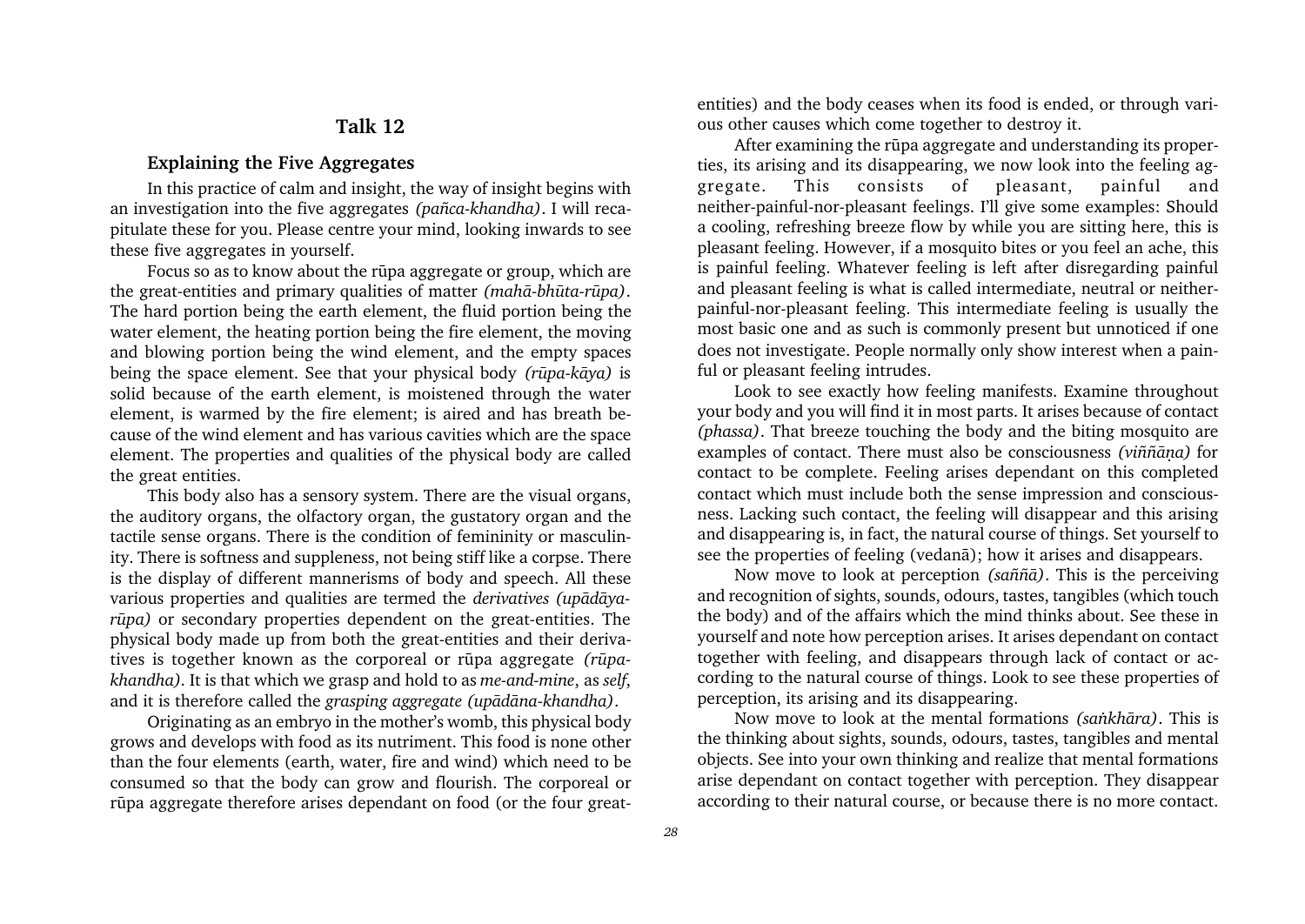# Talk 12

## Explaining the Five Aggregates

In this practice of calm and insight, the way of insight begins with an investigation into the five aggregates *(pañca-khandha)*. I will recapitulate these for you. Please centre your mind, looking inwards to see these five aggregates in yourself.

Focus so as to know about the rūpa aggregate or group, which are the great-entities and primary qualities of matter *(mahā-bhūta-rūpa)*. The hard portion being the earth element, the fluid portion being the water element, the heating portion being the fire element, the moving and blowing portion being the wind element, and the empty spaces being the space element. See that your physical body *(rūpa-kāya)* is solid because of the earth element, is moistened through the water element, is warmed by the fire element; is aired and has breath because of the wind element and has various cavities which are the space element. The properties and qualities of the physical body are called the great entities.

This body also has a sensory system. There are the visual organs, the auditory organs, the olfactory organ, the gustatory organ and the tactile sense organs. There is the condition of femininity or masculinity. There is softness and suppleness, not being stiff like a corpse. There is the display of different mannerisms of body and speech. All these various properties and qualities are termed the *derivatives (upādāya-rūpa)* or secondary properties dependent on the great-entities. The physical body made up from both the great-entities and their derivatives is together known as the corporeal or rūpa aggregate *(rūpa-khandha)*. It is that which we grasp and hold to as *me-and-mine*, as *self*, and it is therefore called the *grasping aggregate (upādāna-khandha)*.

Originating as an embryo in the mother's womb, this physical body grows and develops with food as its nutriment. This food is none other than the four elements (earth, water, fire and wind) which need to be consumed so that the body can grow and flourish. The corporeal or rūpa aggregate therefore arises dependant on food (or the four great-entities) and the body ceases when its food is ended, or through various other causes which come together to destroy it.

After examining the rūpa aggregate and understanding its properties, its arising and its disappearing, we now look into the feeling aggregate. This consists of pleasant, painful and neither-painful-nor-pleasant feelings. I'll give some examples: Should a cooling, refreshing breeze flow by while you are sitting here, this is pleasant feeling. However, if a mosquito bites or you feel an ache, this is painful feeling. Whatever feeling is left after disregarding painful and pleasant feeling is what is called intermediate, neutral or neither-painful-nor-pleasant feeling. This intermediate feeling is usually the most basic one and as such is commonly present but unnoticed if one does not investigate. People normally only show interest when a painful or pleasant feeling intrudes.

Look to see exactly how feeling manifests. Examine throughout your body and you will find it in most parts. It arises because of contact *(phassa)*. That breeze touching the body and the biting mosquito are examples of contact. There must also be consciousness *(viññāṇa)* for contact to be complete. Feeling arises dependant on this completed contact which must include both the sense impression and consciousness. Lacking such contact, the feeling will disappear and this arising and disappearing is, in fact, the natural course of things. Set yourself to see the properties of feeling (vedanā); how it arises and disappears.

Now move to look at perception *(saññā)*. This is the perceiving and recognition of sights, sounds, odours, tastes, tangibles (which touch the body) and of the affairs which the mind thinks about. See these in yourself and note how perception arises. It arises dependant on contact together with feeling, and disappears through lack of contact or according to the natural course of things. Look to see these properties of perception, its arising and its disappearing.

Now move to look at the mental formations *(saṅkhāra)*. This is the thinking about sights, sounds, odours, taste, tangibles and mental objects. See into your own thinking and realize that mental formations arise dependant on contact together with perception. They disappear according to their natural course, or because there is no more contact.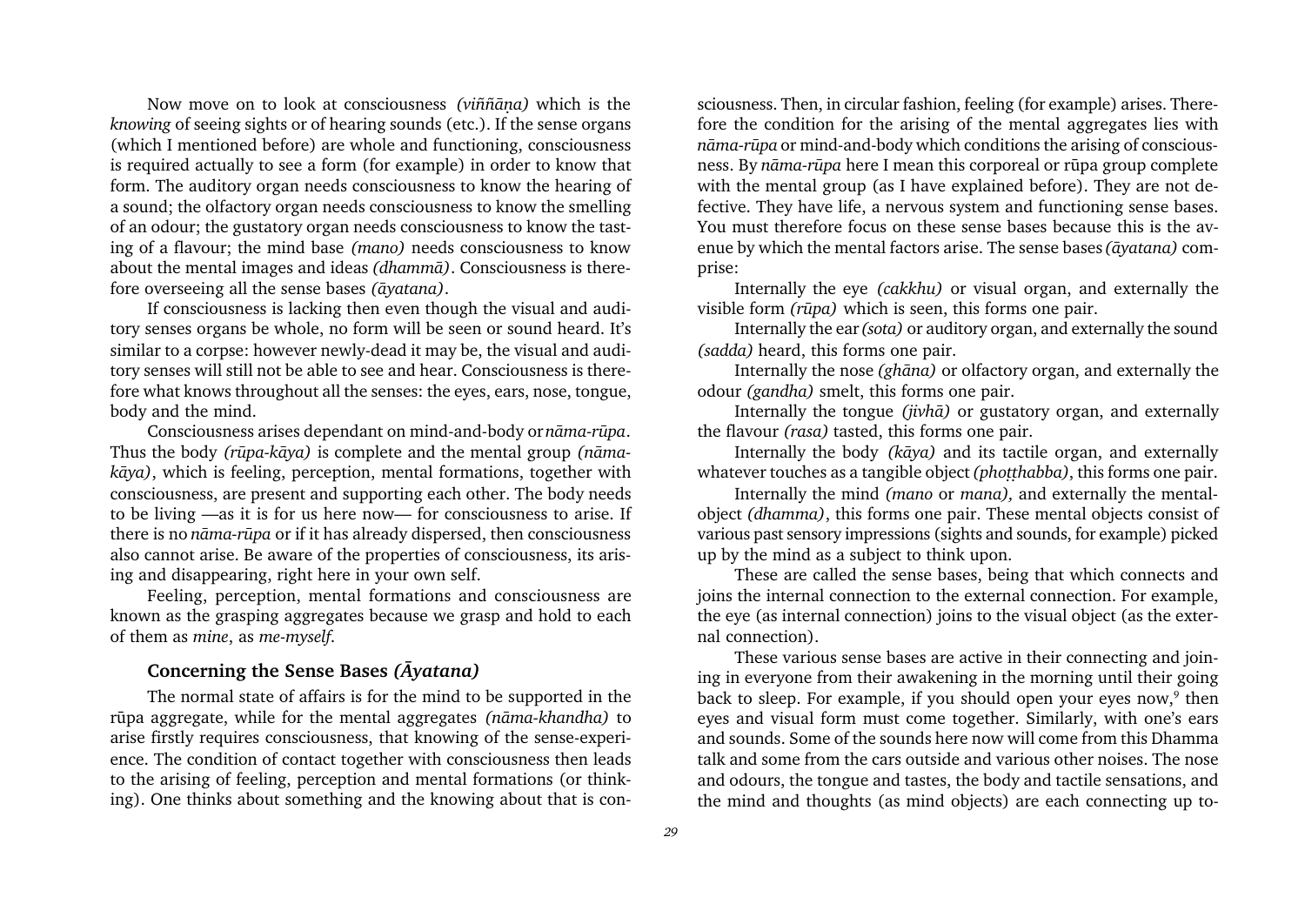Now move on to look at consciousness *(viññāṇa)* which is the *knowing* of seeing sights or of hearing sounds (etc.). If the sense organs (which I mentioned before) are whole and functioning, consciousness is required actually to see a form (for example) in order to know that form. The auditory organ needs consciousness to know the hearing of a sound; the olfactory organ needs consciousness to know the smelling of an odour; the gustatory organ needs consciousness to know the tasting of a flavour; the mind base *(mano)* needs consciousness to know about the mental images and ideas *(dhammā)*. Consciousness is therefore overseeing all the sense bases *(āyatana)*.

If consciousness is lacking then even though the visual and auditory senses organs be whole, no form will be seen or sound heard. It's similar to a corpse: however newly-dead it may be, the visual and auditory senses will still not be able to see and hear. Consciousness is therefore what knows throughout all the senses: the eyes, ears, nose, tongue, body and the mind.

Consciousness arises dependant on mind-and-body or *nāma-rūpa*. Thus the body *(rūpa-kāya)* is complete and the mental group *(nāma-kāya)*, which is feeling, perception, mental formations, together with consciousness, are present and supporting each other. The body needs to be living —as it is for us here now— for consciousness to arise. If there is no *nāma-rūpa* or if it has already dispersed, then consciousness also cannot arise. Be aware of the properties of consciousness, its arising and disappearing, right here in your own self.

Feeling, perception, mental formations and consciousness are known as the grasping aggregates because we grasp and hold to each of them as *mine*, as *me-myself*.

### Concerning the Sense Bases *(Āyatana)*

The normal state of affairs is for the mind to be supported in the rūpa aggregate, while for the mental aggregates *(nāma-khandha)* to arise firstly requires consciousness, that knowing of the sense-experience. The condition of contact together with consciousness then leads to the arising of feeling, perception and mental formations (or thinking). One thinks about something and the knowing about that is consciousness. Then, in circular fashion, feeling (for example) arises. Therefore the condition for the arising of the mental aggregates lies with *nāma-rūpa* or mind-and-body which conditions the arising of consciousness. By *nāma-rūpa* here I mean this corporeal or rūpa group complete with the mental group (as I have explained before). They are not defective. They have life, a nervous system and functioning sense bases. You must therefore focus on these sense bases because this is the avenue by which the mental factors arise. The sense bases *(āyatana)* comprise:

Internally the eye *(cakkhu)* or visual organ, and externally the visible form *(rūpa)* which is seen, this forms one pair.

Internally the ear *(sota)* or auditory organ, and externally the sound *(sadda)* heard, this forms one pair.

Internally the nose *(ghāna)* or olfactory organ, and externally the odour *(gandha)* smelt, this forms one pair.

Internally the tongue *(jivhā)* or gustatory organ, and externally the flavour *(rasa)* tasted, this forms one pair.

Internally the body *(kāya)* and its tactile organ, and externally whatever touches as a tangible object *(phoṭṭhabba)*, this forms one pair.

Internally the mind *(mano* or *mana),* and externally the mental-object *(dhamma)*, this forms one pair. These mental objects consist of various past sensory impressions (sights and sounds, for example) picked up by the mind as a subject to think upon.

These are called the sense bases, being that which connects and joins the internal connection to the external connection. For example, the eye (as internal connection) joins to the visual object (as the external connection).

These various sense bases are active in their connecting and joining in everyone from their awakening in the morning until their going back to sleep. For example, if you should open your eyes now,[9] then eyes and visual form must come together. Similarly, with one's ears and sounds. Some of the sounds here now will come from this Dhamma talk and some from the cars outside and various other noises. The nose and odours, the tongue and tastes, the body and tactile sensations, and the mind and thoughts (as mind objects) are each connecting up to-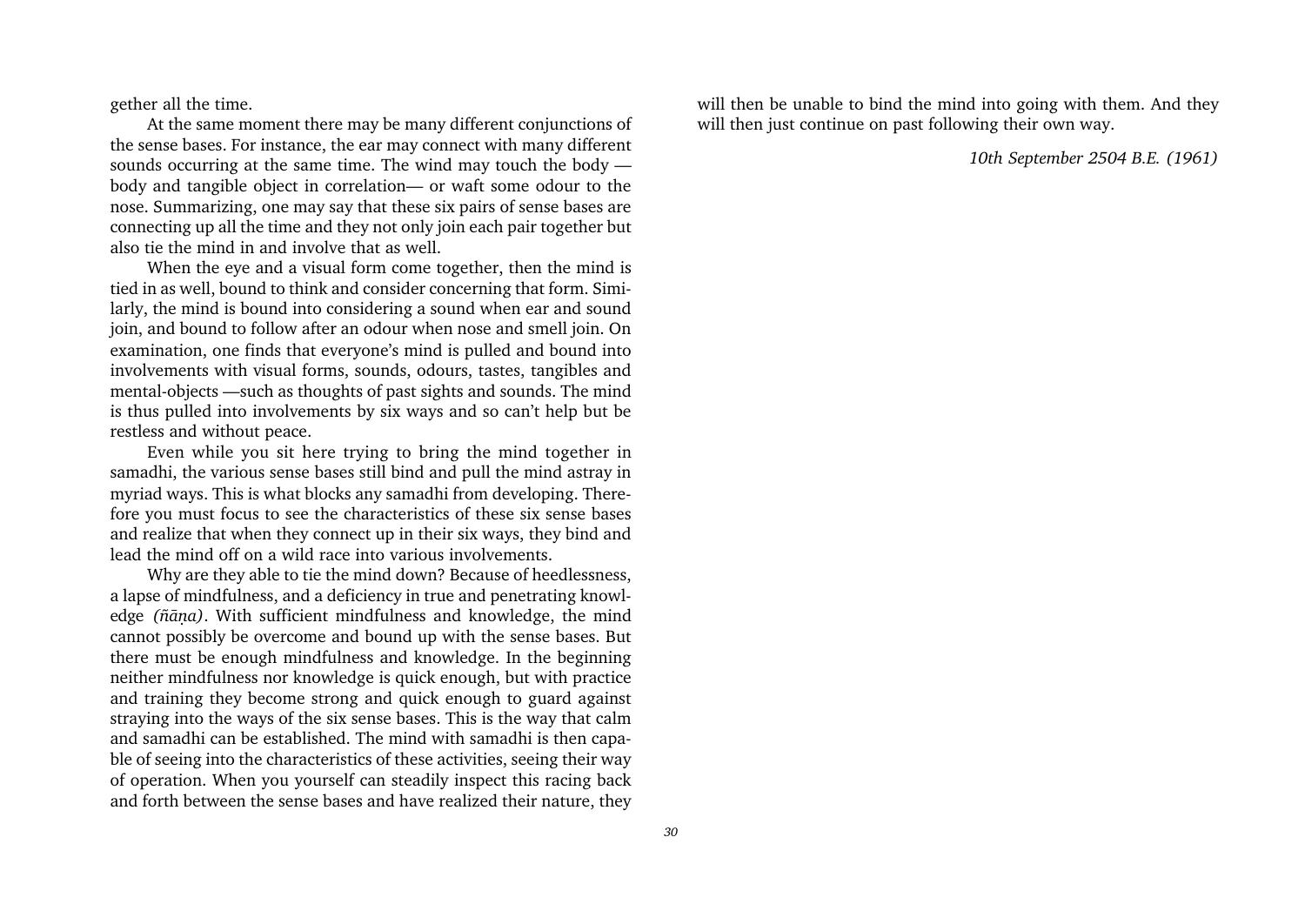gether all the time.

At the same moment there may be many different conjunctions of the sense bases. For instance, the ear may connect with many different sounds occurring at the same time. The wind may touch the body — body and tangible object in correlation— or waft some odour to the nose. Summarizing, one may say that these six pairs of sense bases are connecting up all the time and they not only join each pair together but also tie the mind in and involve that as well.

When the eye and a visual form come together, then the mind is tied in as well, bound to think and consider concerning that form. Similarly, the mind is bound into considering a sound when ear and sound join, and bound to follow after an odour when nose and smell join. On examination, one finds that everyone's mind is pulled and bound into involvements with visual forms, sounds, odours, tastes, tangibles and mental-objects —such as thoughts of past sights and sounds. The mind is thus pulled into involvements by six ways and so can't help but be restless and without peace.

Even while you sit here trying to bring the mind together in samadhi, the various sense bases still bind and pull the mind astray in myriad ways. This is what blocks any samadhi from developing. Therefore you must focus to see the characteristics of these six sense bases and realize that when they connect up in their six ways, they bind and lead the mind off on a wild race into various involvements.

Why are they able to tie the mind down? Because of heedlessness, a lapse of mindfulness, and a deficiency in true and penetrating knowledge *(ñāṇa)*. With sufficient mindfulness and knowledge, the mind cannot possibly be overcome and bound up with the sense bases. But there must be enough mindfulness and knowledge. In the beginning neither mindfulness nor knowledge is quick enough, but with practice and training they become strong and quick enough to guard against straying into the ways of the six sense bases. This is the way that calm and samadhi can be established. The mind with samadhi is then capable of seeing into the characteristics of these activities, seeing their way of operation. When you yourself can steadily inspect this racing back and forth between the sense bases and have realized their nature, they will then be unable to bind the mind into going with them. And they will then just continue on past following their own way.

*10th September 2504 B.E. (1961)*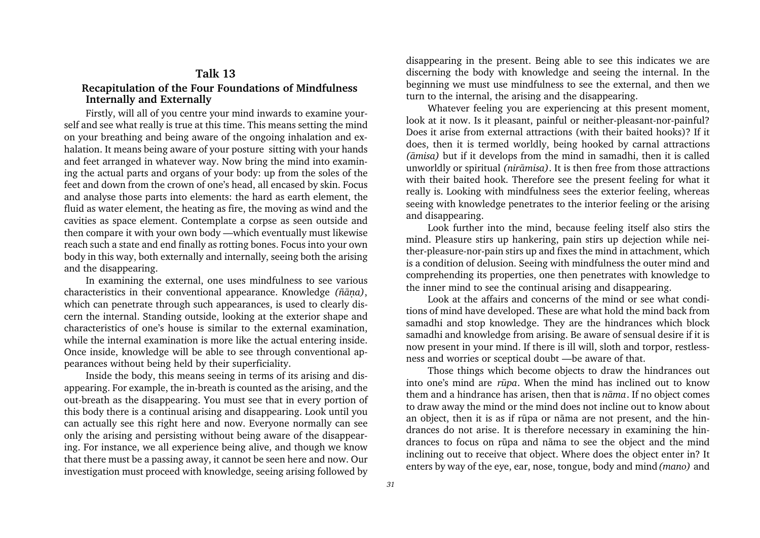## Talk 13

### Recapitulation of the Four Foundations of Mindfulness Internally and Externally

Firstly, will all of you centre your mind inwards to examine yourself and see what really is true at this time. This means setting the mind on your breathing and being aware of the ongoing inhalation and exhalation. It means being aware of your posture sitting with your hands and feet arranged in whatever way. Now bring the mind into examining the actual parts and organs of your body: up from the soles of the feet and down from the crown of one's head, all encased by skin. Focus and analyse those parts into elements: the hard as earth element, the fluid as water element, the heating as fire, the moving as wind and the cavities as space element. Contemplate a corpse as seen outside and then compare it with your own body —which eventually must likewise reach such a state and end finally as rotting bones. Focus into your own body in this way, both externally and internally, seeing both the arising and the disappearing.

In examining the external, one uses mindfulness to see various characteristics in their conventional appearance. Knowledge *(ñāṇa)*, which can penetrate through such appearances, is used to clearly discern the internal. Standing outside, looking at the exterior shape and characteristics of one's house is similar to the external examination, while the internal examination is more like the actual entering inside. Once inside, knowledge will be able to see through conventional appearances without being held by their superficiality.

Inside the body, this means seeing in terms of its arising and disappearing. For example, the in-breath is counted as the arising, and the out-breath as the disappearing. You must see that in every portion of this body there is a continual arising and disappearing. Look until you can actually see this right here and now. Everyone normally can see only the arising and persisting without being aware of the disappearing. For instance, we all experience being alive, and though we know that there must be a passing away, it cannot be seen here and now. Our investigation must proceed with knowledge, seeing arising followed by disappearing in the present. Being able to see this indicates we are discerning the body with knowledge and seeing the internal. In the beginning we must use mindfulness to see the external, and then we turn to the internal, the arising and the disappearing.

Whatever feeling you are experiencing at this present moment, look at it now. Is it pleasant, painful or neither-pleasant-nor-painful? Does it arise from external attractions (with their baited hooks)? If it does, then it is termed worldly, being hooked by carnal attractions *(āmisa)* but if it develops from the mind in samadhi, then it is called unworldly or spiritual *(nirāmisa)*. It is then free from those attractions with their baited hook. Therefore see the present feeling for what it really is. Looking with mindfulness sees the exterior feeling, whereas seeing with knowledge penetrates to the interior feeling or the arising and disappearing.

Look further into the mind, because feeling itself also stirs the mind. Pleasure stirs up hankering, pain stirs up dejection while neither-pleasure-nor-pain stirs up and fixes the mind in attachment, which is a condition of delusion. Seeing with mindfulness the outer mind and comprehending its properties, one then penetrates with knowledge to the inner mind to see the continual arising and disappearing.

Look at the affairs and concerns of the mind or see what conditions of mind have developed. These are what hold the mind back from samadhi and stop knowledge. They are the hindrances which block samadhi and knowledge from arising. Be aware of sensual desire if it is now present in your mind. If there is ill will, sloth and torpor, restlessness and worries or sceptical doubt —be aware of that.

Those things which become objects to draw the hindrances out into one's mind are *rūpa*. When the mind has inclined out to know them and a hindrance has arisen, then that is *nāma*. If no object comes to draw away the mind or the mind does not incline out to know about an object, then it is as if rūpa or nāma are not present, and the hindrances do not arise. It is therefore necessary in examining the hindrances to focus on rūpa and nāma to see the object and the mind inclining out to receive that object. Where does the object enter in? It enters by way of the eye, ear, nose, tongue, body and mind *(mano)* and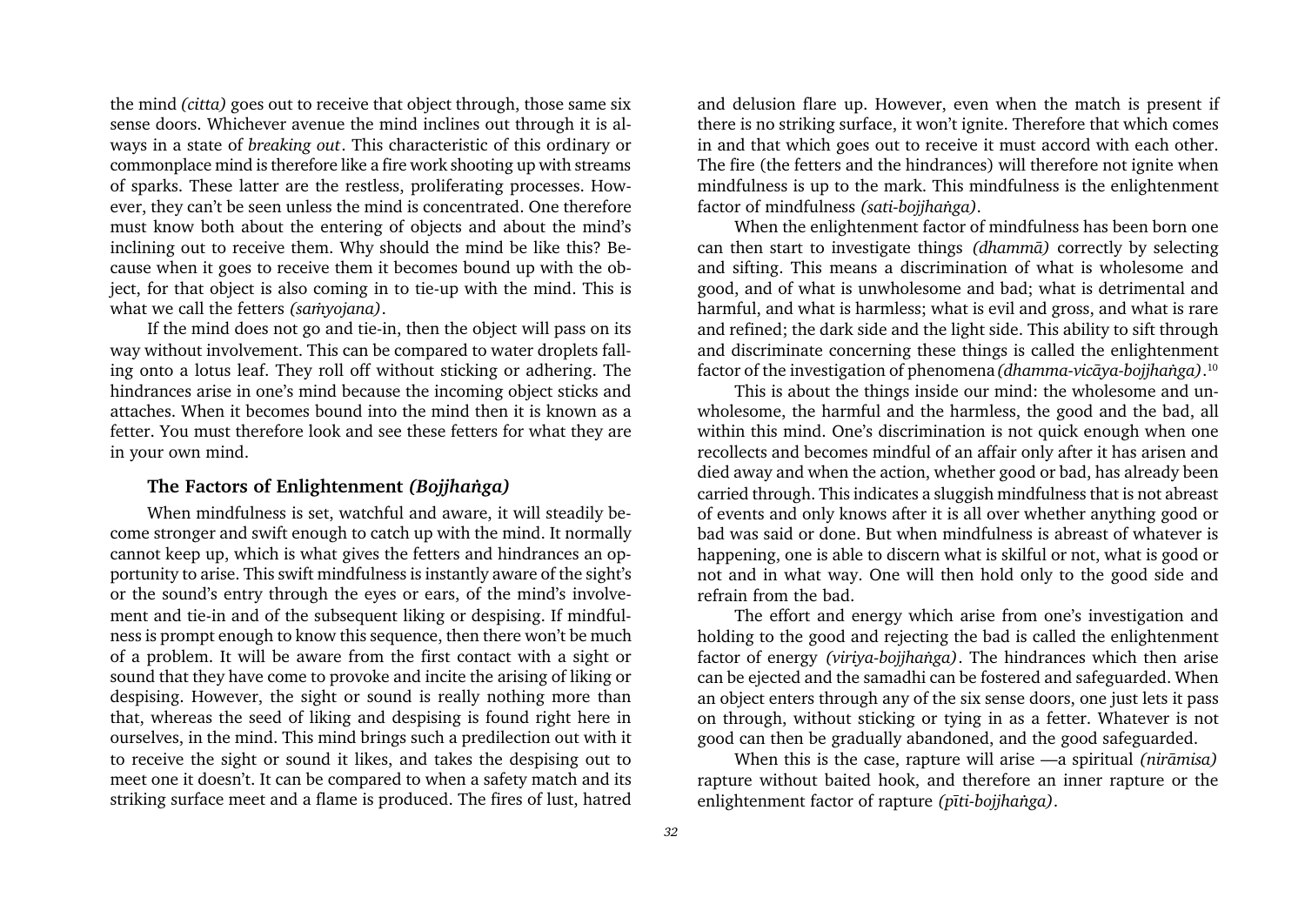the mind *(citta)* goes out to receive that object through, those same six sense doors. Whichever avenue the mind inclines out through it is always in a state of *breaking out*. This characteristic of this ordinary or commonplace mind is therefore like a fire work shooting up with streams of sparks. These latter are the restless, proliferating processes. However, they can't be seen unless the mind is concentrated. One therefore must know both about the entering of objects and about the mind's inclining out to receive them. Why should the mind be like this? Because when it goes to receive them it becomes bound up with the object, for that object is also coming in to tie-up with the mind. This is what we call the fetters *(saṁyojana)*.

If the mind does not go and tie-in, then the object will pass on its way without involvement. This can be compared to water droplets falling onto a lotus leaf. They roll off without sticking or adhering. The hindrances arise in one's mind because the incoming object sticks and attaches. When it becomes bound into the mind then it is known as a fetter. You must therefore look and see these fetters for what they are in your own mind.

### The Factors of Enlightenment *(Bojjhaṅga)*

When mindfulness is set, watchful and aware, it will steadily become stronger and swift enough to catch up with the mind. It normally cannot keep up, which is what gives the fetters and hindrances an opportunity to arise. This swift mindfulness is instantly aware of the sight's or the sound's entry through the eyes or ears, of the mind's involvement and tie-in and of the subsequent liking or despising. If mindfulness is prompt enough to know this sequence, then there won't be much of a problem. It will be aware from the first contact with a sight or sound that they have come to provoke and incite the arising of liking or despising. However, the sight or sound is really nothing more than that, whereas the seed of liking and despising is found right here in ourselves, in the mind. This mind brings such a predilection out with it to receive the sight or sound it likes, and takes the despising out to meet one it doesn't. It can be compared to when a safety match and its striking surface meet and a flame is produced. The fires of lust, hatred and delusion flare up. However, even when the match is present if there is no striking surface, it won't ignite. Therefore that which comes in and that which goes out to receive it must accord with each other. The fire (the fetters and the hindrances) will therefore not ignite when mindfulness is up to the mark. This mindfulness is the enlightenment factor of mindfulness *(sati-bojjhaṅga)*.

When the enlightenment factor of mindfulness has been born one can then start to investigate things *(dhammā)* correctly by selecting and sifting. This means a discrimination of what is wholesome and good, and of what is unwholesome and bad; what is detrimental and harmful, and what is harmless; what is evil and gross, and what is rare and refined; the dark side and the light side. This ability to sift through and discriminate concerning these things is called the enlightenment factor of the investigation of phenomena *(dhamma-vicāya-bojjhaṅga)*.[10]

This is about the things inside our mind: the wholesome and unwholesome, the harmful and the harmless, the good and the bad, all within this mind. One's discrimination is not quick enough when one recollects and becomes mindful of an affair only after it has arisen and died away and when the action, whether good or bad, has already been carried through. This indicates a sluggish mindfulness that is not abreast of events and only knows after it is all over whether anything good or bad was said or done. But when mindfulness is abreast of whatever is happening, one is able to discern what is skilful or not, what is good or not and in what way. One will then hold only to the good side and refrain from the bad.

The effort and energy which arise from one's investigation and holding to the good and rejecting the bad is called the enlightenment factor of energy *(viriya-bojjhaṅga)*. The hindrances which then arise can be ejected and the samadhi can be fostered and safeguarded. When an object enters through any of the six sense doors, one just lets it pass on through, without sticking or tying in as a fetter. Whatever is not good can then be gradually abandoned, and the good safeguarded.

When this is the case, rapture will arise —a spiritual *(nirāmisa)* rapture without baited hook, and therefore an inner rapture or the enlightenment factor of rapture *(pīti-bojjhaṅga)*.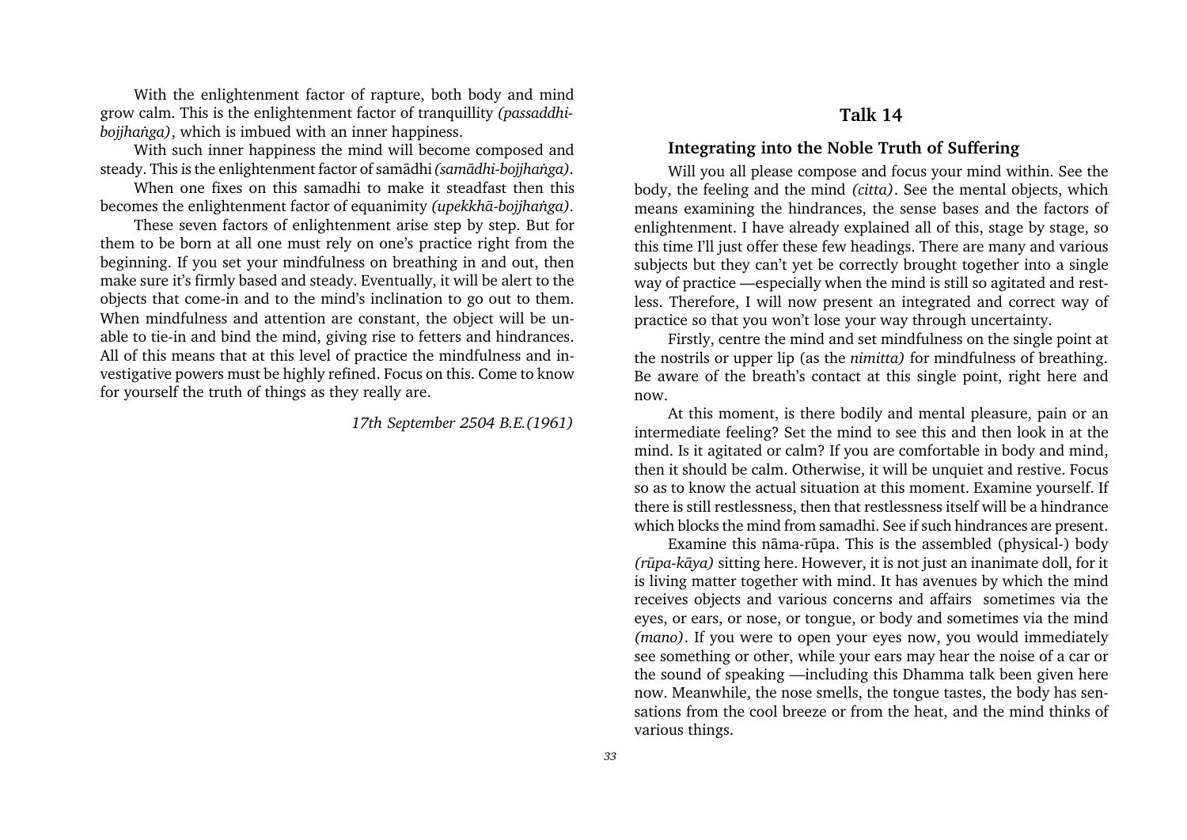With the enlightenment factor of rapture, both body and mind grow calm. This is the enlightenment factor of tranquillity *(passaddhi-bojjhaṅga)*, which is imbued with an inner happiness.

With such inner happiness the mind will become composed and steady. This is the enlightenment factor of samādhi *(samādhi-bojjhaṅga)*.

When one fixes on this samadhi to make it steadfast then this becomes the enlightenment factor of equanimity *(upekkhā-bojjhaṅga)*.

These seven factors of enlightenment arise step by step. But for them to be born at all one must rely on one's practice right from the beginning. If you set your mindfulness on breathing in and out, then make sure it's firmly based and steady. Eventually, it will be alert to the objects that come-in and to the mind's inclination to go out to them. When mindfulness and attention are constant, the object will be unable to tie-in and bind the mind, giving rise to fetters and hindrances. All of this means that at this level of practice the mindfulness and investigative powers must be highly refined. Focus on this. Come to know for yourself the truth of things as they really are.

*17th September 2504 B.E.(1961)*

## Talk 14

### Integrating into the Noble Truth of Suffering

Will you all please compose and focus your mind within. See the body, the feeling and the mind *(citta)*. See the mental objects, which means examining the hindrances, the sense bases and the factors of enlightenment. I have already explained all of this, stage by stage, so this time I'll just offer these few headings. There are many and various subjects but they can't yet be correctly brought together into a single way of practice —especially when the mind is still so agitated and restless. Therefore, I will now present an integrated and correct way of practice so that you won't lose your way through uncertainty.

Firstly, centre the mind and set mindfulness on the single point at the nostrils or upper lip (as the *nimitta)* for mindfulness of breathing. Be aware of the breath's contact at this single point, right here and now.

At this moment, is there bodily and mental pleasure, pain or an intermediate feeling? Set the mind to see this and then look in at the mind. Is it agitated or calm? If you are comfortable in body and mind, then it should be calm. Otherwise, it will be unquiet and restive. Focus so as to know the actual situation at this moment. Examine yourself. If there is still restlessness, then that restlessness itself will be a hindrance which blocks the mind from samadhi. See if such hindrances are present.

Examine this nāma-rūpa. This is the assembled (physical-) body *(rūpa-kāya)* sitting here. However, it is not just an inanimate doll, for it is living matter together with mind. It has avenues by which the mind receives objects and various concerns and affairs sometimes via the eyes, or ears, or nose, or tongue, or body and sometimes via the mind *(mano)*. If you were to open your eyes now, you would immediately see something or other, while your ears may hear the noise of a car or the sound of speaking —including this Dhamma talk been given here now. Meanwhile, the nose smells, the tongue tastes, the body has sensations from the cool breeze or from the heat, and the mind thinks of various things.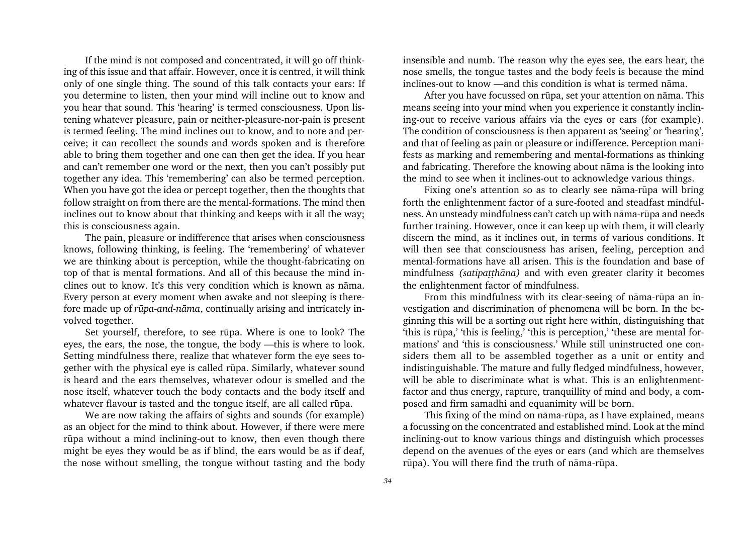If the mind is not composed and concentrated, it will go off thinking of this issue and that affair. However, once it is centred, it will think only of one single thing. The sound of this talk contacts your ears: If you determine to listen, then your mind will incline out to know and you hear that sound. This 'hearing' is termed consciousness. Upon listening whatever pleasure, pain or neither-pleasure-nor-pain is present is termed feeling. The mind inclines out to know, and to note and perceive; it can recollect the sounds and words spoken and is therefore able to bring them together and one can then get the idea. If you hear and can't remember one word or the next, then you can't possibly put together any idea. This 'remembering' can also be termed perception. When you have got the idea or percept together, then the thoughts that follow straight on from there are the mental-formations. The mind then inclines out to know about that thinking and keeps with it all the way; this is consciousness again.

The pain, pleasure or indifference that arises when consciousness knows, following thinking, is feeling. The 'remembering' of whatever we are thinking about is perception, while the thought-fabricating on top of that is mental formations. And all of this because the mind inclines out to know. It's this very condition which is known as nāma. Every person at every moment when awake and not sleeping is therefore made up of *rūpa-and-nāma*, continually arising and intricately involved together.

Set yourself, therefore, to see rūpa. Where is one to look? The eyes, the ears, the nose, the tongue, the body —this is where to look. Setting mindfulness there, realize that whatever form the eye sees together with the physical eye is called rūpa. Similarly, whatever sound is heard and the ears themselves, whatever odour is smelled and the nose itself, whatever touch the body contacts and the body itself and whatever flavour is tasted and the tongue itself, are all called rūpa.

We are now taking the affairs of sights and sounds (for example) as an object for the mind to think about. However, if there were mere rūpa without a mind inclining-out to know, then even though there might be eyes they would be as if blind, the ears would be as if deaf, the nose without smelling, the tongue without tasting and the body insensible and numb. The reason why the eyes see, the ears hear, the nose smells, the tongue tastes and the body feels is because the mind inclines-out to know —and this condition is what is termed nāma.

After you have focussed on rūpa, set your attention on nāma. This means seeing into your mind when you experience it constantly inclining-out to receive various affairs via the eyes or ears (for example). The condition of consciousness is then apparent as 'seeing' or 'hearing', and that of feeling as pain or pleasure or indifference. Perception manifests as marking and remembering and mental-formations as thinking and fabricating. Therefore the knowing about nāma is the looking into the mind to see when it inclines-out to acknowledge various things.

Fixing one's attention so as to clearly see nāma-rūpa will bring forth the enlightenment factor of a sure-footed and steadfast mindfulness. An unsteady mindfulness can't catch up with nāma-rūpa and needs further training. However, once it can keep up with them, it will clearly discern the mind, as it inclines out, in terms of various conditions. It will then see that consciousness has arisen, feeling, perception and mental-formations have all arisen. This is the foundation and base of mindfulness *(satipaṭṭhāna)* and with even greater clarity it becomes the enlightenment factor of mindfulness.

From this mindfulness with its clear-seeing of nāma-rūpa an investigation and discrimination of phenomena will be born. In the beginning this will be a sorting out right here within, distinguishing that 'this is rūpa,' 'this is feeling,' 'this is perception,' 'these are mental formations' and 'this is consciousness.' While still uninstructed one considers them all to be assembled together as a unit or entity and indistinguishable. The mature and fully fledged mindfulness, however, will be able to discriminate what is what. This is an enlightenment-factor and thus energy, rapture, tranquillity of mind and body, a composed and firm samadhi and equanimity will be born.

This fixing of the mind on nāma-rūpa, as I have explained, means a focussing on the concentrated and established mind. Look at the mind inclining-out to know various things and distinguish which processes depend on the avenues of the eyes or ears (and which are themselves rūpa). You will there find the truth of nāma-rūpa.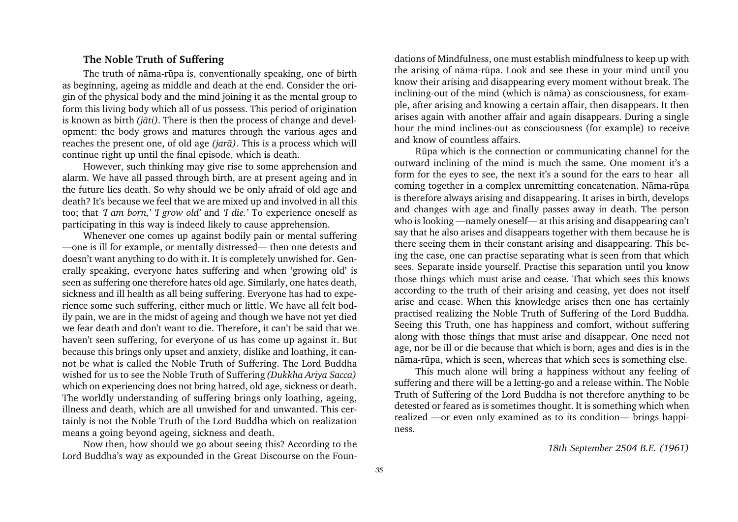### The Noble Truth of Suffering

The truth of nāma-rūpa is, conventionally speaking, one of birth as beginning, ageing as middle and death at the end. Consider the origin of the physical body and the mind joining it as the mental group to form this living body which all of us possess. This period of origination is known as birth *(jāti)*. There is then the process of change and development: the body grows and matures through the various ages and reaches the present one, of old age *(jarā)*. This is a process which will continue right up until the final episode, which is death.

However, such thinking may give rise to some apprehension and alarm. We have all passed through birth, are at present ageing and in the future lies death. So why should we be only afraid of old age and death? It's because we feel that we are mixed up and involved in all this too; that *'I am born,' 'I grow old'* and *'I die.'* To experience oneself as participating in this way is indeed likely to cause apprehension.

Whenever one comes up against bodily pain or mental suffering —one is ill for example, or mentally distressed— then one detests and doesn't want anything to do with it. It is completely unwished for. Generally speaking, everyone hates suffering and when 'growing old' is seen as suffering one therefore hates old age. Similarly, one hates death, sickness and ill health as all being suffering. Everyone has had to experience some such suffering, either much or little. We have all felt bodily pain, we are in the midst of ageing and though we have not yet died we fear death and don't want to die. Therefore, it can't be said that we haven't seen suffering, for everyone of us has come up against it. But because this brings only upset and anxiety, dislike and loathing, it cannot be what is called the Noble Truth of Suffering. The Lord Buddha wished for us to see the Noble Truth of Suffering *(Dukkha Ariya Sacca)* which on experiencing does not bring hatred, old age, sickness or death. The worldly understanding of suffering brings only loathing, ageing, illness and death, which are all unwished for and unwanted. This certainly is not the Noble Truth of the Lord Buddha which on realization means a going beyond ageing, sickness and death.

Now then, how should we go about seeing this? According to the Lord Buddha's way as expounded in the Great Discourse on the Foundations of Mindfulness, one must establish mindfulness to keep up with the arising of nāma-rūpa. Look and see these in your mind until you know their arising and disappearing every moment without break. The inclining-out of the mind (which is nāma) as consciousness, for example, after arising and knowing a certain affair, then disappears. It then arises again with another affair and again disappears. During a single hour the mind inclines-out as consciousness (for example) to receive and know of countless affairs.

Rūpa which is the connection or communicating channel for the outward inclining of the mind is much the same. One moment it's a form for the eyes to see, the next it's a sound for the ears to hear all coming together in a complex unremitting concatenation. Nāma-rūpa is therefore always arising and disappearing. It arises in birth, develops and changes with age and finally passes away in death. The person who is looking —namely oneself— at this arising and disappearing can't say that he also arises and disappears together with them because he is there seeing them in their constant arising and disappearing. This being the case, one can practise separating what is seen from that which sees. Separate inside yourself. Practise this separation until you know those things which must arise and cease. That which sees this knows according to the truth of their arising and ceasing, yet does not itself arise and cease. When this knowledge arises then one has certainly practised realizing the Noble Truth of Suffering of the Lord Buddha. Seeing this Truth, one has happiness and comfort, without suffering along with those things that must arise and disappear. One need not age, nor be ill or die because that which is born, ages and dies is in the nāma-rūpa, which is seen, whereas that which sees is something else.

This much alone will bring a happiness without any feeling of suffering and there will be a letting-go and a release within. The Noble Truth of Suffering of the Lord Buddha is not therefore anything to be detested or feared as is sometimes thought. It is something which when realized —or even only examined as to its condition— brings happiness.

*18th September 2504 B.E. (1961)*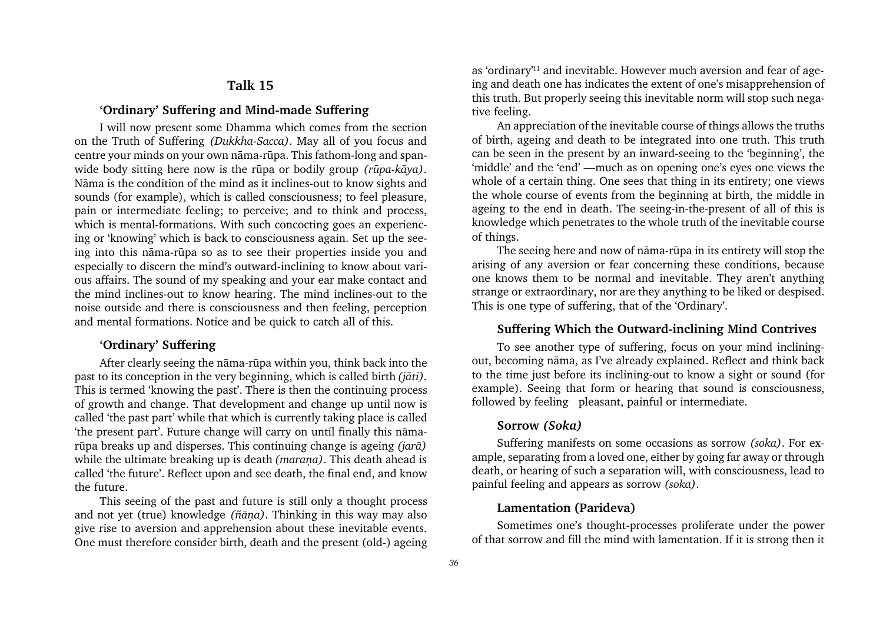# Talk 15

## 'Ordinary' Suffering and Mind-made Suffering

I will now present some Dhamma which comes from the section on the Truth of Suffering *(Dukkha-Sacca)*. May all of you focus and centre your minds on your own nāma-rūpa. This fathom-long and span-wide body sitting here now is the rūpa or bodily group *(rūpa-kāya)*. Nāma is the condition of the mind as it inclines-out to know sights and sounds (for example), which is called consciousness; to feel pleasure, pain or intermediate feeling; to perceive; and to think and process, which is mental-formations. With such concocting goes an experiencing or 'knowing' which is back to consciousness again. Set up the seeing into this nāma-rūpa so as to see their properties inside you and especially to discern the mind's outward-inclining to know about various affairs. The sound of my speaking and your ear make contact and the mind inclines-out to know hearing. The mind inclines-out to the noise outside and there is consciousness and then feeling, perception and mental formations. Notice and be quick to catch all of this.

### 'Ordinary' Suffering

After clearly seeing the nāma-rūpa within you, think back into the past to its conception in the very beginning, which is called birth *(jāti)*. This is termed 'knowing the past'. There is then the continuing process of growth and change. That development and change up until now is called 'the past part' while that which is currently taking place is called 'the present part'. Future change will carry on until finally this nāma-rūpa breaks up and disperses. This continuing change is ageing *(jarā)* while the ultimate breaking up is death *(maraṇa)*. This death ahead is called 'the future'. Reflect upon and see death, the final end, and know the future.

This seeing of the past and future is still only a thought process and not yet (true) knowledge *(ñāṇa)*. Thinking in this way may also give rise to aversion and apprehension about these inevitable events. One must therefore consider birth, death and the present (old-) ageing as 'ordinary'[11] and inevitable. However much aversion and fear of ageing and death one has indicates the extent of one's misapprehension of this truth. But properly seeing this inevitable norm will stop such negative feeling.

An appreciation of the inevitable course of things allows the truths of birth, ageing and death to be integrated into one truth. This truth can be seen in the present by an inward-seeing to the 'beginning', the 'middle' and the 'end' —much as on opening one's eyes one views the whole of a certain thing. One sees that thing in its entirety; one views the whole course of events from the beginning at birth, the middle in ageing to the end in death. The seeing-in-the-present of all of this is knowledge which penetrates to the whole truth of the inevitable course of things.

The seeing here and now of nāma-rūpa in its entirety will stop the arising of any aversion or fear concerning these conditions, because one knows them to be normal and inevitable. They aren't anything strange or extraordinary, nor are they anything to be liked or despised. This is one type of suffering, that of the 'Ordinary'.

### Suffering Which the Outward-inclining Mind Contrives

To see another type of suffering, focus on your mind inclining-out, becoming nāma, as I've already explained. Reflect and think back to the time just before its inclining-out to know a sight or sound (for example). Seeing that form or hearing that sound is consciousness, followed by feeling pleasant, painful or intermediate.

### Sorrow *(Soka)*

Suffering manifests on some occasions as sorrow *(soka)*. For example, separating from a loved one, either by going far away or through death, or hearing of such a separation will, with consciousness, lead to painful feeling and appears as sorrow *(soka)*.

### Lamentation (Parideva)

Sometimes one's thought-processes proliferate under the power of that sorrow and fill the mind with lamentation. If it is strong then it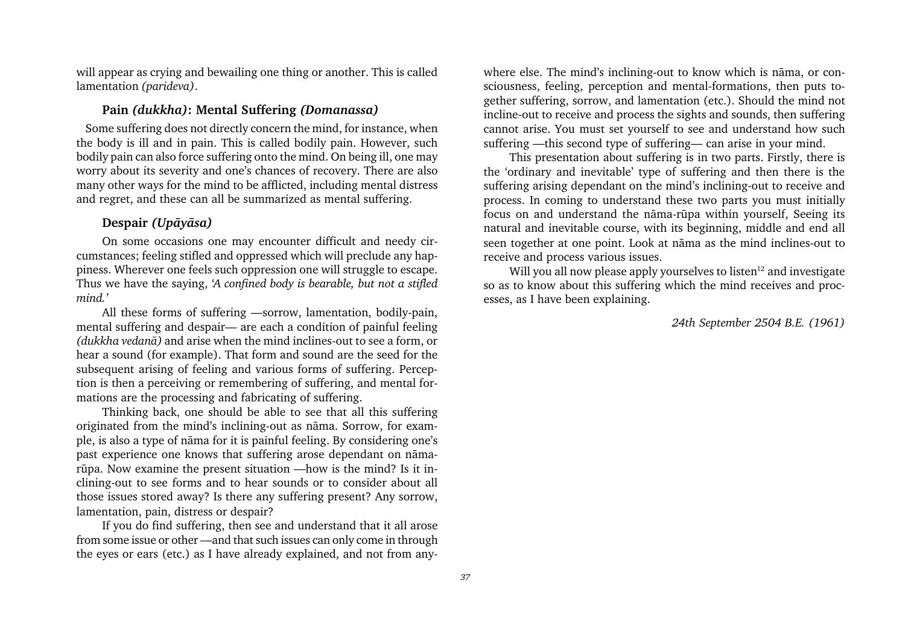will appear as crying and bewailing one thing or another. This is called lamentation *(parideva)*.

### Pain *(dukkha)*: Mental Suffering *(Domanassa)*

Some suffering does not directly concern the mind, for instance, when the body is ill and in pain. This is called bodily pain. However, such bodily pain can also force suffering onto the mind. On being ill, one may worry about its severity and one's chances of recovery. There are also many other ways for the mind to be afflicted, including mental distress and regret, and these can all be summarized as mental suffering.

### Despair *(Upāyāsa)*

On some occasions one may encounter difficult and needy circumstances; feeling stifled and oppressed which will preclude any happiness. Wherever one feels such oppression one will struggle to escape. Thus we have the saying, *'A confined body is bearable, but not a stifled mind.'*

All these forms of suffering —sorrow, lamentation, bodily-pain, mental suffering and despair— are each a condition of painful feeling *(dukkha vedanā)* and arise when the mind inclines-out to see a form, or hear a sound (for example). That form and sound are the seed for the subsequent arising of feeling and various forms of suffering. Perception is then a perceiving or remembering of suffering, and mental formations are the processing and fabricating of suffering.

Thinking back, one should be able to see that all this suffering originated from the mind's inclining-out as nāma. Sorrow, for example, is also a type of nāma for it is painful feeling. By considering one's past experience one knows that suffering arose dependant on nāma-rūpa. Now examine the present situation —how is the mind? Is it inclining-out to see forms and to hear sounds or to consider about all those issues stored away? Is there any suffering present? Any sorrow, lamentation, pain, distress or despair?

If you do find suffering, then see and understand that it all arose from some issue or other —and that such issues can only come in through the eyes or ears (etc.) as I have already explained, and not from anywhere else. The mind's inclining-out to know which is nāma, or consciousness, feeling, perception and mental-formations, then puts together suffering, sorrow, and lamentation (etc.). Should the mind not incline-out to receive and process the sights and sounds, then suffering cannot arise. You must set yourself to see and understand how such suffering —this second type of suffering— can arise in your mind.

This presentation about suffering is in two parts. Firstly, there is the 'ordinary and inevitable' type of suffering and then there is the suffering arising dependant on the mind's inclining-out to receive and process. In coming to understand these two parts you must initially focus on and understand the nāma-rūpa within yourself, Seeing its natural and inevitable course, with its beginning, middle and end all seen together at one point. Look at nāma as the mind inclines-out to receive and process various issues.

Will you all now please apply yourselves to listen[12] and investigate so as to know about this suffering which the mind receives and processes, as I have been explaining.

*24th September 2504 B.E. (1961)*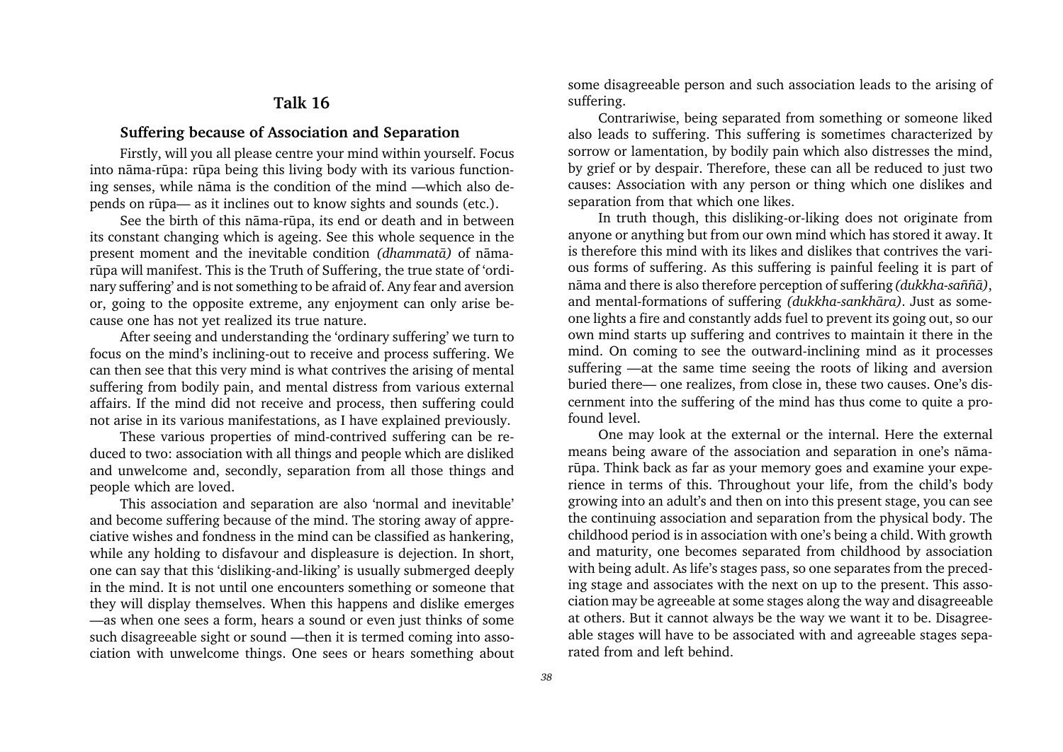## Talk 16

### Suffering because of Association and Separation

Firstly, will you all please centre your mind within yourself. Focus into nāma-rūpa: rūpa being this living body with its various functioning senses, while nāma is the condition of the mind —which also depends on rūpa— as it inclines out to know sights and sounds (etc.).

See the birth of this nāma-rūpa, its end or death and in between its constant changing which is ageing. See this whole sequence in the present moment and the inevitable condition *(dhammatā)* of nāma-rūpa will manifest. This is the Truth of Suffering, the true state of 'ordinary suffering' and is not something to be afraid of. Any fear and aversion or, going to the opposite extreme, any enjoyment can only arise because one has not yet realized its true nature.

After seeing and understanding the 'ordinary suffering' we turn to focus on the mind's inclining-out to receive and process suffering. We can then see that this very mind is what contrives the arising of mental suffering from bodily pain, and mental distress from various external affairs. If the mind did not receive and process, then suffering could not arise in its various manifestations, as I have explained previously.

These various properties of mind-contrived suffering can be reduced to two: association with all things and people which are disliked and unwelcome and, secondly, separation from all those things and people which are loved.

This association and separation are also 'normal and inevitable' and become suffering because of the mind. The storing away of appreciative wishes and fondness in the mind can be classified as hankering, while any holding to disfavour and displeasure is dejection. In short, one can say that this 'disliking-and-liking' is usually submerged deeply in the mind. It is not until one encounters something or someone that they will display themselves. When this happens and dislike emerges —as when one sees a form, hears a sound or even just thinks of some such disagreeable sight or sound —then it is termed coming into association with unwelcome things. One sees or hears something about some disagreeable person and such association leads to the arising of suffering.

Contrariwise, being separated from something or someone liked also leads to suffering. This suffering is sometimes characterized by sorrow or lamentation, by bodily pain which also distresses the mind, by grief or by despair. Therefore, these can all be reduced to just two causes: Association with any person or thing which one dislikes and separation from that which one likes.

In truth though, this disliking-or-liking does not originate from anyone or anything but from our own mind which has stored it away. It is therefore this mind with its likes and dislikes that contrives the various forms of suffering. As this suffering is painful feeling it is part of nāma and there is also therefore perception of suffering *(dukkha-saññā)*, and mental-formations of suffering *(dukkha-sankhāra)*. Just as someone lights a fire and constantly adds fuel to prevent its going out, so our own mind starts up suffering and contrives to maintain it there in the mind. On coming to see the outward-inclining mind as it processes suffering —at the same time seeing the roots of liking and aversion buried there— one realizes, from close in, these two causes. One's discernment into the suffering of the mind has thus come to quite a profound level.

One may look at the external or the internal. Here the external means being aware of the association and separation in one's nāma-rūpa. Think back as far as your memory goes and examine your experience in terms of this. Throughout your life, from the child's body growing into an adult's and then on into this present stage, you can see the continuing association and separation from the physical body. The childhood period is in association with one's being a child. With growth and maturity, one becomes separated from childhood by association with being adult. As life's stages pass, so one separates from the preceding stage and associates with the next on up to the present. This association may be agreeable at some stages along the way and disagreeable at others. But it cannot always be the way we want it to be. Disagreeable stages will have to be associated with and agreeable stages separated from and left behind.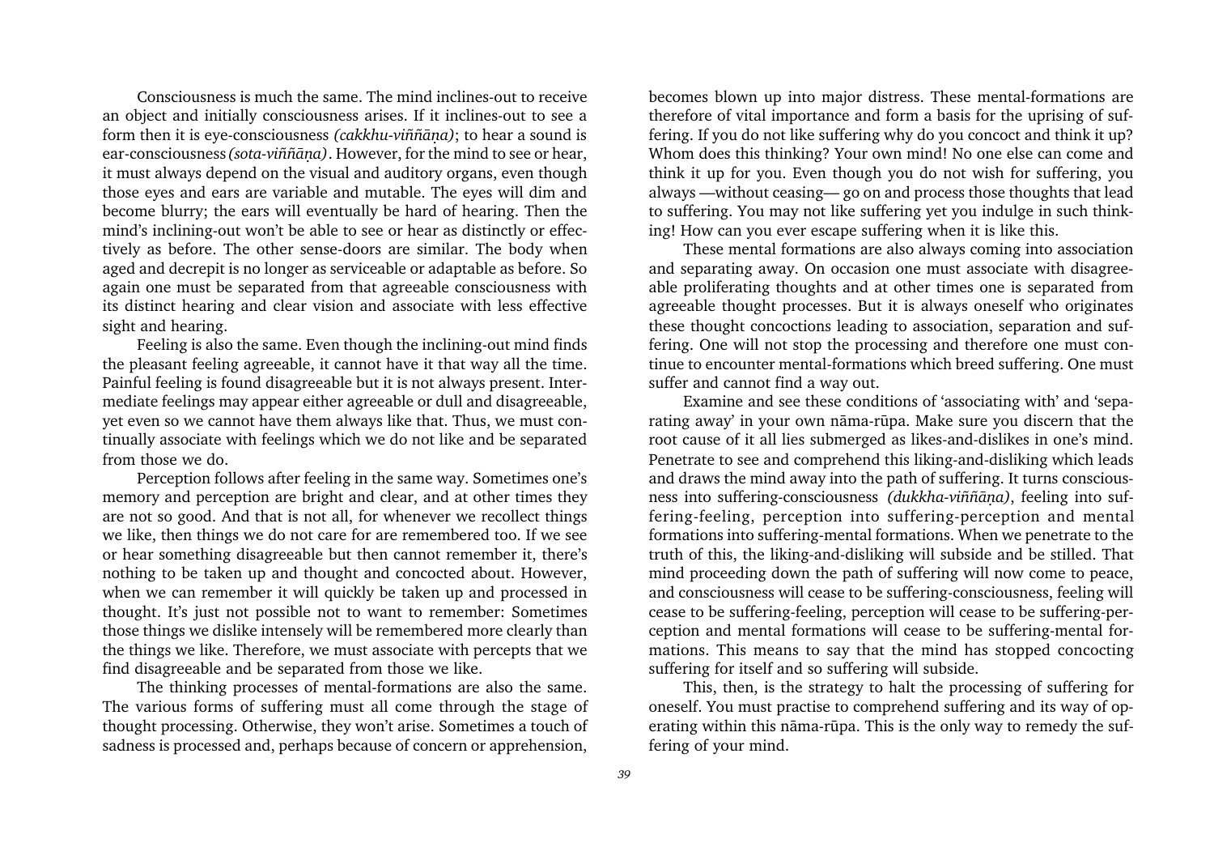Consciousness is much the same. The mind inclines-out to receive an object and initially consciousness arises. If it inclines-out to see a form then it is eye-consciousness *(cakkhu-viññāṇa)*; to hear a sound is ear-consciousness *(sota-viññāṇa)*. However, for the mind to see or hear, it must always depend on the visual and auditory organs, even though those eyes and ears are variable and mutable. The eyes will dim and become blurry; the ears will eventually be hard of hearing. Then the mind's inclining-out won't be able to see or hear as distinctly or effectively as before. The other sense-doors are similar. The body when aged and decrepit is no longer as serviceable or adaptable as before. So again one must be separated from that agreeable consciousness with its distinct hearing and clear vision and associate with less effective sight and hearing.

Feeling is also the same. Even though the inclining-out mind finds the pleasant feeling agreeable, it cannot have it that way all the time. Painful feeling is found disagreeable but it is not always present. Intermediate feelings may appear either agreeable or dull and disagreeable, yet even so we cannot have them always like that. Thus, we must continually associate with feelings which we do not like and be separated from those we do.

Perception follows after feeling in the same way. Sometimes one's memory and perception are bright and clear, and at other times they are not so good. And that is not all, for whenever we recollect things we like, then things we do not care for are remembered too. If we see or hear something disagreeable but then cannot remember it, there's nothing to be taken up and thought and concocted about. However, when we can remember it will quickly be taken up and processed in thought. It's just not possible not to want to remember: Sometimes those things we dislike intensely will be remembered more clearly than the things we like. Therefore, we must associate with percepts that we find disagreeable and be separated from those we like.

The thinking processes of mental-formations are also the same. The various forms of suffering must all come through the stage of thought processing. Otherwise, they won't arise. Sometimes a touch of sadness is processed and, perhaps because of concern or apprehension, becomes blown up into major distress. These mental-formations are therefore of vital importance and form a basis for the uprising of suffering. If you do not like suffering why do you concoct and think it up? Whom does this thinking? Your own mind! No one else can come and think it up for you. Even though you do not wish for suffering, you always —without ceasing— go on and process those thoughts that lead to suffering. You may not like suffering yet you indulge in such thinking! How can you ever escape suffering when it is like this.

These mental formations are also always coming into association and separating away. On occasion one must associate with disagreeable proliferating thoughts and at other times one is separated from agreeable thought processes. But it is always oneself who originates these thought concoctions leading to association, separation and suffering. One will not stop the processing and therefore one must continue to encounter mental-formations which breed suffering. One must suffer and cannot find a way out.

Examine and see these conditions of 'associating with' and 'separating away' in your own nāma-rūpa. Make sure you discern that the root cause of it all lies submerged as likes-and-dislikes in one's mind. Penetrate to see and comprehend this liking-and-disliking which leads and draws the mind away into the path of suffering. It turns consciousness into suffering-consciousness *(dukkha-viññāṇa)*, feeling into suffering-feeling, perception into suffering-perception and mental formations into suffering-mental formations. When we penetrate to the truth of this, the liking-and-disliking will subside and be stilled. That mind proceeding down the path of suffering will now come to peace, and consciousness will cease to be suffering-consciousness, feeling will cease to be suffering-feeling, perception will cease to be suffering-perception and mental formations will cease to be suffering-mental formations. This means to say that the mind has stopped concocting suffering for itself and so suffering will subside.

This, then, is the strategy to halt the processing of suffering for oneself. You must practise to comprehend suffering and its way of operating within this nāma-rūpa. This is the only way to remedy the suffering of your mind.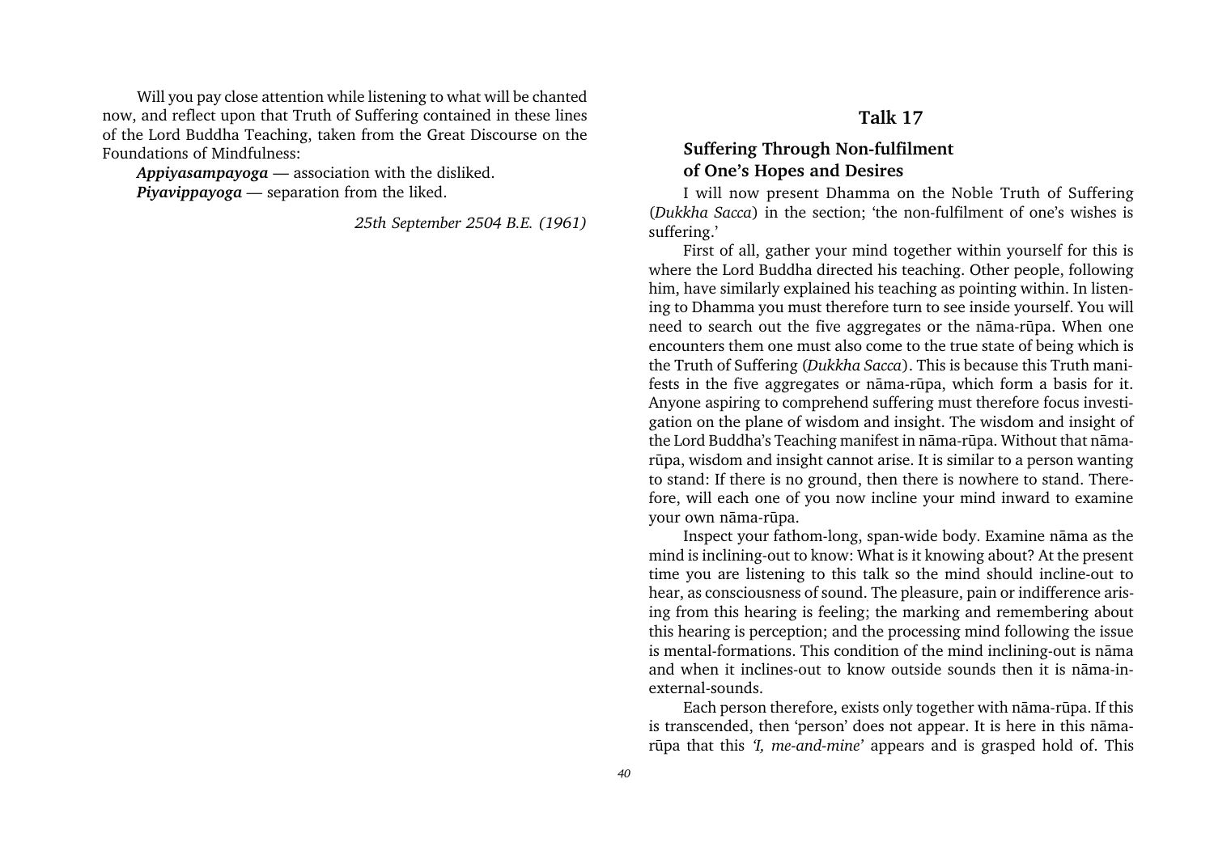Will you pay close attention while listening to what will be chanted now, and reflect upon that Truth of Suffering contained in these lines of the Lord Buddha Teaching, taken from the Great Discourse on the Foundations of Mindfulness:

***Appiyasampayoga*** — association with the disliked.
***Piyavippayoga*** — separation from the liked.

*25th September 2504 B.E. (1961)*

## Talk 17

### Suffering Through Non-fulfilment of One's Hopes and Desires

I will now present Dhamma on the Noble Truth of Suffering (*Dukkha Sacca*) in the section; 'the non-fulfilment of one's wishes is suffering.'

First of all, gather your mind together within yourself for this is where the Lord Buddha directed his teaching. Other people, following him, have similarly explained his teaching as pointing within. In listening to Dhamma you must therefore turn to see inside yourself. You will need to search out the five aggregates or the nāma-rūpa. When one encounters them one must also come to the true state of being which is the Truth of Suffering (*Dukkha Sacca*). This is because this Truth manifests in the five aggregates or nāma-rūpa, which form a basis for it. Anyone aspiring to comprehend suffering must therefore focus investigation on the plane of wisdom and insight. The wisdom and insight of the Lord Buddha's Teaching manifest in nāma-rūpa. Without that nāma-rūpa, wisdom and insight cannot arise. It is similar to a person wanting to stand: If there is no ground, then there is nowhere to stand. Therefore, will each one of you now incline your mind inward to examine your own nāma-rūpa.

Inspect your fathom-long, span-wide body. Examine nāma as the mind is inclining-out to know: What is it knowing about? At the present time you are listening to this talk so the mind should incline-out to hear, as consciousness of sound. The pleasure, pain or indifference arising from this hearing is feeling; the marking and remembering about this hearing is perception; and the processing mind following the issue is mental-formations. This condition of the mind inclining-out is nāma and when it inclines-out to know outside sounds then it is nāma-in-external-sounds.

Each person therefore, exists only together with nāma-rūpa. If this is transcended, then 'person' does not appear. It is here in this nāma-rūpa that this *'I, me-and-mine'* appears and is grasped hold of. This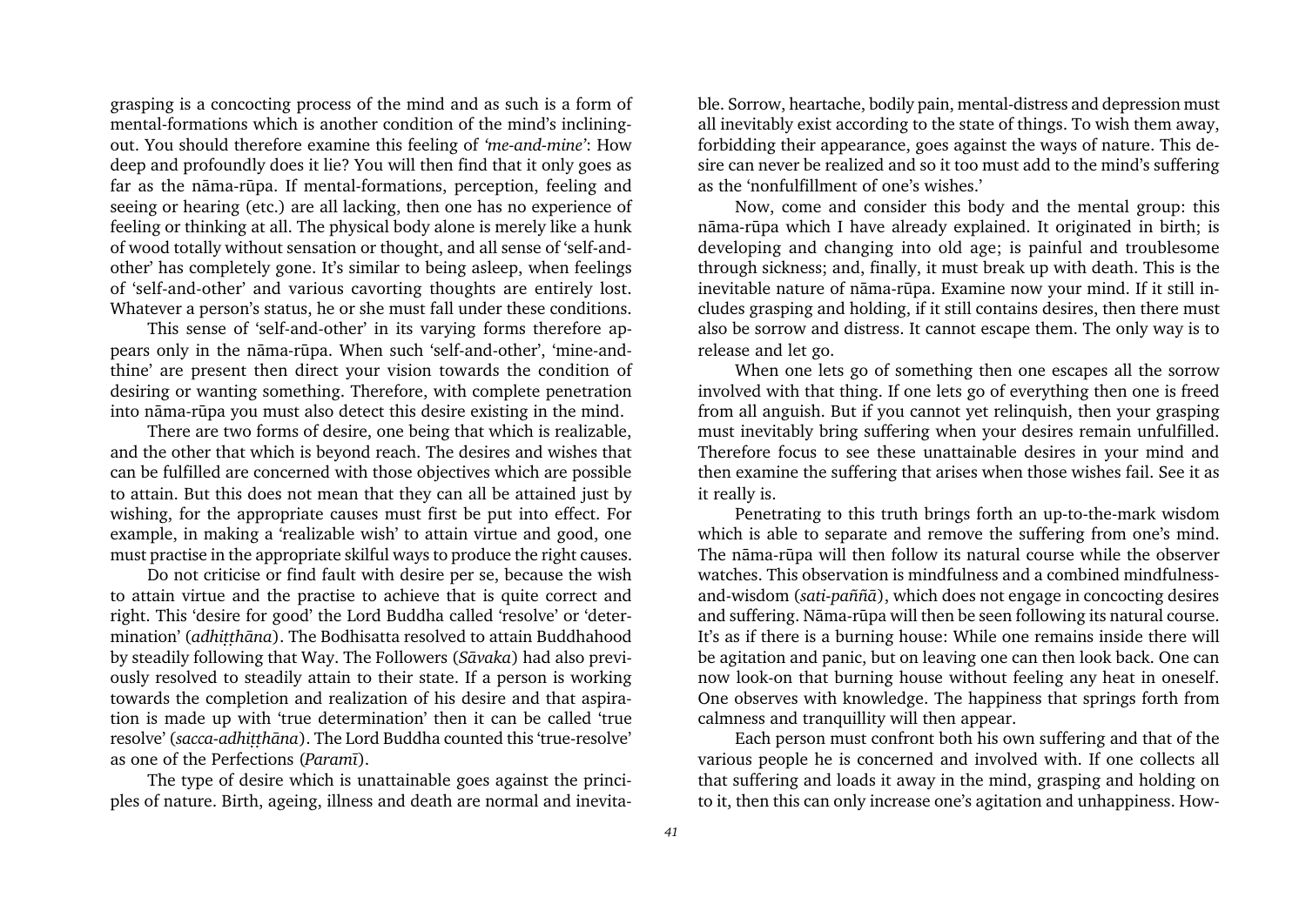grasping is a concocting process of the mind and as such is a form of mental-formations which is another condition of the mind's inclining-out. You should therefore examine this feeling of *'me-and-mine'*: How deep and profoundly does it lie? You will then find that it only goes as far as the nāma-rūpa. If mental-formations, perception, feeling and seeing or hearing (etc.) are all lacking, then one has no experience of feeling or thinking at all. The physical body alone is merely like a hunk of wood totally without sensation or thought, and all sense of 'self-and-other' has completely gone. It's similar to being asleep, when feelings of 'self-and-other' and various cavorting thoughts are entirely lost. Whatever a person's status, he or she must fall under these conditions.

This sense of 'self-and-other' in its varying forms therefore appears only in the nāma-rūpa. When such 'self-and-other', 'mine-and-thine' are present then direct your vision towards the condition of desiring or wanting something. Therefore, with complete penetration into nāma-rūpa you must also detect this desire existing in the mind.

There are two forms of desire, one being that which is realizable, and the other that which is beyond reach. The desires and wishes that can be fulfilled are concerned with those objectives which are possible to attain. But this does not mean that they can all be attained just by wishing, for the appropriate causes must first be put into effect. For example, in making a 'realizable wish' to attain virtue and good, one must practise in the appropriate skilful ways to produce the right causes.

Do not criticise or find fault with desire per se, because the wish to attain virtue and the practise to achieve that is quite correct and right. This 'desire for good' the Lord Buddha called 'resolve' or 'determination' (*adhiṭṭhāna*). The Bodhisatta resolved to attain Buddhahood by steadily following that Way. The Followers (*Sāvaka*) had also previously resolved to steadily attain to their state. If a person is working towards the completion and realization of his desire and that aspiration is made up with 'true determination' then it can be called 'true resolve' (*sacca-adhiṭṭhāna*). The Lord Buddha counted this 'true-resolve' as one of the Perfections (*Paramī*).

The type of desire which is unattainable goes against the principles of nature. Birth, ageing, illness and death are normal and inevitable. Sorrow, heartache, bodily pain, mental-distress and depression must all inevitably exist according to the state of things. To wish them away, forbidding their appearance, goes against the ways of nature. This desire can never be realized and so it too must add to the mind's suffering as the 'nonfulfillment of one's wishes.'

Now, come and consider this body and the mental group: this nāma-rūpa which I have already explained. It originated in birth; is developing and changing into old age; is painful and troublesome through sickness; and, finally, it must break up with death. This is the inevitable nature of nāma-rūpa. Examine now your mind. If it still includes grasping and holding, if it still contains desires, then there must also be sorrow and distress. It cannot escape them. The only way is to release and let go.

When one lets go of something then one escapes all the sorrow involved with that thing. If one lets go of everything then one is freed from all anguish. But if you cannot yet relinquish, then your grasping must inevitably bring suffering when your desires remain unfulfilled. Therefore focus to see these unattainable desires in your mind and then examine the suffering that arises when those wishes fail. See it as it really is.

Penetrating to this truth brings forth an up-to-the-mark wisdom which is able to separate and remove the suffering from one's mind. The nāma-rūpa will then follow its natural course while the observer watches. This observation is mindfulness and a combined mindfulness-and-wisdom (*sati-paññā*), which does not engage in concocting desires and suffering. Nāma-rūpa will then be seen following its natural course. It's as if there is a burning house: While one remains inside there will be agitation and panic, but on leaving one can then look back. One can now look-on that burning house without feeling any heat in oneself. One observes with knowledge. The happiness that springs forth from calmness and tranquillity will then appear.

Each person must confront both his own suffering and that of the various people he is concerned and involved with. If one collects all that suffering and loads it away in the mind, grasping and holding on to it, then this can only increase one's agitation and unhappiness. How-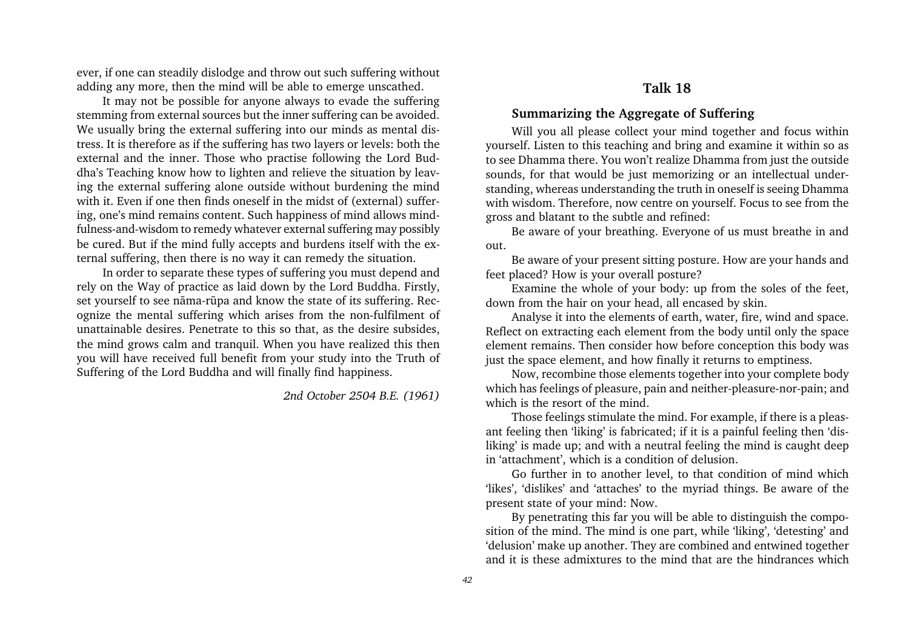ever, if one can steadily dislodge and throw out such suffering without adding any more, then the mind will be able to emerge unscathed.

It may not be possible for anyone always to evade the suffering stemming from external sources but the inner suffering can be avoided. We usually bring the external suffering into our minds as mental distress. It is therefore as if the suffering has two layers or levels: both the external and the inner. Those who practise following the Lord Buddha's Teaching know how to lighten and relieve the situation by leaving the external suffering alone outside without burdening the mind with it. Even if one then finds oneself in the midst of (external) suffering, one's mind remains content. Such happiness of mind allows mindfulness-and-wisdom to remedy whatever external suffering may possibly be cured. But if the mind fully accepts and burdens itself with the external suffering, then there is no way it can remedy the situation.

In order to separate these types of suffering you must depend and rely on the Way of practice as laid down by the Lord Buddha. Firstly, set yourself to see nāma-rūpa and know the state of its suffering. Recognize the mental suffering which arises from the non-fulfilment of unattainable desires. Penetrate to this so that, as the desire subsides, the mind grows calm and tranquil. When you have realized this then you will have received full benefit from your study into the Truth of Suffering of the Lord Buddha and will finally find happiness.

*2nd October 2504 B.E. (1961)*

## Talk 18

### Summarizing the Aggregate of Suffering

Will you all please collect your mind together and focus within yourself. Listen to this teaching and bring and examine it within so as to see Dhamma there. You won't realize Dhamma from just the outside sounds, for that would be just memorizing or an intellectual understanding, whereas understanding the truth in oneself is seeing Dhamma with wisdom. Therefore, now centre on yourself. Focus to see from the gross and blatant to the subtle and refined:

Be aware of your breathing. Everyone of us must breathe in and out.

Be aware of your present sitting posture. How are your hands and feet placed? How is your overall posture?

Examine the whole of your body: up from the soles of the feet, down from the hair on your head, all encased by skin.

Analyse it into the elements of earth, water, fire, wind and space. Reflect on extracting each element from the body until only the space element remains. Then consider how before conception this body was just the space element, and how finally it returns to emptiness.

Now, recombine those elements together into your complete body which has feelings of pleasure, pain and neither-pleasure-nor-pain; and which is the resort of the mind.

Those feelings stimulate the mind. For example, if there is a pleasant feeling then 'liking' is fabricated; if it is a painful feeling then 'disliking' is made up; and with a neutral feeling the mind is caught deep in 'attachment', which is a condition of delusion.

Go further in to another level, to that condition of mind which 'likes', 'dislikes' and 'attaches' to the myriad things. Be aware of the present state of your mind: Now.

By penetrating this far you will be able to distinguish the composition of the mind. The mind is one part, while 'liking', 'detesting' and 'delusion' make up another. They are combined and entwined together and it is these admixtures to the mind that are the hindrances which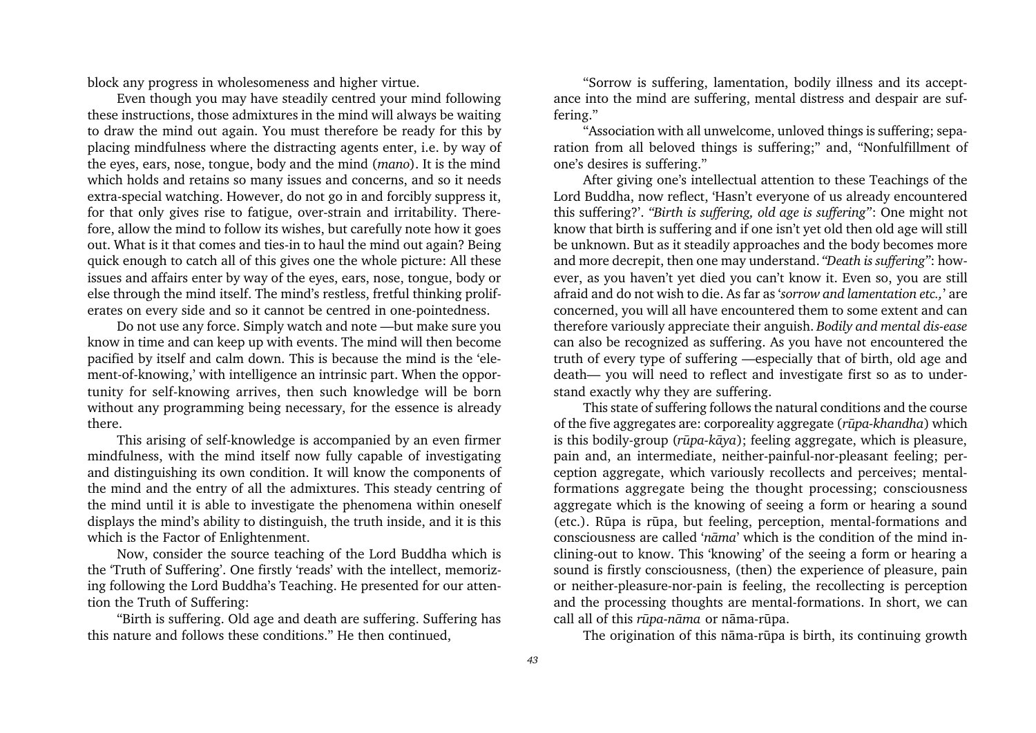block any progress in wholesomeness and higher virtue.

Even though you may have steadily centred your mind following these instructions, those admixtures in the mind will always be waiting to draw the mind out again. You must therefore be ready for this by placing mindfulness where the distracting agents enter, i.e. by way of the eyes, ears, nose, tongue, body and the mind (*mano*). It is the mind which holds and retains so many issues and concerns, and so it needs extra-special watching. However, do not go in and forcibly suppress it, for that only gives rise to fatigue, over-strain and irritability. Therefore, allow the mind to follow its wishes, but carefully note how it goes out. What is it that comes and ties-in to haul the mind out again? Being quick enough to catch all of this gives one the whole picture: All these issues and affairs enter by way of the eyes, ears, nose, tongue, body or else through the mind itself. The mind's restless, fretful thinking proliferates on every side and so it cannot be centred in one-pointedness.

Do not use any force. Simply watch and note —but make sure you know in time and can keep up with events. The mind will then become pacified by itself and calm down. This is because the mind is the 'element-of-knowing,' with intelligence an intrinsic part. When the opportunity for self-knowing arrives, then such knowledge will be born without any programming being necessary, for the essence is already there.

This arising of self-knowledge is accompanied by an even firmer mindfulness, with the mind itself now fully capable of investigating and distinguishing its own condition. It will know the components of the mind and the entry of all the admixtures. This steady centring of the mind until it is able to investigate the phenomena within oneself displays the mind's ability to distinguish, the truth inside, and it is this which is the Factor of Enlightenment.

Now, consider the source teaching of the Lord Buddha which is the 'Truth of Suffering'. One firstly 'reads' with the intellect, memorizing following the Lord Buddha's Teaching. He presented for our attention the Truth of Suffering:

"Birth is suffering. Old age and death are suffering. Suffering has this nature and follows these conditions." He then continued,

"Sorrow is suffering, lamentation, bodily illness and its acceptance into the mind are suffering, mental distress and despair are suffering."

"Association with all unwelcome, unloved things is suffering; separation from all beloved things is suffering;" and, "Nonfulfillment of one's desires is suffering."

After giving one's intellectual attention to these Teachings of the Lord Buddha, now reflect, 'Hasn't everyone of us already encountered this suffering?'. *"Birth is suffering, old age is suffering"*: One might not know that birth is suffering and if one isn't yet old then old age will still be unknown. But as it steadily approaches and the body becomes more and more decrepit, then one may understand. *"Death is suffering"*: however, as you haven't yet died you can't know it. Even so, you are still afraid and do not wish to die. As far as '*sorrow and lamentation etc.,*' are concerned, you will all have encountered them to some extent and can therefore variously appreciate their anguish. *Bodily and mental dis-ease* can also be recognized as suffering. As you have not encountered the truth of every type of suffering —especially that of birth, old age and death— you will need to reflect and investigate first so as to understand exactly why they are suffering.

This state of suffering follows the natural conditions and the course of the five aggregates are: corporeality aggregate (*rūpa-khandha*) which is this bodily-group (*rūpa-kāya*); feeling aggregate, which is pleasure, pain and, an intermediate, neither-painful-nor-pleasant feeling; perception aggregate, which variously recollects and perceives; mental-formations aggregate being the thought processing; consciousness aggregate which is the knowing of seeing a form or hearing a sound (etc.). Rūpa is rūpa, but feeling, perception, mental-formations and consciousness are called '*nāma*' which is the condition of the mind inclining-out to know. This 'knowing' of the seeing a form or hearing a sound is firstly consciousness, (then) the experience of pleasure, pain or neither-pleasure-nor-pain is feeling, the recollecting is perception and the processing thoughts are mental-formations. In short, we can call all of this *rūpa-nāma* or nāma-rūpa.

The origination of this nāma-rūpa is birth, its continuing growth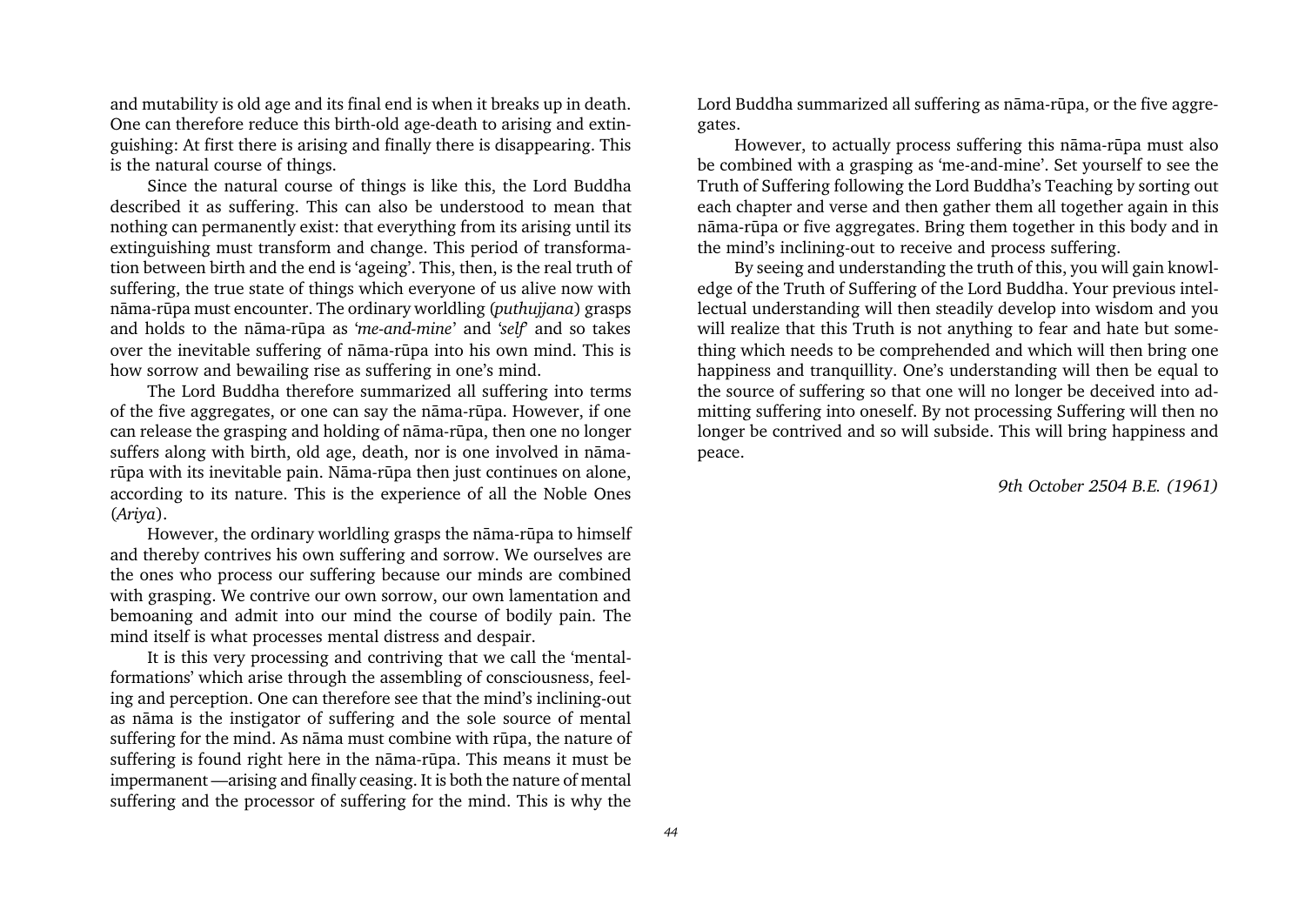and mutability is old age and its final end is when it breaks up in death. One can therefore reduce this birth-old age-death to arising and extinguishing: At first there is arising and finally there is disappearing. This is the natural course of things.

Since the natural course of things is like this, the Lord Buddha described it as suffering. This can also be understood to mean that nothing can permanently exist: that everything from its arising until its extinguishing must transform and change. This period of transformation between birth and the end is 'ageing'. This, then, is the real truth of suffering, the true state of things which everyone of us alive now with nāma-rūpa must encounter. The ordinary worldling (*puthujjana*) grasps and holds to the nāma-rūpa as *'me-and-mine'* and *'self'* and so takes over the inevitable suffering of nāma-rūpa into his own mind. This is how sorrow and bewailing rise as suffering in one's mind.

The Lord Buddha therefore summarized all suffering into terms of the five aggregates, or one can say the nāma-rūpa. However, if one can release the grasping and holding of nāma-rūpa, then one no longer suffers along with birth, old age, death, nor is one involved in nāma-rūpa with its inevitable pain. Nāma-rūpa then just continues on alone, according to its nature. This is the experience of all the Noble Ones (*Ariya*).

However, the ordinary worldling grasps the nāma-rūpa to himself and thereby contrives his own suffering and sorrow. We ourselves are the ones who process our suffering because our minds are combined with grasping. We contrive our own sorrow, our own lamentation and bemoaning and admit into our mind the course of bodily pain. The mind itself is what processes mental distress and despair.

It is this very processing and contriving that we call the 'mental-formations' which arise through the assembling of consciousness, feeling and perception. One can therefore see that the mind's inclining-out as nāma is the instigator of suffering and the sole source of mental suffering for the mind. As nāma must combine with rūpa, the nature of suffering is found right here in the nāma-rūpa. This means it must be impermanent —arising and finally ceasing. It is both the nature of mental suffering and the processor of suffering for the mind. This is why the Lord Buddha summarized all suffering as nāma-rūpa, or the five aggregates.

However, to actually process suffering this nāma-rūpa must also be combined with a grasping as 'me-and-mine'. Set yourself to see the Truth of Suffering following the Lord Buddha's Teaching by sorting out each chapter and verse and then gather them all together again in this nāma-rūpa or five aggregates. Bring them together in this body and in the mind's inclining-out to receive and process suffering.

By seeing and understanding the truth of this, you will gain knowledge of the Truth of Suffering of the Lord Buddha. Your previous intellectual understanding will then steadily develop into wisdom and you will realize that this Truth is not anything to fear and hate but something which needs to be comprehended and which will then bring one happiness and tranquillity. One's understanding will then be equal to the source of suffering so that one will no longer be deceived into admitting suffering into oneself. By not processing Suffering will then no longer be contrived and so will subside. This will bring happiness and peace.

*9th October 2504 B.E. (1961)*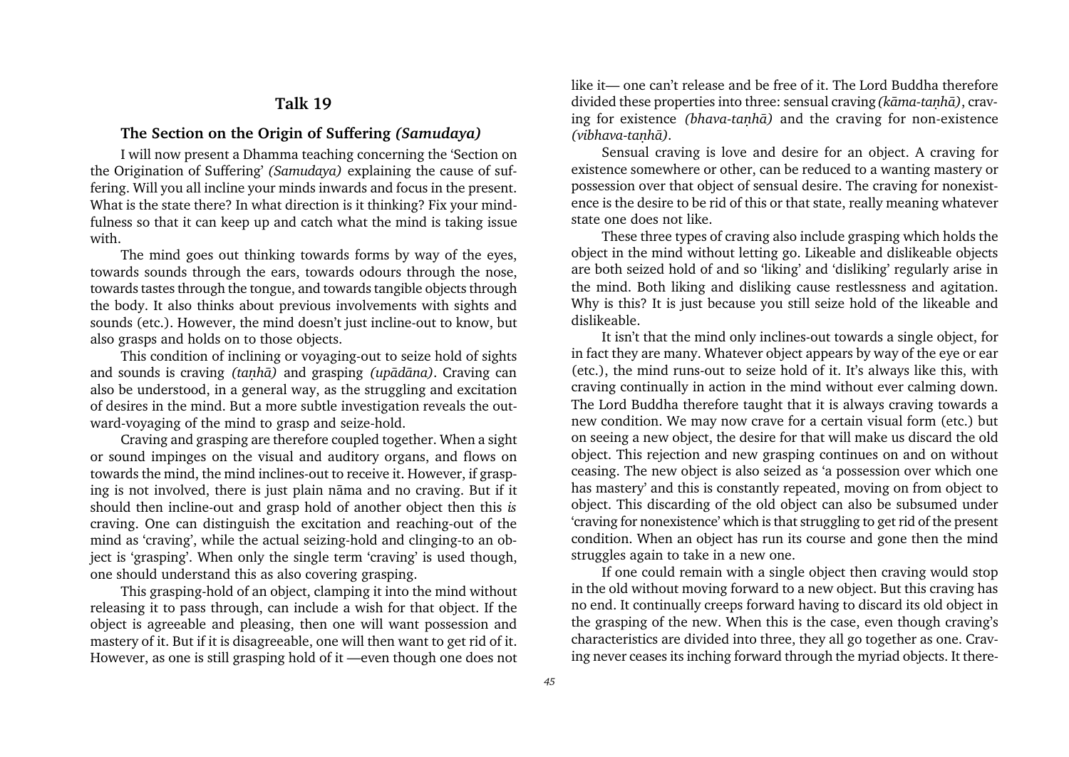## Talk 19

### The Section on the Origin of Suffering *(Samudaya)*

I will now present a Dhamma teaching concerning the 'Section on the Origination of Suffering' *(Samudaya)* explaining the cause of suffering. Will you all incline your minds inwards and focus in the present. What is the state there? In what direction is it thinking? Fix your mindfulness so that it can keep up and catch what the mind is taking issue with.

The mind goes out thinking towards forms by way of the eyes, towards sounds through the ears, towards odours through the nose, towards tastes through the tongue, and towards tangible objects through the body. It also thinks about previous involvements with sights and sounds (etc.). However, the mind doesn't just incline-out to know, but also grasps and holds on to those objects.

This condition of inclining or voyaging-out to seize hold of sights and sounds is craving *(taṇhā)* and grasping *(upādāna)*. Craving can also be understood, in a general way, as the struggling and excitation of desires in the mind. But a more subtle investigation reveals the outward-voyaging of the mind to grasp and seize-hold.

Craving and grasping are therefore coupled together. When a sight or sound impinges on the visual and auditory organs, and flows on towards the mind, the mind inclines-out to receive it. However, if grasping is not involved, there is just plain nāma and no craving. But if it should then incline-out and grasp hold of another object then this *is* craving. One can distinguish the excitation and reaching-out of the mind as 'craving', while the actual seizing-hold and clinging-to an object is 'grasping'. When only the single term 'craving' is used though, one should understand this as also covering grasping.

This grasping-hold of an object, clamping it into the mind without releasing it to pass through, can include a wish for that object. If the object is agreeable and pleasing, then one will want possession and mastery of it. But if it is disagreeable, one will then want to get rid of it. However, as one is still grasping hold of it —even though one does not like it— one can't release and be free of it. The Lord Buddha therefore divided these properties into three: sensual craving *(kāma-taṇhā)*, craving for existence *(bhava-taṇhā)* and the craving for non-existence *(vibhava-taṇhā)*.

Sensual craving is love and desire for an object. A craving for existence somewhere or other, can be reduced to a wanting mastery or possession over that object of sensual desire. The craving for nonexistence is the desire to be rid of this or that state, really meaning whatever state one does not like.

These three types of craving also include grasping which holds the object in the mind without letting go. Likeable and dislikeable objects are both seized hold of and so 'liking' and 'disliking' regularly arise in the mind. Both liking and disliking cause restlessness and agitation. Why is this? It is just because you still seize hold of the likeable and dislikeable.

It isn't that the mind only inclines-out towards a single object, for in fact they are many. Whatever object appears by way of the eye or ear (etc.), the mind runs-out to seize hold of it. It's always like this, with craving continually in action in the mind without ever calming down. The Lord Buddha therefore taught that it is always craving towards a new condition. We may now crave for a certain visual form (etc.) but on seeing a new object, the desire for that will make us discard the old object. This rejection and new grasping continues on and on without ceasing. The new object is also seized as 'a possession over which one has mastery' and this is constantly repeated, moving on from object to object. This discarding of the old object can also be subsumed under 'craving for nonexistence' which is that struggling to get rid of the present condition. When an object has run its course and gone then the mind struggles again to take in a new one.

If one could remain with a single object then craving would stop in the old without moving forward to a new object. But this craving has no end. It continually creeps forward having to discard its old object in the grasping of the new. When this is the case, even though craving's characteristics are divided into three, they all go together as one. Craving never ceases its inching forward through the myriad objects. It there-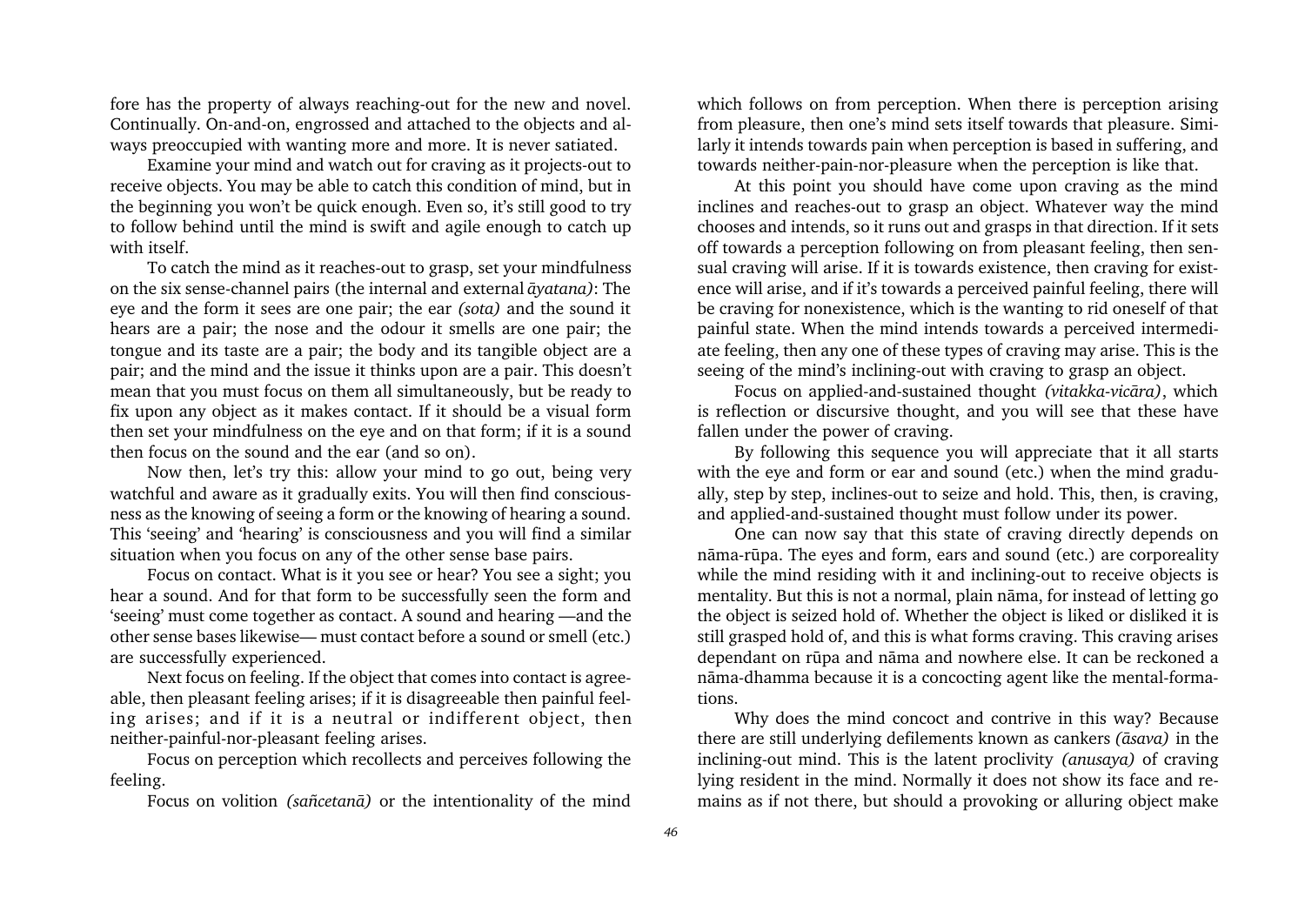fore has the property of always reaching-out for the new and novel. Continually. On-and-on, engrossed and attached to the objects and always preoccupied with wanting more and more. It is never satiated.

Examine your mind and watch out for craving as it projects-out to receive objects. You may be able to catch this condition of mind, but in the beginning you won't be quick enough. Even so, it's still good to try to follow behind until the mind is swift and agile enough to catch up with itself.

To catch the mind as it reaches-out to grasp, set your mindfulness on the six sense-channel pairs (the internal and external *āyatana)*: The eye and the form it sees are one pair; the ear *(sota)* and the sound it hears are a pair; the nose and the odour it smells are one pair; the tongue and its taste are a pair; the body and its tangible object are a pair; and the mind and the issue it thinks upon are a pair. This doesn't mean that you must focus on them all simultaneously, but be ready to fix upon any object as it makes contact. If it should be a visual form then set your mindfulness on the eye and on that form; if it is a sound then focus on the sound and the ear (and so on).

Now then, let's try this: allow your mind to go out, being very watchful and aware as it gradually exits. You will then find consciousness as the knowing of seeing a form or the knowing of hearing a sound. This 'seeing' and 'hearing' is consciousness and you will find a similar situation when you focus on any of the other sense base pairs.

Focus on contact. What is it you see or hear? You see a sight; you hear a sound. And for that form to be successfully seen the form and 'seeing' must come together as contact. A sound and hearing —and the other sense bases likewise— must contact before a sound or smell (etc.) are successfully experienced.

Next focus on feeling. If the object that comes into contact is agreeable, then pleasant feeling arises; if it is disagreeable then painful feeling arises; and if it is a neutral or indifferent object, then neither-painful-nor-pleasant feeling arises.

Focus on perception which recollects and perceives following the feeling.

Focus on volition *(sañcetanā)* or the intentionality of the mind which follows on from perception. When there is perception arising from pleasure, then one's mind sets itself towards that pleasure. Similarly it intends towards pain when perception is based in suffering, and towards neither-pain-nor-pleasure when the perception is like that.

At this point you should have come upon craving as the mind inclines and reaches-out to grasp an object. Whatever way the mind chooses and intends, so it runs out and grasps in that direction. If it sets off towards a perception following on from pleasant feeling, then sensual craving will arise. If it is towards existence, then craving for existence will arise, and if it's towards a perceived painful feeling, there will be craving for nonexistence, which is the wanting to rid oneself of that painful state. When the mind intends towards a perceived intermediate feeling, then any one of these types of craving may arise. This is the seeing of the mind's inclining-out with craving to grasp an object.

Focus on applied-and-sustained thought *(vitakka-vicāra)*, which is reflection or discursive thought, and you will see that these have fallen under the power of craving.

By following this sequence you will appreciate that it all starts with the eye and form or ear and sound (etc.) when the mind gradually, step by step, inclines-out to seize and hold. This, then, is craving, and applied-and-sustained thought must follow under its power.

One can now say that this state of craving directly depends on nāma-rūpa. The eyes and form, ears and sound (etc.) are corporeality while the mind residing with it and inclining-out to receive objects is mentality. But this is not a normal, plain nāma, for instead of letting go the object is seized hold of. Whether the object is liked or disliked it is still grasped hold of, and this is what forms craving. This craving arises dependant on rūpa and nāma and nowhere else. It can be reckoned a nāma-dhamma because it is a concocting agent like the mental-formations.

Why does the mind concoct and contrive in this way? Because there are still underlying defilements known as cankers *(āsava)* in the inclining-out mind. This is the latent proclivity *(anusaya)* of craving lying resident in the mind. Normally it does not show its face and remains as if not there, but should a provoking or alluring object make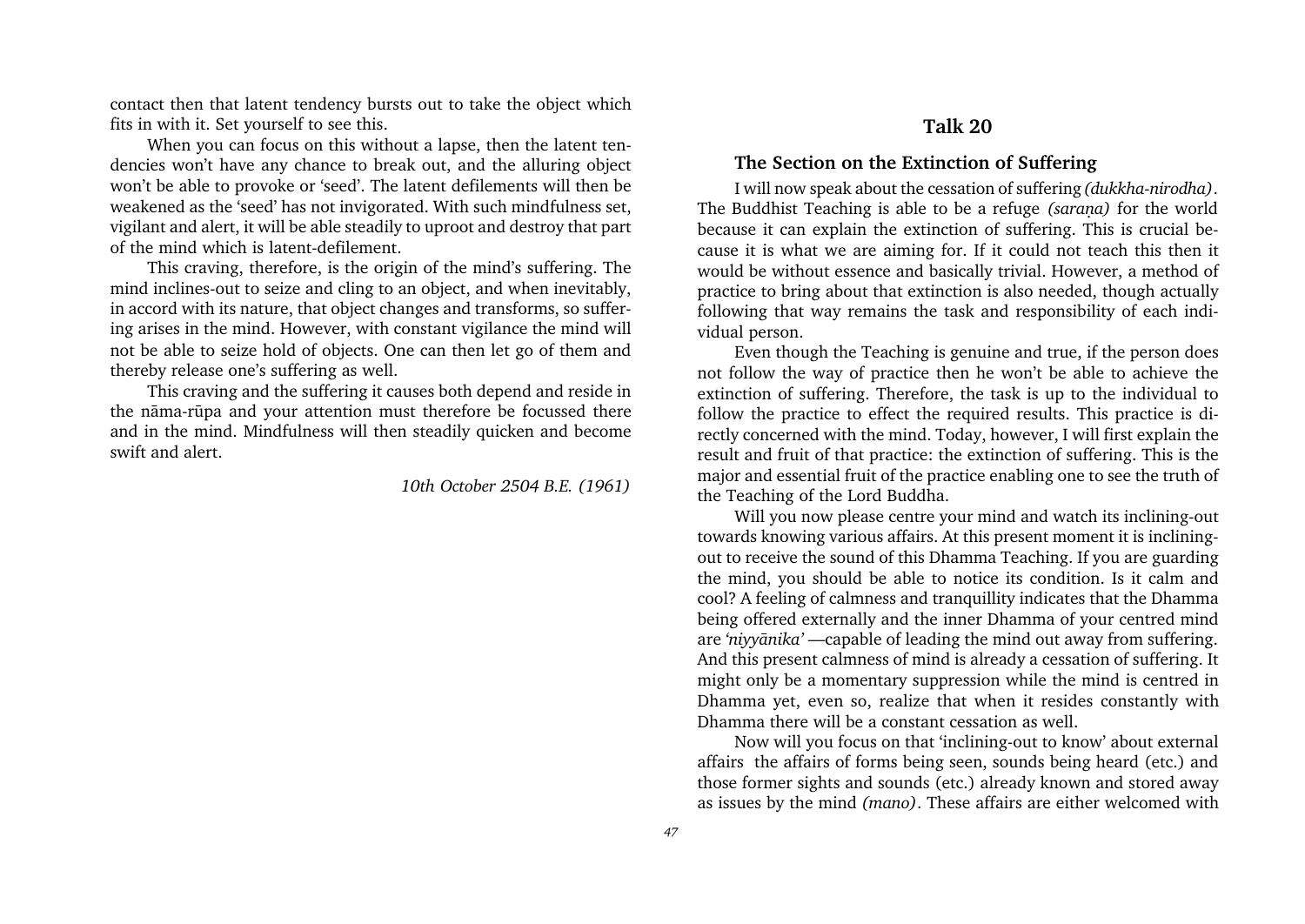contact then that latent tendency bursts out to take the object which fits in with it. Set yourself to see this.

When you can focus on this without a lapse, then the latent tendencies won't have any chance to break out, and the alluring object won't be able to provoke or 'seed'. The latent defilements will then be weakened as the 'seed' has not invigorated. With such mindfulness set, vigilant and alert, it will be able steadily to uproot and destroy that part of the mind which is latent-defilement.

This craving, therefore, is the origin of the mind's suffering. The mind inclines-out to seize and cling to an object, and when inevitably, in accord with its nature, that object changes and transforms, so suffering arises in the mind. However, with constant vigilance the mind will not be able to seize hold of objects. One can then let go of them and thereby release one's suffering as well.

This craving and the suffering it causes both depend and reside in the nāma-rūpa and your attention must therefore be focussed there and in the mind. Mindfulness will then steadily quicken and become swift and alert.

*10th October 2504 B.E. (1961)*

## Talk 20

### The Section on the Extinction of Suffering

I will now speak about the cessation of suffering *(dukkha-nirodha)*. The Buddhist Teaching is able to be a refuge *(saraṇa)* for the world because it can explain the extinction of suffering. This is crucial because it is what we are aiming for. If it could not teach this then it would be without essence and basically trivial. However, a method of practice to bring about that extinction is also needed, though actually following that way remains the task and responsibility of each individual person.

Even though the Teaching is genuine and true, if the person does not follow the way of practice then he won't be able to achieve the extinction of suffering. Therefore, the task is up to the individual to follow the practice to effect the required results. This practice is directly concerned with the mind. Today, however, I will first explain the result and fruit of that practice: the extinction of suffering. This is the major and essential fruit of the practice enabling one to see the truth of the Teaching of the Lord Buddha.

Will you now please centre your mind and watch its inclining-out towards knowing various affairs. At this present moment it is inclining-out to receive the sound of this Dhamma Teaching. If you are guarding the mind, you should be able to notice its condition. Is it calm and cool? A feeling of calmness and tranquillity indicates that the Dhamma being offered externally and the inner Dhamma of your centred mind are *'niyyānika'* —capable of leading the mind out away from suffering. And this present calmness of mind is already a cessation of suffering. It might only be a momentary suppression while the mind is centred in Dhamma yet, even so, realize that when it resides constantly with Dhamma there will be a constant cessation as well.

Now will you focus on that 'inclining-out to know' about external affairs the affairs of forms being seen, sounds being heard (etc.) and those former sights and sounds (etc.) already known and stored away as issues by the mind *(mano)*. These affairs are either welcomed with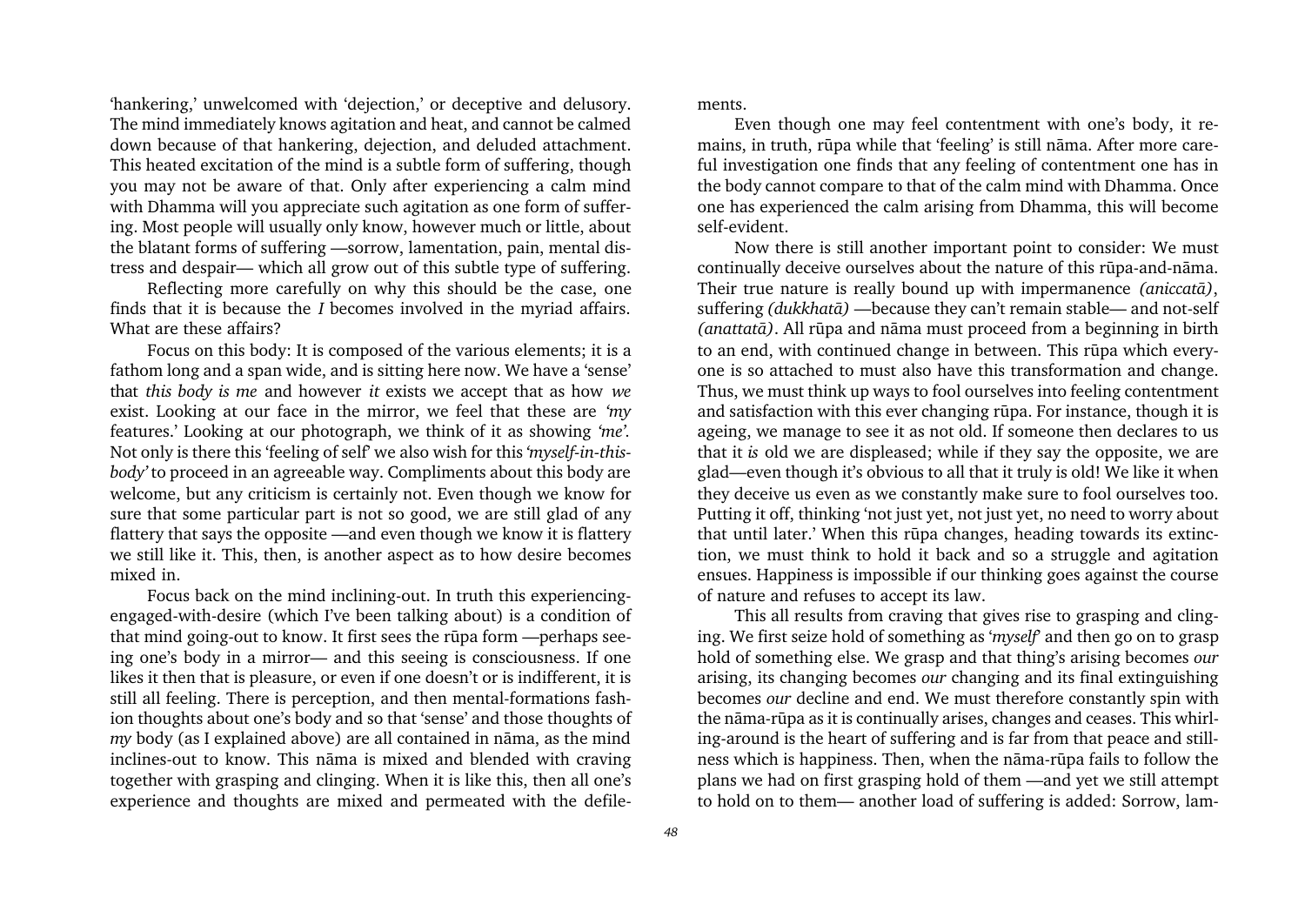'hankering,' unwelcomed with 'dejection,' or deceptive and delusory. The mind immediately knows agitation and heat, and cannot be calmed down because of that hankering, dejection, and deluded attachment. This heated excitation of the mind is a subtle form of suffering, though you may not be aware of that. Only after experiencing a calm mind with Dhamma will you appreciate such agitation as one form of suffering. Most people will usually only know, however much or little, about the blatant forms of suffering —sorrow, lamentation, pain, mental distress and despair— which all grow out of this subtle type of suffering.

Reflecting more carefully on why this should be the case, one finds that it is because the *I* becomes involved in the myriad affairs. What are these affairs?

Focus on this body: It is composed of the various elements; it is a fathom long and a span wide, and is sitting here now. We have a 'sense' that *this body is me* and however *it* exists we accept that as how *we* exist. Looking at our face in the mirror, we feel that these are *'my* features.' Looking at our photograph, we think of it as showing *'me'.* Not only is there this 'feeling of self' we also wish for this *'myself-in-this-body'* to proceed in an agreeable way. Compliments about this body are welcome, but any criticism is certainly not. Even though we know for sure that some particular part is not so good, we are still glad of any flattery that says the opposite —and even though we know it is flattery we still like it. This, then, is another aspect as to how desire becomes mixed in.

Focus back on the mind inclining-out. In truth this experiencing-engaged-with-desire (which I've been talking about) is a condition of that mind going-out to know. It first sees the rūpa form —perhaps seeing one's body in a mirror— and this seeing is consciousness. If one likes it then that is pleasure, or even if one doesn't or is indifferent, it is still all feeling. There is perception, and then mental-formations fashion thoughts about one's body and so that 'sense' and those thoughts of *my* body (as I explained above) are all contained in nāma, as the mind inclines-out to know. This nāma is mixed and blended with craving together with grasping and clinging. When it is like this, then all one's experience and thoughts are mixed and permeated with the defilements.

Even though one may feel contentment with one's body, it remains, in truth, rūpa while that 'feeling' is still nāma. After more careful investigation one finds that any feeling of contentment one has in the body cannot compare to that of the calm mind with Dhamma. Once one has experienced the calm arising from Dhamma, this will become self-evident.

Now there is still another important point to consider: We must continually deceive ourselves about the nature of this rūpa-and-nāma. Their true nature is really bound up with impermanence *(aniccatā)*, suffering *(dukkhatā)* —because they can't remain stable— and not-self *(anattatā)*. All rūpa and nāma must proceed from a beginning in birth to an end, with continued change in between. This rūpa which everyone is so attached to must also have this transformation and change. Thus, we must think up ways to fool ourselves into feeling contentment and satisfaction with this ever changing rūpa. For instance, though it is ageing, we manage to see it as not old. If someone then declares to us that it *is* old we are displeased; while if they say the opposite, we are glad—even though it's obvious to all that it truly is old! We like it when they deceive us even as we constantly make sure to fool ourselves too. Putting it off, thinking 'not just yet, not just yet, no need to worry about that until later.' When this rūpa changes, heading towards its extinction, we must think to hold it back and so a struggle and agitation ensues. Happiness is impossible if our thinking goes against the course of nature and refuses to accept its law.

This all results from craving that gives rise to grasping and clinging. We first seize hold of something as *'myself'* and then go on to grasp hold of something else. We grasp and that thing's arising becomes *our* arising, its changing becomes *our* changing and its final extinguishing becomes *our* decline and end. We must therefore constantly spin with the nāma-rūpa as it is continually arises, changes and ceases. This whirling-around is the heart of suffering and is far from that peace and stillness which is happiness. Then, when the nāma-rūpa fails to follow the plans we had on first grasping hold of them —and yet we still attempt to hold on to them— another load of suffering is added: Sorrow, lam-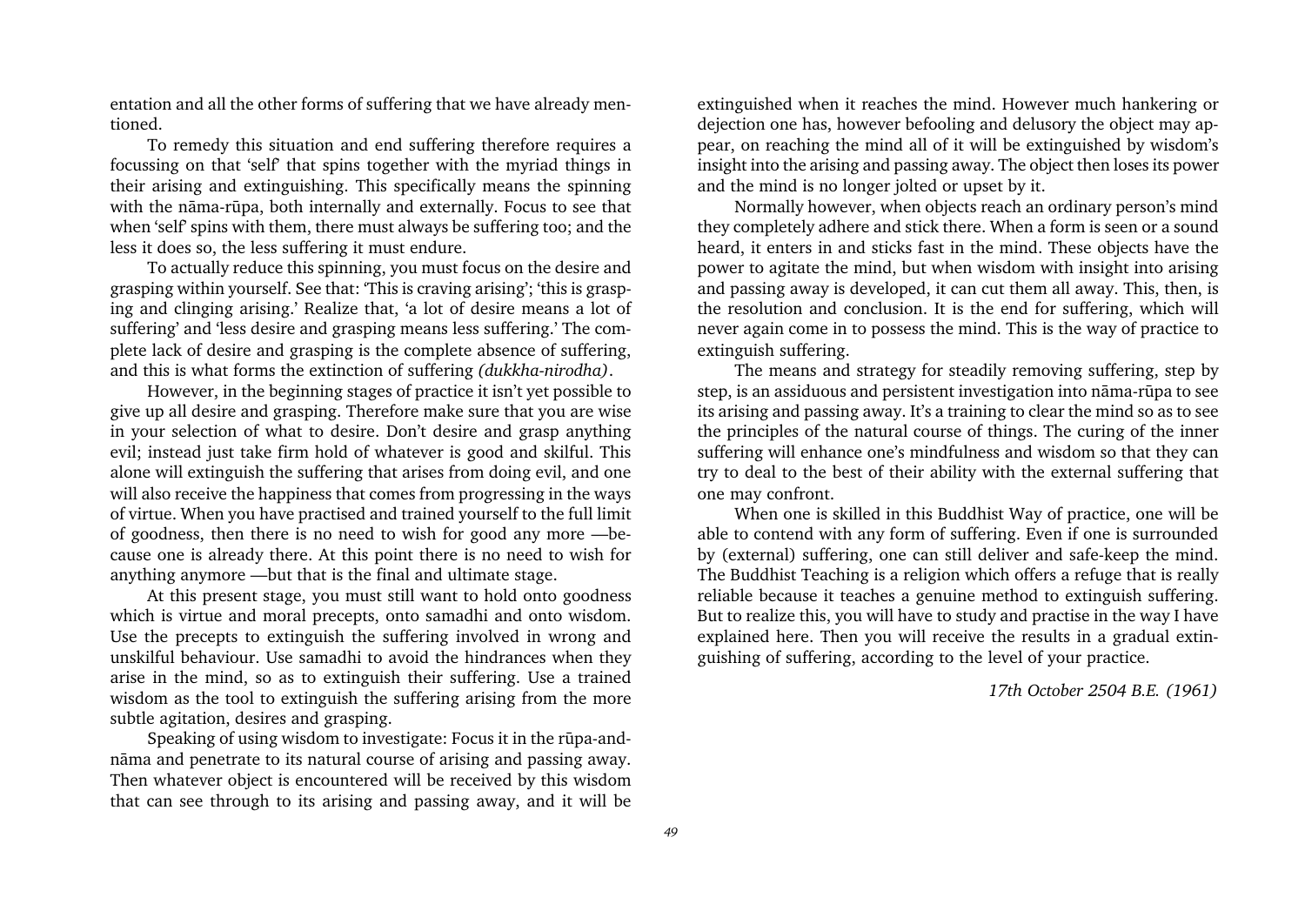entation and all the other forms of suffering that we have already mentioned.

To remedy this situation and end suffering therefore requires a focussing on that 'self' that spins together with the myriad things in their arising and extinguishing. This specifically means the spinning with the nāma-rūpa, both internally and externally. Focus to see that when 'self' spins with them, there must always be suffering too; and the less it does so, the less suffering it must endure.

To actually reduce this spinning, you must focus on the desire and grasping within yourself. See that: 'This is craving arising'; 'this is grasping and clinging arising.' Realize that, 'a lot of desire means a lot of suffering' and 'less desire and grasping means less suffering.' The complete lack of desire and grasping is the complete absence of suffering, and this is what forms the extinction of suffering *(dukkha-nirodha)*.

However, in the beginning stages of practice it isn't yet possible to give up all desire and grasping. Therefore make sure that you are wise in your selection of what to desire. Don't desire and grasp anything evil; instead just take firm hold of whatever is good and skilful. This alone will extinguish the suffering that arises from doing evil, and one will also receive the happiness that comes from progressing in the ways of virtue. When you have practised and trained yourself to the full limit of goodness, then there is no need to wish for good any more —because one is already there. At this point there is no need to wish for anything anymore —but that is the final and ultimate stage.

At this present stage, you must still want to hold onto goodness which is virtue and moral precepts, onto samadhi and onto wisdom. Use the precepts to extinguish the suffering involved in wrong and unskilful behaviour. Use samadhi to avoid the hindrances when they arise in the mind, so as to extinguish their suffering. Use a trained wisdom as the tool to extinguish the suffering arising from the more subtle agitation, desires and grasping.

Speaking of using wisdom to investigate: Focus it in the rūpa-and-nāma and penetrate to its natural course of arising and passing away. Then whatever object is encountered will be received by this wisdom that can see through to its arising and passing away, and it will be extinguished when it reaches the mind. However much hankering or dejection one has, however befooling and delusory the object may appear, on reaching the mind all of it will be extinguished by wisdom's insight into the arising and passing away. The object then loses its power and the mind is no longer jolted or upset by it.

Normally however, when objects reach an ordinary person's mind they completely adhere and stick there. When a form is seen or a sound heard, it enters in and sticks fast in the mind. These objects have the power to agitate the mind, but when wisdom with insight into arising and passing away is developed, it can cut them all away. This, then, is the resolution and conclusion. It is the end for suffering, which will never again come in to possess the mind. This is the way of practice to extinguish suffering.

The means and strategy for steadily removing suffering, step by step, is an assiduous and persistent investigation into nāma-rūpa to see its arising and passing away. It's a training to clear the mind so as to see the principles of the natural course of things. The curing of the inner suffering will enhance one's mindfulness and wisdom so that they can try to deal to the best of their ability with the external suffering that one may confront.

When one is skilled in this Buddhist Way of practice, one will be able to contend with any form of suffering. Even if one is surrounded by (external) suffering, one can still deliver and safe-keep the mind. The Buddhist Teaching is a religion which offers a refuge that is really reliable because it teaches a genuine method to extinguish suffering. But to realize this, you will have to study and practise in the way I have explained here. Then you will receive the results in a gradual extinguishing of suffering, according to the level of your practice.

*17th October 2504 B.E. (1961)*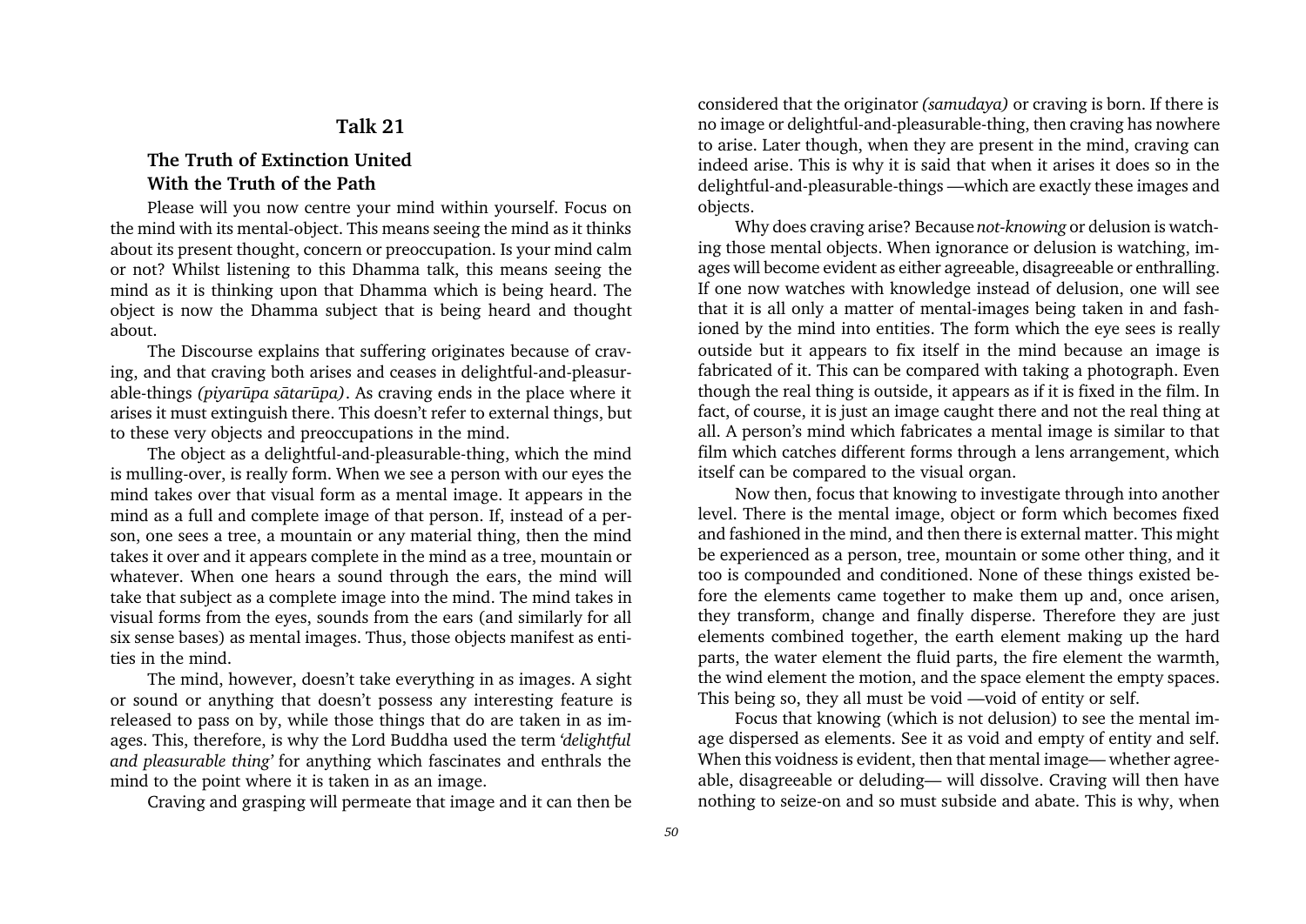## Talk 21

### The Truth of Extinction United With the Truth of the Path

Please will you now centre your mind within yourself. Focus on the mind with its mental-object. This means seeing the mind as it thinks about its present thought, concern or preoccupation. Is your mind calm or not? Whilst listening to this Dhamma talk, this means seeing the mind as it is thinking upon that Dhamma which is being heard. The object is now the Dhamma subject that is being heard and thought about.

The Discourse explains that suffering originates because of craving, and that craving both arises and ceases in delightful-and-pleasurable-things *(piyarūpa sātarūpa)*. As craving ends in the place where it arises it must extinguish there. This doesn't refer to external things, but to these very objects and preoccupations in the mind.

The object as a delightful-and-pleasurable-thing, which the mind is mulling-over, is really form. When we see a person with our eyes the mind takes over that visual form as a mental image. It appears in the mind as a full and complete image of that person. If, instead of a person, one sees a tree, a mountain or any material thing, then the mind takes it over and it appears complete in the mind as a tree, mountain or whatever. When one hears a sound through the ears, the mind will take that subject as a complete image into the mind. The mind takes in visual forms from the eyes, sounds from the ears (and similarly for all six sense bases) as mental images. Thus, those objects manifest as entities in the mind.

The mind, however, doesn't take everything in as images. A sight or sound or anything that doesn't possess any interesting feature is released to pass on by, while those things that do are taken in as images. This, therefore, is why the Lord Buddha used the term *'delightful and pleasurable thing'* for anything which fascinates and enthrals the mind to the point where it is taken in as an image.

Craving and grasping will permeate that image and it can then be considered that the originator *(samudaya)* or craving is born. If there is no image or delightful-and-pleasurable-thing, then craving has nowhere to arise. Later though, when they are present in the mind, craving can indeed arise. This is why it is said that when it arises it does so in the delightful-and-pleasurable-things —which are exactly these images and objects.

Why does craving arise? Because *not-knowing* or delusion is watching those mental objects. When ignorance or delusion is watching, images will become evident as either agreeable, disagreeable or enthralling. If one now watches with knowledge instead of delusion, one will see that it is all only a matter of mental-images being taken in and fashioned by the mind into entities. The form which the eye sees is really outside but it appears to fix itself in the mind because an image is fabricated of it. This can be compared with taking a photograph. Even though the real thing is outside, it appears as if it is fixed in the film. In fact, of course, it is just an image caught there and not the real thing at all. A person's mind which fabricates a mental image is similar to that film which catches different forms through a lens arrangement, which itself can be compared to the visual organ.

Now then, focus that knowing to investigate through into another level. There is the mental image, object or form which becomes fixed and fashioned in the mind, and then there is external matter. This might be experienced as a person, tree, mountain or some other thing, and it too is compounded and conditioned. None of these things existed before the elements came together to make them up and, once arisen, they transform, change and finally disperse. Therefore they are just elements combined together, the earth element making up the hard parts, the water element the fluid parts, the fire element the warmth, the wind element the motion, and the space element the empty spaces. This being so, they all must be void —void of entity or self.

Focus that knowing (which is not delusion) to see the mental image dispersed as elements. See it as void and empty of entity and self. When this voidness is evident, then that mental image— whether agreeable, disagreeable or deluding— will dissolve. Craving will then have nothing to seize-on and so must subside and abate. This is why, when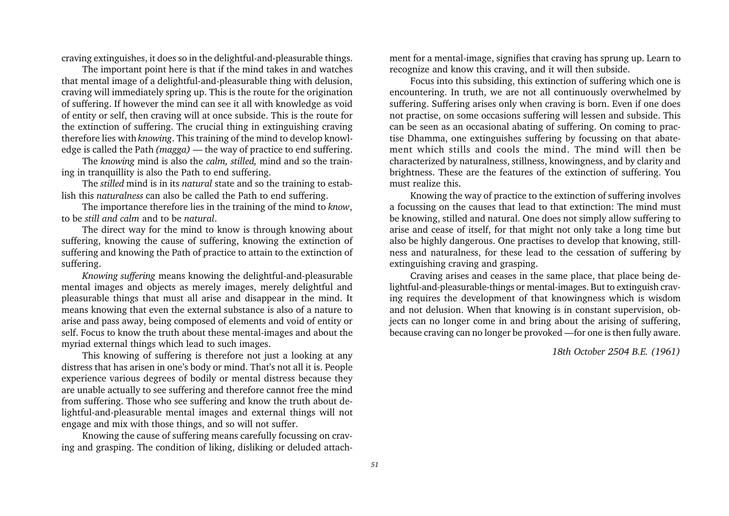craving extinguishes, it does so in the delightful-and-pleasurable things.

The important point here is that if the mind takes in and watches that mental image of a delightful-and-pleasurable thing with delusion, craving will immediately spring up. This is the route for the origination of suffering. If however the mind can see it all with knowledge as void of entity or self, then craving will at once subside. This is the route for the extinction of suffering. The crucial thing in extinguishing craving therefore lies with *knowing*. This training of the mind to develop knowledge is called the Path *(magga)* — the way of practice to end suffering.

The *knowing* mind is also the *calm, stilled,* mind and so the training in tranquillity is also the Path to end suffering.

The *stilled* mind is in its *natural* state and so the training to establish this *naturalness* can also be called the Path to end suffering.

The importance therefore lies in the training of the mind to *know*, to be *still and calm* and to be *natural*.

The direct way for the mind to know is through knowing about suffering, knowing the cause of suffering, knowing the extinction of suffering and knowing the Path of practice to attain to the extinction of suffering.

*Knowing suffering* means knowing the delightful-and-pleasurable mental images and objects as merely images, merely delightful and pleasurable things that must all arise and disappear in the mind. It means knowing that even the external substance is also of a nature to arise and pass away, being composed of elements and void of entity or self. Focus to know the truth about these mental-images and about the myriad external things which lead to such images.

This knowing of suffering is therefore not just a looking at any distress that has arisen in one's body or mind. That's not all it is. People experience various degrees of bodily or mental distress because they are unable actually to see suffering and therefore cannot free the mind from suffering. Those who see suffering and know the truth about delightful-and-pleasurable mental images and external things will not engage and mix with those things, and so will not suffer.

Knowing the cause of suffering means carefully focussing on craving and grasping. The condition of liking, disliking or deluded attachment for a mental-image, signifies that craving has sprung up. Learn to recognize and know this craving, and it will then subside.

Focus into this subsiding, this extinction of suffering which one is encountering. In truth, we are not all continuously overwhelmed by suffering. Suffering arises only when craving is born. Even if one does not practise, on some occasions suffering will lessen and subside. This can be seen as an occasional abating of suffering. On coming to practise Dhamma, one extinguishes suffering by focussing on that abatement which stills and cools the mind. The mind will then be characterized by naturalness, stillness, knowingness, and by clarity and brightness. These are the features of the extinction of suffering. You must realize this.

Knowing the way of practice to the extinction of suffering involves a focussing on the causes that lead to that extinction: The mind must be knowing, stilled and natural. One does not simply allow suffering to arise and cease of itself, for that might not only take a long time but also be highly dangerous. One practises to develop that knowing, stillness and naturalness, for these lead to the cessation of suffering by extinguishing craving and grasping.

Craving arises and ceases in the same place, that place being delightful-and-pleasurable-things or mental-images. But to extinguish craving requires the development of that knowingness which is wisdom and not delusion. When that knowing is in constant supervision, objects can no longer come in and bring about the arising of suffering, because craving can no longer be provoked —for one is then fully aware.

*18th October 2504 B.E. (1961)*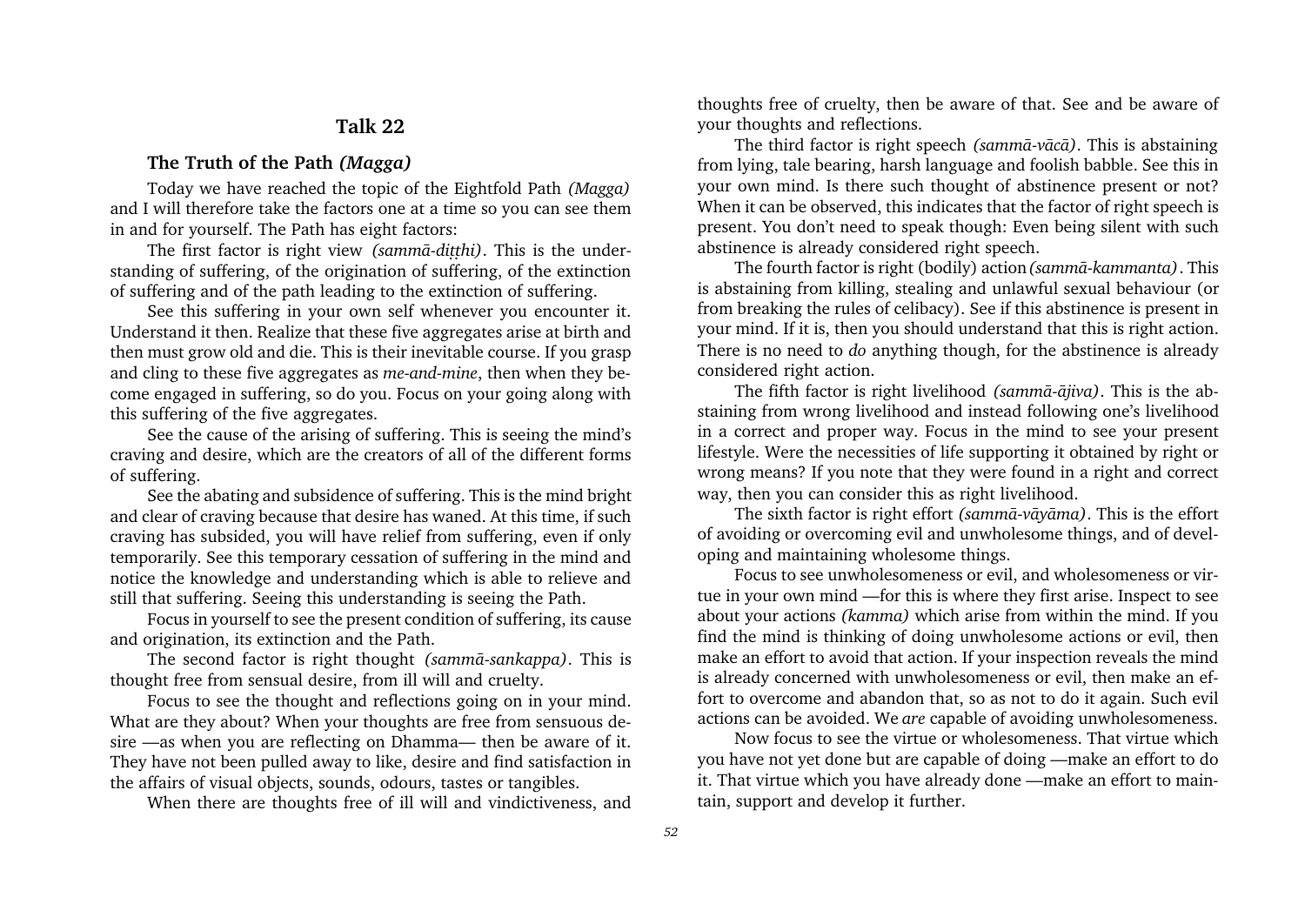## Talk 22

### The Truth of the Path *(Magga)*

Today we have reached the topic of the Eightfold Path *(Magga)* and I will therefore take the factors one at a time so you can see them in and for yourself. The Path has eight factors:

The first factor is right view *(sammā-diṭṭhi)*. This is the understanding of suffering, of the origination of suffering, of the extinction of suffering and of the path leading to the extinction of suffering.

See this suffering in your own self whenever you encounter it. Understand it then. Realize that these five aggregates arise at birth and then must grow old and die. This is their inevitable course. If you grasp and cling to these five aggregates as *me-and-mine*, then when they become engaged in suffering, so do you. Focus on your going along with this suffering of the five aggregates.

See the cause of the arising of suffering. This is seeing the mind's craving and desire, which are the creators of all of the different forms of suffering.

See the abating and subsidence of suffering. This is the mind bright and clear of craving because that desire has waned. At this time, if such craving has subsided, you will have relief from suffering, even if only temporarily. See this temporary cessation of suffering in the mind and notice the knowledge and understanding which is able to relieve and still that suffering. Seeing this understanding is seeing the Path.

Focus in yourself to see the present condition of suffering, its cause and origination, its extinction and the Path.

The second factor is right thought *(sammā-sankappa)*. This is thought free from sensual desire, from ill will and cruelty.

Focus to see the thought and reflections going on in your mind. What are they about? When your thoughts are free from sensuous desire —as when you are reflecting on Dhamma— then be aware of it. They have not been pulled away to like, desire and find satisfaction in the affairs of visual objects, sounds, odours, tastes or tangibles.

When there are thoughts free of ill will and vindictiveness, and thoughts free of cruelty, then be aware of that. See and be aware of your thoughts and reflections.

The third factor is right speech *(sammā-vācā)*. This is abstaining from lying, tale bearing, harsh language and foolish babble. See this in your own mind. Is there such thought of abstinence present or not? When it can be observed, this indicates that the factor of right speech is present. You don't need to speak though: Even being silent with such abstinence is already considered right speech.

The fourth factor is right (bodily) action *(sammā-kammanta)*. This is abstaining from killing, stealing and unlawful sexual behaviour (or from breaking the rules of celibacy). See if this abstinence is present in your mind. If it is, then you should understand that this is right action. There is no need to *do* anything though, for the abstinence is already considered right action.

The fifth factor is right livelihood *(sammā-ājiva)*. This is the abstaining from wrong livelihood and instead following one's livelihood in a correct and proper way. Focus in the mind to see your present lifestyle. Were the necessities of life supporting it obtained by right or wrong means? If you note that they were found in a right and correct way, then you can consider this as right livelihood.

The sixth factor is right effort *(sammā-vāyāma)*. This is the effort of avoiding or overcoming evil and unwholesome things, and of developing and maintaining wholesome things.

Focus to see unwholesomeness or evil, and wholesomeness or virtue in your own mind —for this is where they first arise. Inspect to see about your actions *(kamma)* which arise from within the mind. If you find the mind is thinking of doing unwholesome actions or evil, then make an effort to avoid that action. If your inspection reveals the mind is already concerned with unwholesomeness or evil, then make an effort to overcome and abandon that, so as not to do it again. Such evil actions can be avoided. We *are* capable of avoiding unwholesomeness.

Now focus to see the virtue or wholesomeness. That virtue which you have not yet done but are capable of doing —make an effort to do it. That virtue which you have already done —make an effort to maintain, support and develop it further.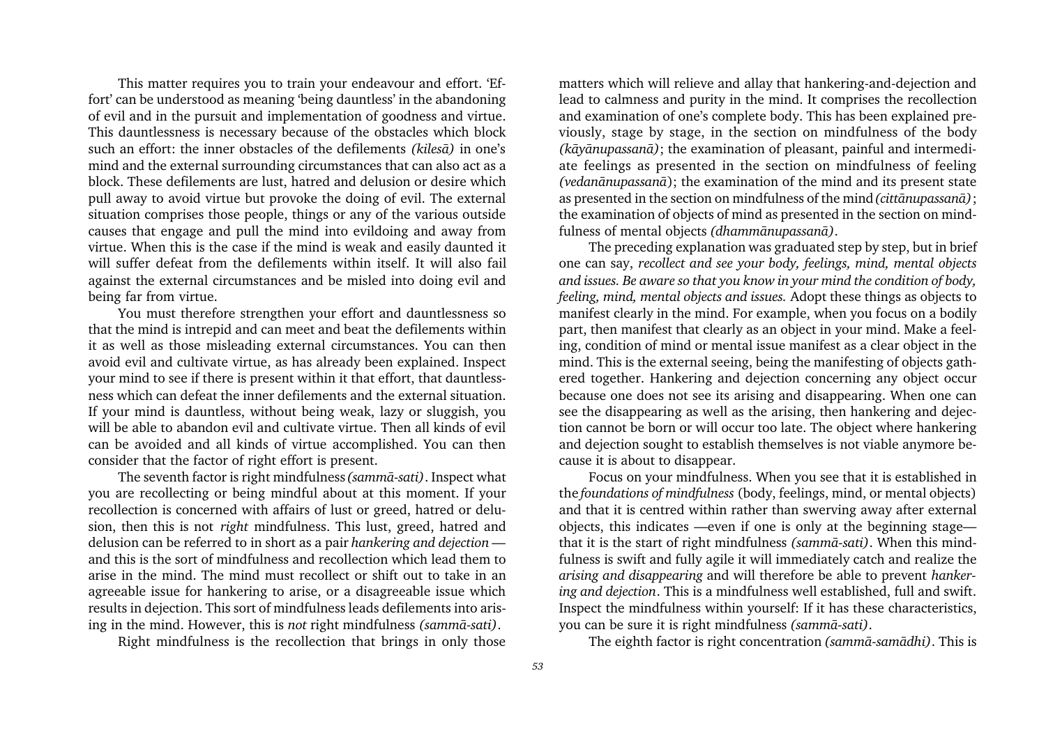This matter requires you to train your endeavour and effort. 'Effort' can be understood as meaning 'being dauntless' in the abandoning of evil and in the pursuit and implementation of goodness and virtue. This dauntlessness is necessary because of the obstacles which block such an effort: the inner obstacles of the defilements *(kilesā)* in one's mind and the external surrounding circumstances that can also act as a block. These defilements are lust, hatred and delusion or desire which pull away to avoid virtue but provoke the doing of evil. The external situation comprises those people, things or any of the various outside causes that engage and pull the mind into evildoing and away from virtue. When this is the case if the mind is weak and easily daunted it will suffer defeat from the defilements within itself. It will also fail against the external circumstances and be misled into doing evil and being far from virtue.

You must therefore strengthen your effort and dauntlessness so that the mind is intrepid and can meet and beat the defilements within it as well as those misleading external circumstances. You can then avoid evil and cultivate virtue, as has already been explained. Inspect your mind to see if there is present within it that effort, that dauntlessness which can defeat the inner defilements and the external situation. If your mind is dauntless, without being weak, lazy or sluggish, you will be able to abandon evil and cultivate virtue. Then all kinds of evil can be avoided and all kinds of virtue accomplished. You can then consider that the factor of right effort is present.

The seventh factor is right mindfulness *(sammā-sati)*. Inspect what you are recollecting or being mindful about at this moment. If your recollection is concerned with affairs of lust or greed, hatred or delusion, then this is not *right* mindfulness. This lust, greed, hatred and delusion can be referred to in short as a pair *hankering and dejection* — and this is the sort of mindfulness and recollection which lead them to arise in the mind. The mind must recollect or shift out to take in an agreeable issue for hankering to arise, or a disagreeable issue which results in dejection. This sort of mindfulness leads defilements into arising in the mind. However, this is *not* right mindfulness *(sammā-sati)*.

Right mindfulness is the recollection that brings in only those matters which will relieve and allay that hankering-and-dejection and lead to calmness and purity in the mind. It comprises the recollection and examination of one's complete body. This has been explained previously, stage by stage, in the section on mindfulness of the body *(kāyānupassanā)*; the examination of pleasant, painful and intermediate feelings as presented in the section on mindfulness of feeling *(vedanānupassanā)*; the examination of the mind and its present state as presented in the section on mindfulness of the mind *(cittānupassanā)*; the examination of objects of mind as presented in the section on mindfulness of mental objects *(dhammānupassanā)*.

The preceding explanation was graduated step by step, but in brief one can say, *recollect and see your body, feelings, mind, mental objects and issues. Be aware so that you know in your mind the condition of body, feeling, mind, mental objects and issues.* Adopt these things as objects to manifest clearly in the mind. For example, when you focus on a bodily part, then manifest that clearly as an object in your mind. Make a feeling, condition of mind or mental issue manifest as a clear object in the mind. This is the external seeing, being the manifesting of objects gathered together. Hankering and dejection concerning any object occur because one does not see its arising and disappearing. When one can see the disappearing as well as the arising, then hankering and dejection cannot be born or will occur too late. The object where hankering and dejection sought to establish themselves is not viable anymore because it is about to disappear.

Focus on your mindfulness. When you see that it is established in the *foundations of mindfulness* (body, feelings, mind, or mental objects) and that it is centred within rather than swerving away after external objects, this indicates —even if one is only at the beginning stage— that it is the start of right mindfulness *(sammā-sati)*. When this mindfulness is swift and fully agile it will immediately catch and realize the *arising and disappearing* and will therefore be able to prevent *hankering and dejection*. This is a mindfulness well established, full and swift. Inspect the mindfulness within yourself: If it has these characteristics, you can be sure it is right mindfulness *(sammā-sati)*.

The eighth factor is right concentration *(sammā-samādhi)*. This is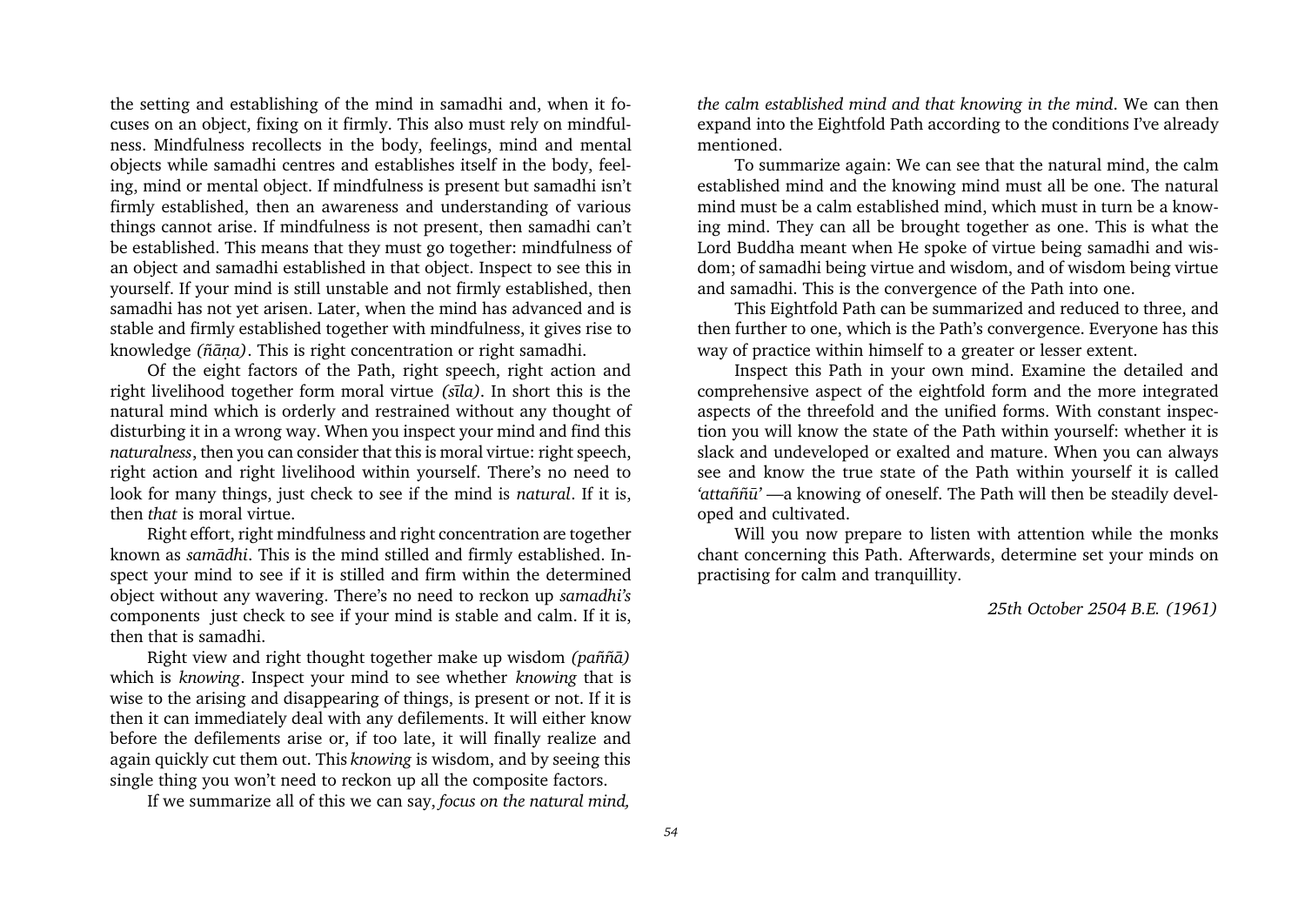the setting and establishing of the mind in samadhi and, when it focuses on an object, fixing on it firmly. This also must rely on mindfulness. Mindfulness recollects in the body, feelings, mind and mental objects while samadhi centres and establishes itself in the body, feeling, mind or mental object. If mindfulness is present but samadhi isn't firmly established, then an awareness and understanding of various things cannot arise. If mindfulness is not present, then samadhi can't be established. This means that they must go together: mindfulness of an object and samadhi established in that object. Inspect to see this in yourself. If your mind is still unstable and not firmly established, then samadhi has not yet arisen. Later, when the mind has advanced and is stable and firmly established together with mindfulness, it gives rise to knowledge *(ñāṇa)*. This is right concentration or right samadhi.

Of the eight factors of the Path, right speech, right action and right livelihood together form moral virtue *(sīla)*. In short this is the natural mind which is orderly and restrained without any thought of disturbing it in a wrong way. When you inspect your mind and find this *naturalness*, then you can consider that this is moral virtue: right speech, right action and right livelihood within yourself. There's no need to look for many things, just check to see if the mind is *natural*. If it is, then *that* is moral virtue.

Right effort, right mindfulness and right concentration are together known as *samādhi*. This is the mind stilled and firmly established. Inspect your mind to see if it is stilled and firm within the determined object without any wavering. There's no need to reckon up *samadhi's* components just check to see if your mind is stable and calm. If it is, then that is samadhi.

Right view and right thought together make up wisdom *(paññā)* which is *knowing*. Inspect your mind to see whether *knowing* that is wise to the arising and disappearing of things, is present or not. If it is then it can immediately deal with any defilements. It will either know before the defilements arise or, if too late, it will finally realize and again quickly cut them out. This *knowing* is wisdom, and by seeing this single thing you won't need to reckon up all the composite factors.

If we summarize all of this we can say, *focus on the natural mind, the calm established mind and that knowing in the mind*. We can then expand into the Eightfold Path according to the conditions I've already mentioned.

To summarize again: We can see that the natural mind, the calm established mind and the knowing mind must all be one. The natural mind must be a calm established mind, which must in turn be a knowing mind. They can all be brought together as one. This is what the Lord Buddha meant when He spoke of virtue being samadhi and wisdom; of samadhi being virtue and wisdom, and of wisdom being virtue and samadhi. This is the convergence of the Path into one.

This Eightfold Path can be summarized and reduced to three, and then further to one, which is the Path's convergence. Everyone has this way of practice within himself to a greater or lesser extent.

Inspect this Path in your own mind. Examine the detailed and comprehensive aspect of the eightfold form and the more integrated aspects of the threefold and the unified forms. With constant inspection you will know the state of the Path within yourself: whether it is slack and undeveloped or exalted and mature. When you can always see and know the true state of the Path within yourself it is called *'attaññū'* —a knowing of oneself. The Path will then be steadily developed and cultivated.

Will you now prepare to listen with attention while the monks chant concerning this Path. Afterwards, determine set your minds on practising for calm and tranquillity.

*25th October 2504 B.E. (1961)*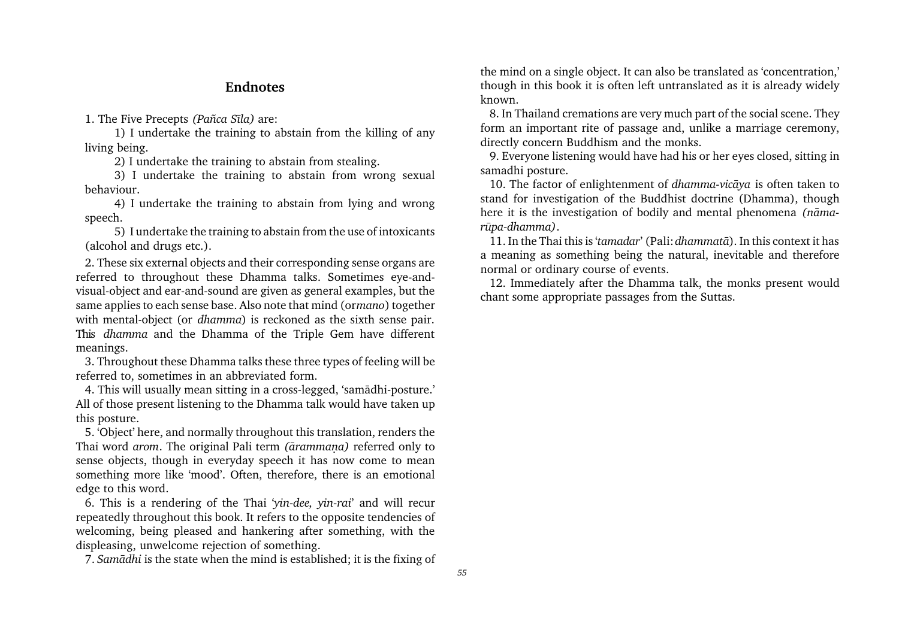## Endnotes

1. The Five Precepts *(Pañca Sīla)* are:

   1) I undertake the training to abstain from the killing of any living being.

   2) I undertake the training to abstain from stealing.

   3) I undertake the training to abstain from wrong sexual behaviour.

   4) I undertake the training to abstain from lying and wrong speech.

   5) I undertake the training to abstain from the use of intoxicants (alcohol and drugs etc.).

2. These six external objects and their corresponding sense organs are referred to throughout these Dhamma talks. Sometimes eye-and-visual-object and ear-and-sound are given as general examples, but the same applies to each sense base. Also note that mind (or*mano*) together with mental-object (or *dhamma*) is reckoned as the sixth sense pair. This *dhamma* and the Dhamma of the Triple Gem have different meanings.

3. Throughout these Dhamma talks these three types of feeling will be referred to, sometimes in an abbreviated form.

4. This will usually mean sitting in a cross-legged, 'samādhi-posture.' All of those present listening to the Dhamma talk would have taken up this posture.

5. 'Object' here, and normally throughout this translation, renders the Thai word *arom*. The original Pali term *(ārammaṇa)* referred only to sense objects, though in everyday speech it has now come to mean something more like 'mood'. Often, therefore, there is an emotional edge to this word.

6. This is a rendering of the Thai '*yin-dee, yin-rai*' and will recur repeatedly throughout this book. It refers to the opposite tendencies of welcoming, being pleased and hankering after something, with the displeasing, unwelcome rejection of something.

7. *Samādhi* is the state when the mind is established; it is the fixing of the mind on a single object. It can also be translated as 'concentration,' though in this book it is often left untranslated as it is already widely known.

8. In Thailand cremations are very much part of the social scene. They form an important rite of passage and, unlike a marriage ceremony, directly concern Buddhism and the monks.

9. Everyone listening would have had his or her eyes closed, sitting in samadhi posture.

10. The factor of enlightenment of *dhamma-vicāya* is often taken to stand for investigation of the Buddhist doctrine (Dhamma), though here it is the investigation of bodily and mental phenomena *(nāma-rūpa-dhamma)*.

11. In the Thai this is '*tamadar*' (Pali: *dhammatā*). In this context it has a meaning as something being the natural, inevitable and therefore normal or ordinary course of events.

12. Immediately after the Dhamma talk, the monks present would chant some appropriate passages from the Suttas.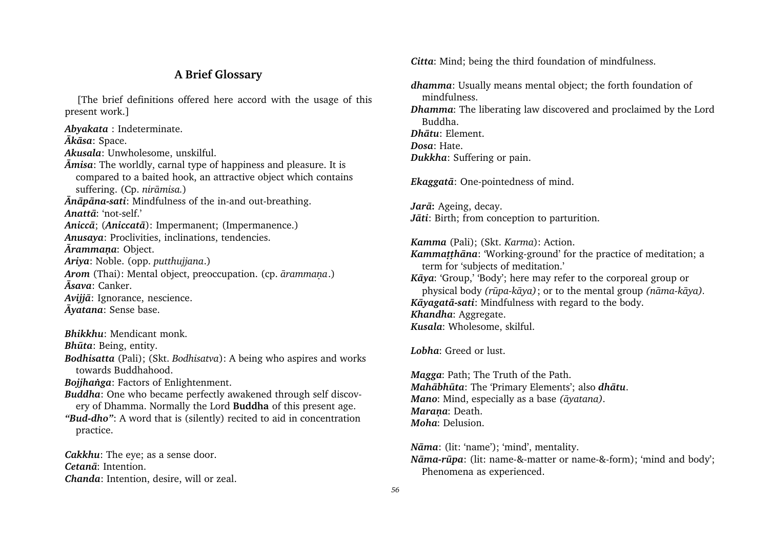## A Brief Glossary

[The brief definitions offered here accord with the usage of this present work.]

***Abyakata*** : Indeterminate.
***Ākāsa***: Space.
***Akusala***: Unwholesome, unskilful.
***Āmisa***: The worldly, carnal type of happiness and pleasure. It is compared to a baited hook, an attractive object which contains suffering. (Cp. *nirāmisa.*)
***Ānāpāna-sati***: Mindfulness of the in-and out-breathing.
***Anattā***: 'not-self.'
***Aniccā***; (***Aniccatā***): Impermanent; (Impermanence.)
***Anusaya***: Proclivities, inclinations, tendencies.
***Ārammaṇa***: Object.
***Ariya***: Noble. (opp. *putthujjana*.)
***Arom*** (Thai): Mental object, preoccupation. (cp. *ārammaṇa*.)
***Āsava***: Canker.
***Avijjā***: Ignorance, nescience.
***Āyatana***: Sense base.

***Bhikkhu***: Mendicant monk.
***Bhūta***: Being, entity.
***Bodhisatta*** (Pali); (Skt. *Bodhisatva*): A being who aspires and works towards Buddhahood.
***Bojjhaṅga***: Factors of Enlightenment.
***Buddha***: One who became perfectly awakened through self discovery of Dhamma. Normally the Lord **Buddha** of this present age.
***"Bud-dho"***: A word that is (silently) recited to aid in concentration practice.

***Cakkhu***: The eye; as a sense door.
***Cetanā***: Intention.
***Chanda***: Intention, desire, will or zeal.
***Citta***: Mind; being the third foundation of mindfulness.

***dhamma***: Usually means mental object; the forth foundation of mindfulness.
***Dhamma***: The liberating law discovered and proclaimed by the Lord Buddha.
***Dhātu***: Element.
***Dosa***: Hate.
***Dukkha***: Suffering or pain.

***Ekaggatā***: One-pointedness of mind.

***Jarā:*** Ageing, decay.
***Jāti***: Birth; from conception to parturition.

***Kamma*** (Pali); (Skt. *Karma*): Action.
***Kammaṭṭhāna***: 'Working-ground' for the practice of meditation; a term for 'subjects of meditation.'
***Kāya***: 'Group,' 'Body'; here may refer to the corporeal group or physical body *(rūpa-kāya)*; or to the mental group *(nāma-kāya)*.
***Kāyagatā-sati***: Mindfulness with regard to the body.
***Khandha***: Aggregate.
***Kusala***: Wholesome, skilful.

***Lobha***: Greed or lust.

***Magga***: Path; The Truth of the Path.
***Mahābhūta***: The 'Primary Elements'; also ***dhātu***.
***Mano***: Mind, especially as a base *(āyatana)*.
***Maraṇa***: Death.
***Moha***: Delusion.

***Nāma***: (lit: 'name'); 'mind', mentality.
***Nāma-rūpa***: (lit: name-&-matter or name-&-form); 'mind and body'; Phenomena as experienced.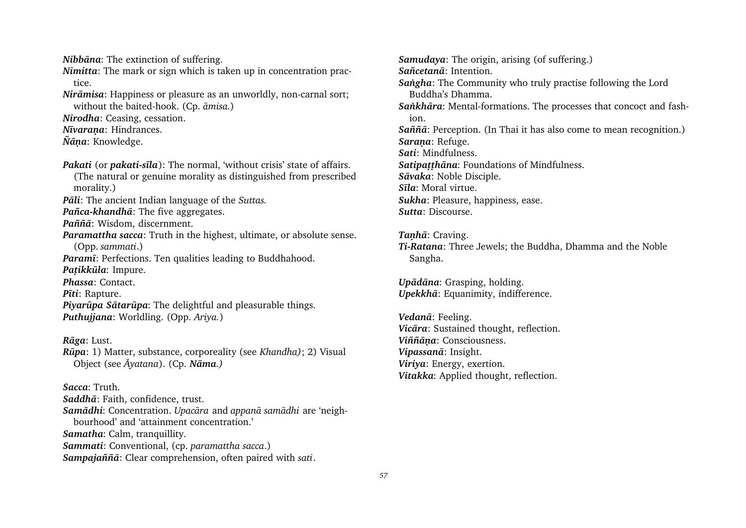***Nibbāna***: The extinction of suffering.

***Nimitta***: The mark or sign which is taken up in concentration practice.

***Nirāmisa***: Happiness or pleasure as an unworldly, non-carnal sort; without the baited-hook. (Cp. *āmisa.*)

***Nirodha***: Ceasing, cessation.

***Nīvaraṇa***: Hindrances.

***Ñāṇa***: Knowledge.

***Pakati*** (or ***pakati-sīla***): The normal, 'without crisis' state of affairs. (The natural or genuine morality as distinguished from prescribed morality.)

***Pāli***: The ancient Indian language of the *Suttas.*

***Pañca-khandhā***: The five aggregates.

***Paññā***: Wisdom, discernment.

***Paramattha sacca***: Truth in the highest, ultimate, or absolute sense. (Opp. *sammati*.)

***Paramī***: Perfections. Ten qualities leading to Buddhahood.

***Paṭikkūla***: Impure.

***Phassa***: Contact.

***Pīti***: Rapture.

***Piyarūpa Sātarūpa***: The delightful and pleasurable things.

***Puthujjana***: Worldling. (Opp. *Ariya.*)

***Rāga***: Lust.

***Rūpa***: 1) Matter, substance, corporeality (see *Khandha)*; 2) Visual Object (see *Āyatana*). (Cp. ***Nāma.)***

***Sacca***: Truth.

***Saddhā***: Faith, confidence, trust.

***Samādhi***: Concentration. *Upacāra* and *appanā samādhi* are 'neighbourhood' and 'attainment concentration.'

***Samatha***: Calm, tranquillity.

***Sammati***: Conventional, (cp. *paramattha sacca*.)

***Sampajañña***: Clear comprehension, often paired with *sati*.

***Samudaya***: The origin, arising (of suffering.)

***Sañcetanā***: Intention.

***Saṅgha***: The Community who truly practise following the Lord Buddha's Dhamma.

***Saṅkhāra***: Mental-formations. The processes that concoct and fashion.

***Saññā***: Perception. (In Thai it has also come to mean recognition.)

***Saraṇa***: Refuge.

***Sati***: Mindfulness.

***Satipaṭṭhāna***: Foundations of Mindfulness.

***Sāvaka***: Noble Disciple.

***Sīla***: Moral virtue.

***Sukha***: Pleasure, happiness, ease.

***Sutta***: Discourse.

***Taṇhā***: Craving.

***Ti-Ratana***: Three Jewels; the Buddha, Dhamma and the Noble Sangha.

***Upādāna***: Grasping, holding.

***Upekkhā***: Equanimity, indifference.

***Vedanā***: Feeling.

***Vicāra***: Sustained thought, reflection.

***Viññāṇa***: Consciousness.

***Vipassanā***: Insight.

***Viriya***: Energy, exertion.

***Vitakka***: Applied thought, reflection.